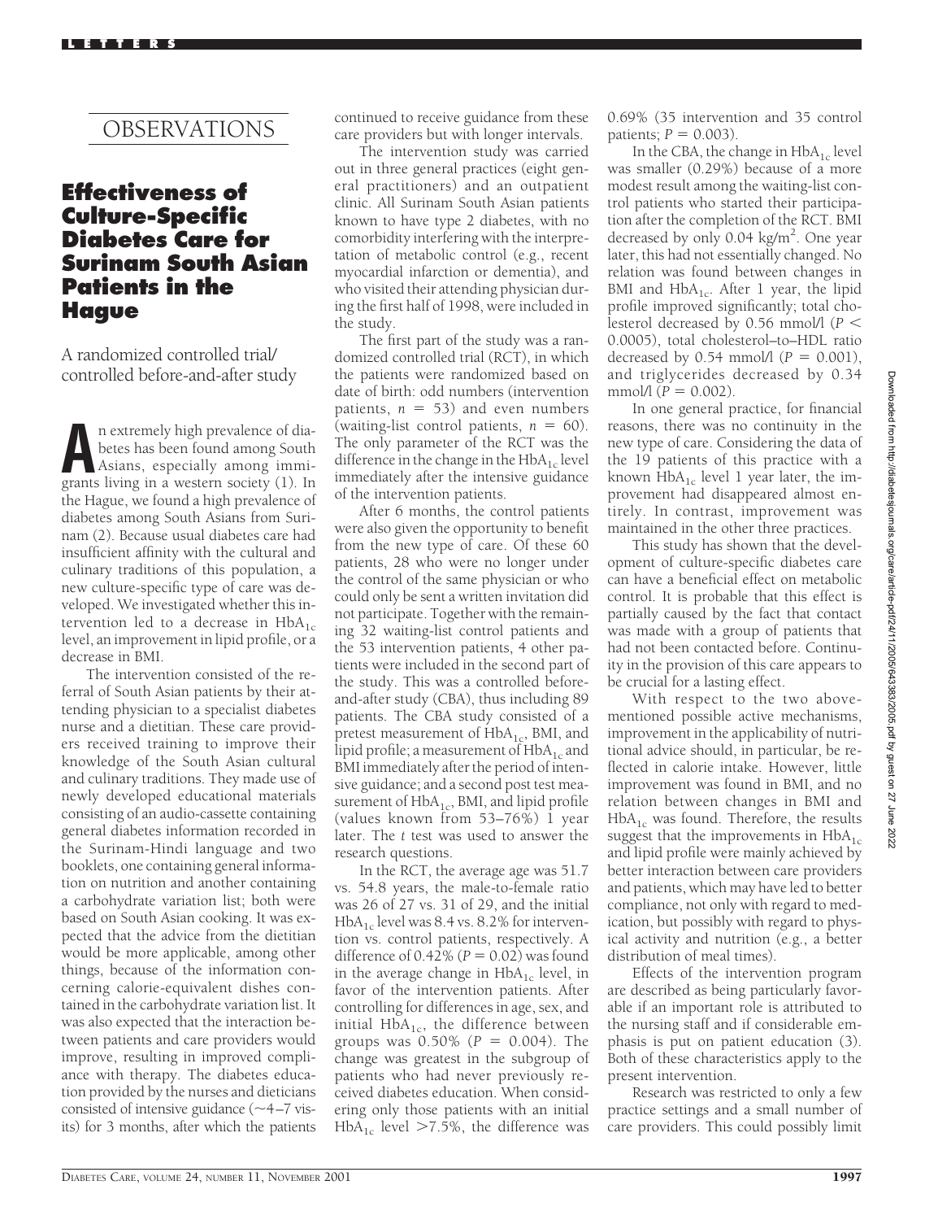# OBSERVATIONS

## Effectiveness of Culture-Specific Diabetes Care for Surinam South Asian Patients in the Hague

### A randomized controlled trial/controlled before-and-after study

An extremely high prevalence of diabetes has been found among South Asians, especially among immigrants living in a western society (1). In the Hague, we found a high prevalence of diabetes among South Asians from Surinam (2). Because usual diabetes care had insufficient affinity with the cultural and culinary traditions of this population, a new culture-specific type of care was developed. We investigated whether this intervention led to a decrease in $HbA_{1c}$ level, an improvement in lipid profile, or a decrease in BMI.

The intervention consisted of the referral of South Asian patients by their attending physician to a specialist diabetes nurse and a dietitian. These care providers received training to improve their knowledge of the South Asian cultural and culinary traditions. They made use of newly developed educational materials consisting of an audio-cassette containing general diabetes information recorded in the Surinam-Hindi language and two booklets, one containing general information on nutrition and another containing a carbohydrate variation list; both were based on South Asian cooking. It was expected that the advice from the dietitian would be more applicable, among other things, because of the information concerning calorie-equivalent dishes contained in the carbohydrate variation list. It was also expected that the interaction between patients and care providers would improve, resulting in improved compliance with therapy. The diabetes education provided by the nurses and dieticians consisted of intensive guidance (~4–7 visits) for 3 months, after which the patients continued to receive guidance from these care providers but with longer intervals.

The intervention study was carried out in three general practices (eight general practitioners) and an outpatient clinic. All Surinam South Asian patients known to have type 2 diabetes, with no comorbidity interfering with the interpretation of metabolic control (e.g., recent myocardial infarction or dementia), and who visited their attending physician during the first half of 1998, were included in the study.

The first part of the study was a randomized controlled trial (RCT), in which the patients were randomized based on date of birth: odd numbers (intervention patients, $n = 53$) and even numbers (waiting-list control patients, $n = 60$). The only parameter of the RCT was the difference in the change in the $HbA_{1c}$ level immediately after the intensive guidance of the intervention patients.

After 6 months, the control patients were also given the opportunity to benefit from the new type of care. Of these 60 patients, 28 who were no longer under the control of the same physician or who could only be sent a written invitation did not participate. Together with the remaining 32 waiting-list control patients and the 53 intervention patients, 4 other patients were included in the second part of the study. This was a controlled before-and-after study (CBA), thus including 89 patients. The CBA study consisted of a pretest measurement of $HbA_{1c}$, BMI, and lipid profile; a measurement of $HbA_{1c}$ and BMI immediately after the period of intensive guidance; and a second post test measurement of $HbA_{1c}$, BMI, and lipid profile (values known from 53–76%) 1 year later. The *t* test was used to answer the research questions.

In the RCT, the average age was 51.7 vs. 54.8 years, the male-to-female ratio was 26 of 27 vs. 31 of 29, and the initial $HbA_{1c}$ level was 8.4 vs. 8.2% for intervention vs. control patients, respectively. A difference of 0.42% ($P = 0.02$) was found in the average change in $HbA_{1c}$ level, in favor of the intervention patients. After controlling for differences in age, sex, and initial $HbA_{1c}$, the difference between groups was 0.50% ($P = 0.004$). The change was greatest in the subgroup of patients who had never previously received diabetes education. When considering only those patients with an initial $HbA_{1c}$ level >7.5%, the difference was 0.69% (35 intervention and 35 control patients; $P = 0.003$).

In the CBA, the change in $HbA_{1c}$ level was smaller (0.29%) because of a more modest result among the waiting-list control patients who started their participation after the completion of the RCT. BMI decreased by only 0.04 $kg/m^2$. One year later, this had not essentially changed. No relation was found between changes in BMI and $HbA_{1c}$. After 1 year, the lipid profile improved significantly; total cholesterol decreased by 0.56 mmol/l ($P < 0.0005$), total cholesterol–to–HDL ratio decreased by 0.54 mmol/l ($P = 0.001$), and triglycerides decreased by 0.34 mmol/l ($P = 0.002$).

In one general practice, for financial reasons, there was no continuity in the new type of care. Considering the data of the 19 patients of this practice with a known $HbA_{1c}$ level 1 year later, the improvement had disappeared almost entirely. In contrast, improvement was maintained in the other three practices.

This study has shown that the development of culture-specific diabetes care can have a beneficial effect on metabolic control. It is probable that this effect is partially caused by the fact that contact was made with a group of patients that had not been contacted before. Continuity in the provision of this care appears to be crucial for a lasting effect.

With respect to the two above-mentioned possible active mechanisms, improvement in the applicability of nutritional advice should, in particular, be reflected in calorie intake. However, little improvement was found in BMI, and no relation between changes in BMI and $HbA_{1c}$ was found. Therefore, the results suggest that the improvements in $HbA_{1c}$ and lipid profile were mainly achieved by better interaction between care providers and patients, which may have led to better compliance, not only with regard to medication, but possibly with regard to physical activity and nutrition (e.g., a better distribution of meal times).

Effects of the intervention program are described as being particularly favorable if an important role is attributed to the nursing staff and if considerable emphasis is put on patient education (3). Both of these characteristics apply to the present intervention.

Research was restricted to only a few practice settings and a small number of care providers. This could possibly limit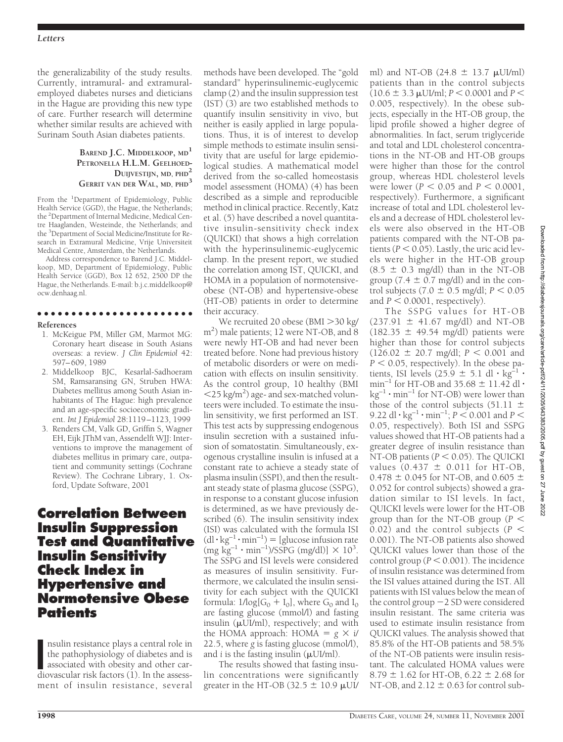the generalizability of the study results. Currently, intramural- and extramural-employed diabetes nurses and dieticians in the Hague are providing this new type of care. Further research will determine whether similar results are achieved with Surinam South Asian diabetes patients.

**BAREND J.C. MIDDELKOOP, MD[1]**
**PETRONELLA H.L.M. GEELHOED-DUIJVESTIJN, MD, PHD[2]**
**GERRIT VAN DER WAL, MD, PHD[3]**

From the [1]Department of Epidemiology, Public Health Service (GGD), the Hague, the Netherlands; the [2]Department of Internal Medicine, Medical Centre Haaglanden, Westeinde, the Netherlands; and the [3]Department of Social Medicine/Institute for Research in Extramural Medicine, Vrije Universiteit Medical Centre, Amsterdam, the Netherlands.

Address correspondence to Barend J.C. Middelkoop, MD, Department of Epidemiology, Public Health Service (GGD), Box 12 652, 2500 DP the Hague, the Netherlands. E-mail: b.j.c.middelkoop@ocw.denhaag.nl.

## References

1. McKeigue PM, Miller GM, Marmot MG: Coronary heart disease in South Asians overseas: a review. *J Clin Epidemiol* 42:597–609, 1989
2. Middelkoop BJC, Kesarlal-Sadhoeram SM, Ramsaransing GN, Struben HWA: Diabetes mellitus among South Asian inhabitants of The Hague: high prevalence and an age-specific socioeconomic gradient. *Int J Epidemiol* 28:1119–1123, 1999
3. Renders CM, Valk GD, Griffin S, Wagner EH, Eijk JThM van, Assendelft WJJ: Interventions to improve the management of diabetes mellitus in primary care, outpatient and community settings (Cochrane Review). The Cochrane Library, 1. Oxford, Update Software, 2001

# Correlation Between Insulin Suppression Test and Quantitative Insulin Sensitivity Check Index in Hypertensive and Normotensive Obese Patients

Insulin resistance plays a central role in the pathophysiology of diabetes and is associated with obesity and other cardiovascular risk factors (1). In the assessment of insulin resistance, several methods have been developed. The "gold standard" hyperinsulinemic-euglycemic clamp (2) and the insulin suppression test (IST) (3) are two established methods to quantify insulin sensitivity in vivo, but neither is easily applied in large populations. Thus, it is of interest to develop simple methods to estimate insulin sensitivity that are useful for large epidemiological studies. A mathematical model derived from the so-called homeostasis model assessment (HOMA) (4) has been described as a simple and reproducible method in clinical practice. Recently, Katz et al. (5) have described a novel quantitative insulin-sensitivity check index (QUICKI) that shows a high correlation with the hyperinsulinemic-euglycemic clamp. In the present report, we studied the correlation among IST, QUICKI, and HOMA in a population of normotensive-obese (NT-OB) and hypertensive-obese (HT-OB) patients in order to determine their accuracy.

We recruited 20 obese (BMI $>30$ kg/m$^2$) male patients; 12 were NT-OB, and 8 were newly HT-OB and had never been treated before. None had previous history of metabolic disorders or were on medication with effects on insulin sensitivity. As the control group, 10 healthy (BMI $<25$ kg/m$^2$) age- and sex-matched volunteers were included. To estimate the insulin sensitivity, we first performed an IST. This test acts by suppressing endogenous insulin secretion with a sustained infusion of somatostatin. Simultaneously, exogenous crystalline insulin is infused at a constant rate to achieve a steady state of plasma insulin (SSPI), and then the resultant steady state of plasma glucose (SSPG), in response to a constant glucose infusion is determined, as we have previously described (6). The insulin sensitivity index (ISI) was calculated with the formula ISI ($\text{dl} \cdot \text{kg}^{-1} \cdot \text{min}^{-1}$) = [glucose infusion rate ($\text{mg kg}^{-1} \cdot \text{min}^{-1}$)/SSPG (mg/dl)] $\times 10^3$. The SSPG and ISI levels were considered as measures of insulin sensitivity. Furthermore, we calculated the insulin sensitivity for each subject with the QUICKI formula: $1/\log[G_0 + I_0]$, where $G_0$ and $I_0$ are fasting glucose (mmol/l) and fasting insulin (μUI/ml), respectively; and with the HOMA approach: HOMA $= g \times i/22.5$, where $g$ is fasting glucose (mmol/l), and $i$ is the fasting insulin (μUI/ml).

The results showed that fasting insulin concentrations were significantly greater in the HT-OB ($32.5 \pm 10.9$ μUI/ml) and NT-OB ($24.8 \pm 13.7$ μUI/ml) patients than in the control subjects ($10.6 \pm 3.3$ μUI/ml; $P < 0.0001$ and $P < 0.005$, respectively). In the obese subjects, especially in the HT-OB group, the lipid profile showed a higher degree of abnormalities. In fact, serum triglyceride and total and LDL cholesterol concentrations in the NT-OB and HT-OB groups were higher than those for the control group, whereas HDL cholesterol levels were lower ($P < 0.05$ and $P < 0.0001$, respectively). Furthermore, a significant increase of total and LDL cholesterol levels and a decrease of HDL cholesterol levels were also observed in the HT-OB patients compared with the NT-OB patients ($P < 0.05$). Lastly, the uric acid levels were higher in the HT-OB group ($8.5 \pm 0.3$ mg/dl) than in the NT-OB group ($7.4 \pm 0.7$ mg/dl) and in the control subjects ($7.0 \pm 0.5$ mg/dl; $P < 0.05$ and $P < 0.0001$, respectively).

The SSPG values for HT-OB ($237.91 \pm 41.67$ mg/dl) and NT-OB ($182.35 \pm 49.54$ mg/dl) patients were higher than those for control subjects ($126.02 \pm 20.7$ mg/dl; $P < 0.001$ and $P < 0.05$, respectively). In the obese patients, ISI levels ($25.9 \pm 5.1$ $\text{dl} \cdot \text{kg}^{-1} \cdot \text{min}^{-1}$ for HT-OB and $35.68 \pm 11.42$ $\text{dl} \cdot \text{kg}^{-1} \cdot \text{min}^{-1}$ for NT-OB) were lower than those of the control subjects ($51.11 \pm 9.22$ $\text{dl} \cdot \text{kg}^{-1} \cdot \text{min}^{-1}$; $P < 0.001$ and $P < 0.05$, respectively). Both ISI and SSPG values showed that HT-OB patients had a greater degree of insulin resistance than NT-OB patients ($P < 0.05$). The QUICKI values ($0.437 \pm 0.011$ for HT-OB, $0.478 \pm 0.045$ for NT-OB, and $0.605 \pm 0.052$ for control subjects) showed a gradation similar to ISI levels. In fact, QUICKI levels were lower for the HT-OB group than for the NT-OB group ($P < 0.02$) and the control subjects ($P < 0.001$). The NT-OB patients also showed QUICKI values lower than those of the control group ($P < 0.001$). The incidence of insulin resistance was determined from the ISI values attained during the IST. All patients with ISI values below the mean of the control group $-2$ SD were considered insulin resistant. The same criteria was used to estimate insulin resistance from QUICKI values. The analysis showed that 85.8% of the HT-OB patients and 58.5% of the NT-OB patients were insulin resistant. The calculated HOMA values were $8.79 \pm 1.62$ for HT-OB, $6.22 \pm 2.68$ for NT-OB, and $2.12 \pm 0.63$ for control sub-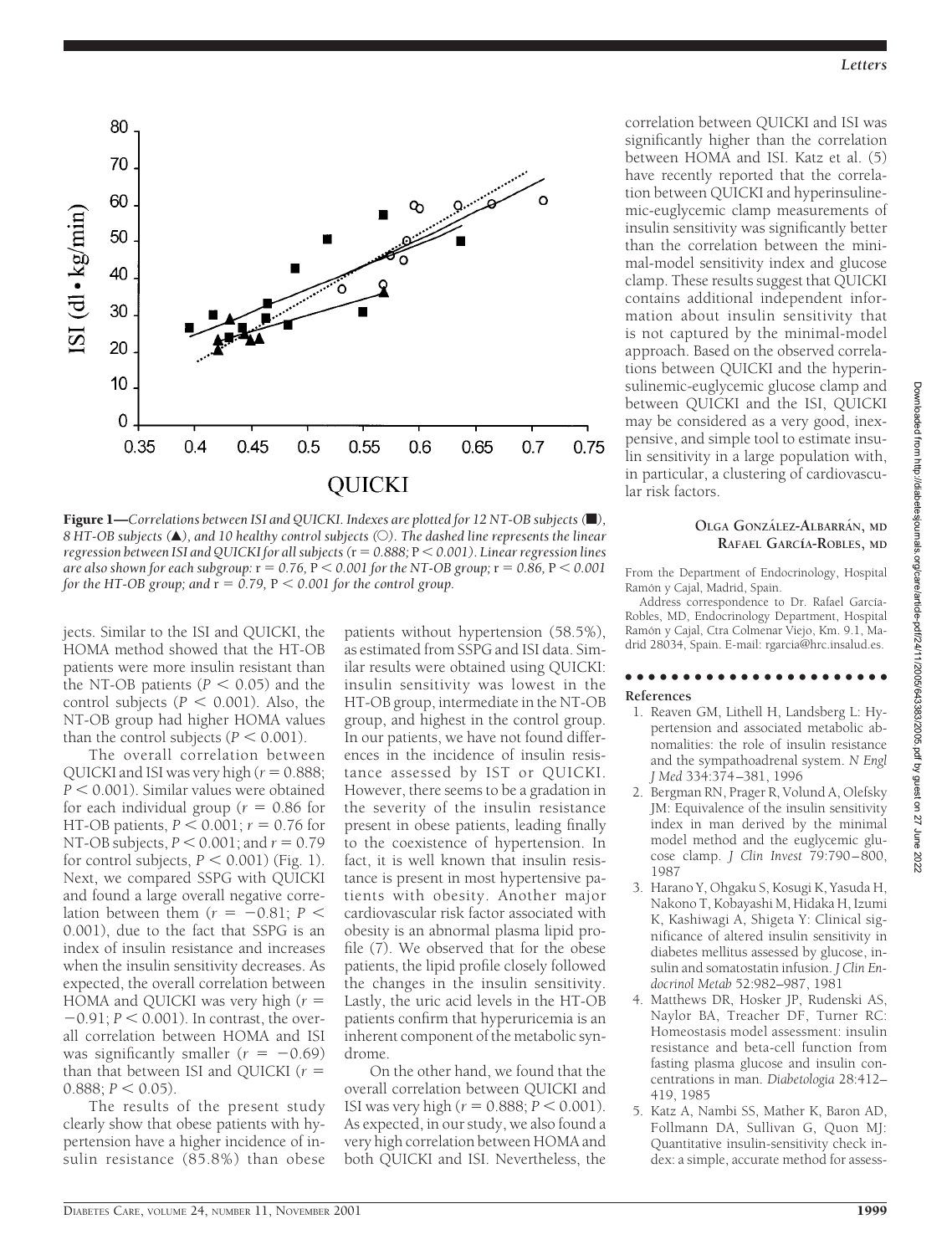80

70

60

50

40

30

20

10

0

0.35 0.4 0.45 0.5 0.55 0.6 0.65 0.7 0.75

ISI (dl • kg/min)

QUICKI

**Figure 1**—*Correlations between ISI and QUICKI. Indexes are plotted for 12 NT-OB subjects (■), 8 HT-OB subjects (▲), and 10 healthy control subjects (○). The dashed line represents the linear regression between ISI and QUICKI for all subjects (*r *= 0.888;* P *< 0.001). Linear regression lines are also shown for each subgroup:* r *= 0.76,* P *< 0.001 for the NT-OB group;* r *= 0.86,* P *< 0.001 for the HT-OB group; and* r *= 0.79,* P *< 0.001 for the control group.*

jects. Similar to the ISI and QUICKI, the HOMA method showed that the HT-OB patients were more insulin resistant than the NT-OB patients ($P < 0.05$) and the control subjects ($P < 0.001$). Also, the NT-OB group had higher HOMA values than the control subjects ($P < 0.001$).

The overall correlation between QUICKI and ISI was very high ($r = 0.888$; $P < 0.001$). Similar values were obtained for each individual group ($r = 0.86$ for HT-OB patients, $P < 0.001$; $r = 0.76$ for NT-OB subjects, $P < 0.001$; and $r = 0.79$ for control subjects, $P < 0.001$) (Fig. 1). Next, we compared SSPG with QUICKI and found a large overall negative correlation between them ($r = -0.81$; $P < 0.001$), due to the fact that SSPG is an index of insulin resistance and increases when the insulin sensitivity decreases. As expected, the overall correlation between HOMA and QUICKI was very high ($r = -0.91$; $P < 0.001$). In contrast, the overall correlation between HOMA and ISI was significantly smaller ($r = -0.69$) than that between ISI and QUICKI ($r = 0.888$; $P < 0.05$).

The results of the present study clearly show that obese patients with hypertension have a higher incidence of insulin resistance (85.8%) than obese patients without hypertension (58.5%), as estimated from SSPG and ISI data. Similar results were obtained using QUICKI: insulin sensitivity was lowest in the HT-OB group, intermediate in the NT-OB group, and highest in the control group. In our patients, we have not found differences in the incidence of insulin resistance assessed by IST or QUICKI. However, there seems to be a gradation in the severity of the insulin resistance present in obese patients, leading finally to the coexistence of hypertension. In fact, it is well known that insulin resistance is present in most hypertensive patients with obesity. Another major cardiovascular risk factor associated with obesity is an abnormal plasma lipid profile (7). We observed that for the obese patients, the lipid profile closely followed the changes in the insulin sensitivity. Lastly, the uric acid levels in the HT-OB patients confirm that hyperuricemia is an inherent component of the metabolic syndrome.

On the other hand, we found that the overall correlation between QUICKI and ISI was very high ($r = 0.888$; $P < 0.001$). As expected, in our study, we also found a very high correlation between HOMA and both QUICKI and ISI. Nevertheless, the correlation between QUICKI and ISI was significantly higher than the correlation between HOMA and ISI. Katz et al. (5) have recently reported that the correlation between QUICKI and hyperinsulinemic-euglycemic clamp measurements of insulin sensitivity was significantly better than the correlation between the minimal-model sensitivity index and glucose clamp. These results suggest that QUICKI contains additional independent information about insulin sensitivity that is not captured by the minimal-model approach. Based on the observed correlations between QUICKI and the hyperinsulinemic-euglycemic glucose clamp and between QUICKI and the ISI, QUICKI may be considered as a very good, inexpensive, and simple tool to estimate insulin sensitivity in a large population with, in particular, a clustering of cardiovascular risk factors.

**Olga González-Albarrán, md**
**Rafael García-Robles, md**

From the Department of Endocrinology, Hospital Ramón y Cajal, Madrid, Spain.

Address correspondence to Dr. Rafael García-Robles, MD, Endocrinology Department, Hospital Ramón y Cajal, Ctra Colmenar Viejo, Km. 9.1, Madrid 28034, Spain. E-mail: rgarcia@hrc.insalud.es.

**References**

1. Reaven GM, Lithell H, Landsberg L: Hypertension and associated metabolic abnormalities: the role of insulin resistance and the sympathoadrenal system. *N Engl J Med* 334:374–381, 1996
2. Bergman RN, Prager R, Volund A, Olefsky JM: Equivalence of the insulin sensitivity index in man derived by the minimal model method and the euglycemic glucose clamp. *J Clin Invest* 79:790–800, 1987
3. Harano Y, Ohgaku S, Kosugi K, Yasuda H, Nakono T, Kobayashi M, Hidaka H, Izumi K, Kashiwagi A, Shigeta Y: Clinical significance of altered insulin sensitivity in diabetes mellitus assessed by glucose, insulin and somatostatin infusion. *J Clin Endocrinol Metab* 52:982–987, 1981
4. Matthews DR, Hosker JP, Rudenski AS, Naylor BA, Treacher DF, Turner RC: Homeostasis model assessment: insulin resistance and beta-cell function from fasting plasma glucose and insulin concentrations in man. *Diabetologia* 28:412–419, 1985
5. Katz A, Nambi SS, Mather K, Baron AD, Follmann DA, Sullivan G, Quon MJ: Quantitative insulin-sensitivity check index: a simple, accurate method for assess-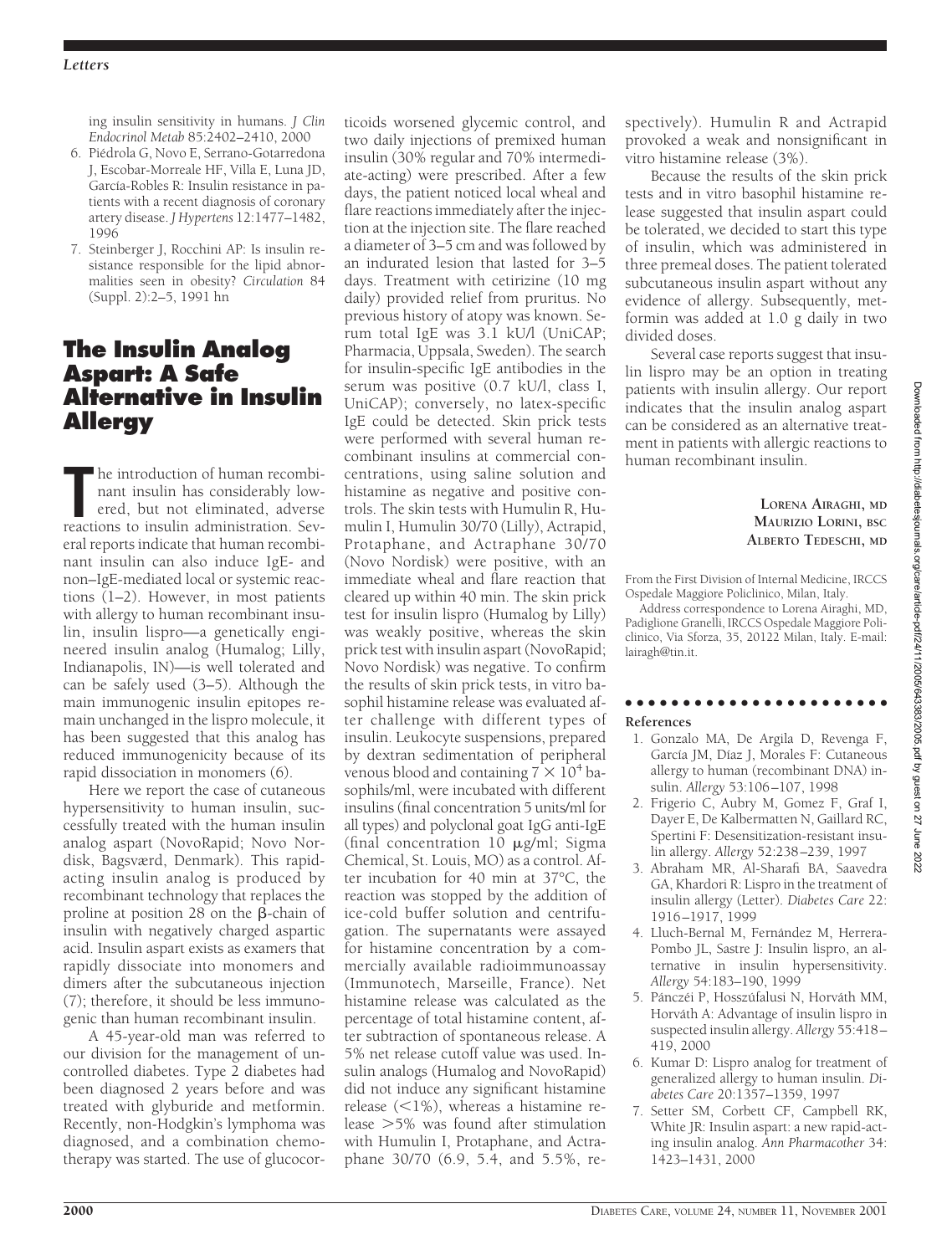ing insulin sensitivity in humans. *J Clin Endocrinol Metab* 85:2402–2410, 2000

6. Piédrola G, Novo E, Serrano-Gotarredona J, Escobar-Morreale HF, Villa E, Luna JD, García-Robles R: Insulin resistance in patients with a recent diagnosis of coronary artery disease. *J Hypertens* 12:1477–1482, 1996
7. Steinberger J, Rocchini AP: Is insulin resistance responsible for the lipid abnormalities seen in obesity? *Circulation* 84 (Suppl. 2):2–5, 1991 hn

# The Insulin Analog Aspart: A Safe Alternative in Insulin Allergy

The introduction of human recombinant insulin has considerably lowered, but not eliminated, adverse reactions to insulin administration. Several reports indicate that human recombinant insulin can also induce IgE- and non–IgE-mediated local or systemic reactions (1–2). However, in most patients with allergy to human recombinant insulin, insulin lispro—a genetically engineered insulin analog (Humalog; Lilly, Indianapolis, IN)—is well tolerated and can be safely used (3–5). Although the main immunogenic insulin epitopes remain unchanged in the lispro molecule, it has been suggested that this analog has reduced immunogenicity because of its rapid dissociation in monomers (6).

Here we report the case of cutaneous hypersensitivity to human insulin, successfully treated with the human insulin analog aspart (NovoRapid; Novo Nordisk, Bagsværd, Denmark). This rapid-acting insulin analog is produced by recombinant technology that replaces the proline at position 28 on the β-chain of insulin with negatively charged aspartic acid. Insulin aspart exists as examers that rapidly dissociate into monomers and dimers after the subcutaneous injection (7); therefore, it should be less immunogenic than human recombinant insulin.

A 45-year-old man was referred to our division for the management of uncontrolled diabetes. Type 2 diabetes had been diagnosed 2 years before and was treated with glyburide and metformin. Recently, non-Hodgkin's lymphoma was diagnosed, and a combination chemotherapy was started. The use of glucocorticoids worsened glycemic control, and two daily injections of premixed human insulin (30% regular and 70% intermediate-acting) were prescribed. After a few days, the patient noticed local wheal and flare reactions immediately after the injection at the injection site. The flare reached a diameter of 3–5 cm and was followed by an indurated lesion that lasted for 3–5 days. Treatment with cetirizine (10 mg daily) provided relief from pruritus. No previous history of atopy was known. Serum total IgE was 3.1 kU/l (UniCAP; Pharmacia, Uppsala, Sweden). The search for insulin-specific IgE antibodies in the serum was positive (0.7 kU/l, class I, UniCAP); conversely, no latex-specific IgE could be detected. Skin prick tests were performed with several human recombinant insulins at commercial concentrations, using saline solution and histamine as negative and positive controls. The skin tests with Humulin R, Humulin I, Humulin 30/70 (Lilly), Actrapid, Protaphane, and Actraphane 30/70 (Novo Nordisk) were positive, with an immediate wheal and flare reaction that cleared up within 40 min. The skin prick test for insulin lispro (Humalog by Lilly) was weakly positive, whereas the skin prick test with insulin aspart (NovoRapid; Novo Nordisk) was negative. To confirm the results of skin prick tests, in vitro basophil histamine release was evaluated after challenge with different types of insulin. Leukocyte suspensions, prepared by dextran sedimentation of peripheral venous blood and containing $7 \times 10^4$ basophils/ml, were incubated with different insulins (final concentration 5 units/ml for all types) and polyclonal goat IgG anti-IgE (final concentration 10 μg/ml; Sigma Chemical, St. Louis, MO) as a control. After incubation for 40 min at 37°C, the reaction was stopped by the addition of ice-cold buffer solution and centrifugation. The supernatants were assayed for histamine concentration by a commercially available radioimmunoassay (Immunotech, Marseille, France). Net histamine release was calculated as the percentage of total histamine content, after subtraction of spontaneous release. A 5% net release cutoff value was used. Insulin analogs (Humalog and NovoRapid) did not induce any significant histamine release (<1%), whereas a histamine release >5% was found after stimulation with Humulin I, Protaphane, and Actraphane 30/70 (6.9, 5.4, and 5.5%, respectively). Humulin R and Actrapid provoked a weak and nonsignificant in vitro histamine release (3%).

Because the results of the skin prick tests and in vitro basophil histamine release suggested that insulin aspart could be tolerated, we decided to start this type of insulin, which was administered in three premeal doses. The patient tolerated subcutaneous insulin aspart without any evidence of allergy. Subsequently, metformin was added at 1.0 g daily in two divided doses.

Several case reports suggest that insulin lispro may be an option in treating patients with insulin allergy. Our report indicates that the insulin analog aspart can be considered as an alternative treatment in patients with allergic reactions to human recombinant insulin.

**Lorena Airaghi, md**
**Maurizio Lorini, bsc**
**Alberto Tedeschi, md**

From the First Division of Internal Medicine, IRCCS Ospedale Maggiore Policlinico, Milan, Italy.

Address correspondence to Lorena Airaghi, MD, Padiglione Granelli, IRCCS Ospedale Maggiore Policlinico, Via Sforza, 35, 20122 Milan, Italy. E-mail: lairagh@tin.it.

## References

1. Gonzalo MA, De Argila D, Revenga F, García JM, Díaz J, Morales F: Cutaneous allergy to human (recombinant DNA) insulin. *Allergy* 53:106–107, 1998
2. Frigerio C, Aubry M, Gomez F, Graf I, Dayer E, De Kalbermatten N, Gaillard RC, Spertini F: Desensitization-resistant insulin allergy. *Allergy* 52:238–239, 1997
3. Abraham MR, Al-Sharafi BA, Saavedra GA, Khardori R: Lispro in the treatment of insulin allergy (Letter). *Diabetes Care* 22:1916–1917, 1999
4. Lluch-Bernal M, Fernández M, Herrera-Pombo JL, Sastre J: Insulin lispro, an alternative in insulin hypersensitivity. *Allergy* 54:183–190, 1999
5. Pánczél P, Hosszúfalusi N, Horváth MM, Horváth A: Advantage of insulin lispro in suspected insulin allergy. *Allergy* 55:418–419, 2000
6. Kumar D: Lispro analog for treatment of generalized allergy to human insulin. *Diabetes Care* 20:1357–1359, 1997
7. Setter SM, Corbett CF, Campbell RK, White JR: Insulin aspart: a new rapid-acting insulin analog. *Ann Pharmacother* 34:1423–1431, 2000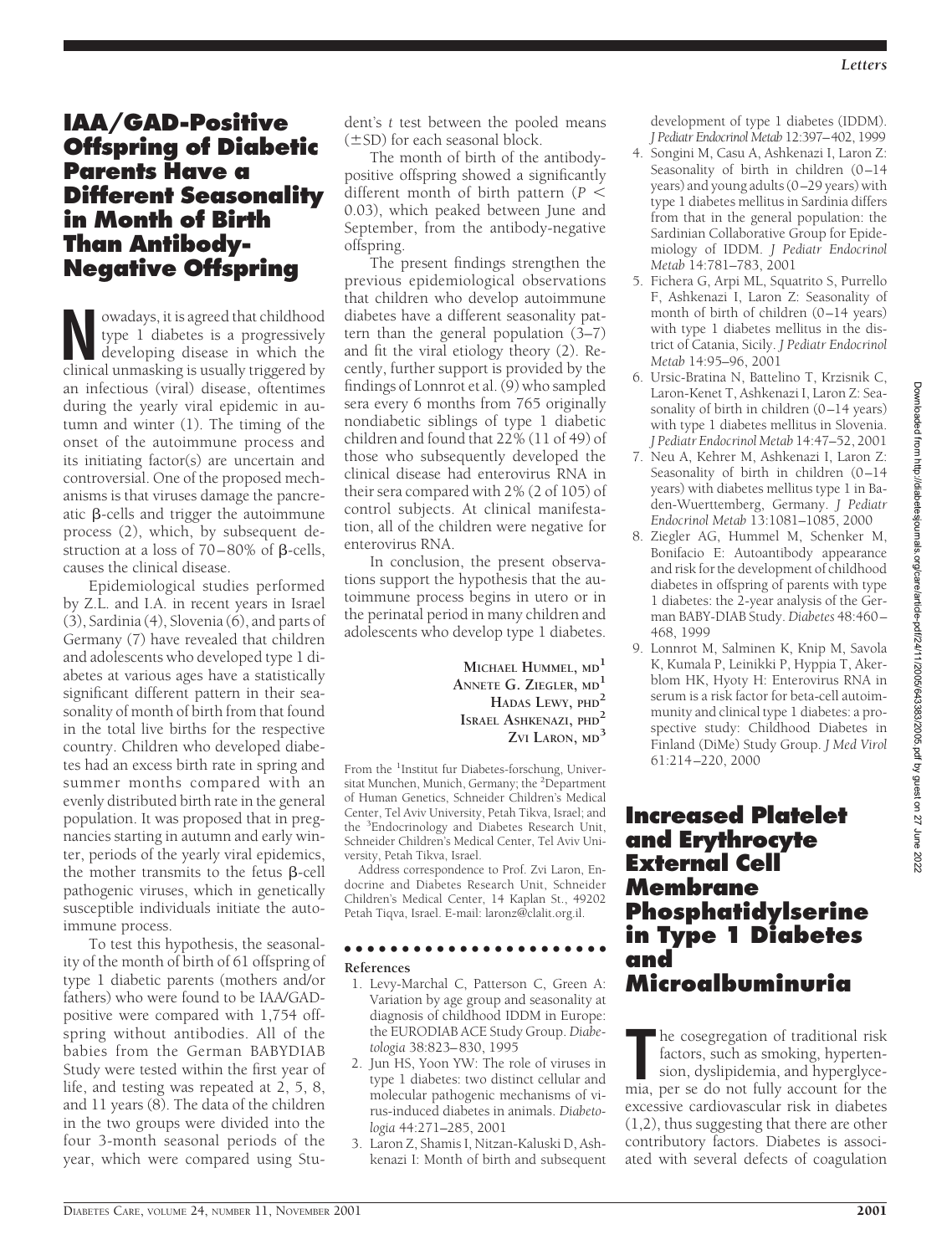## IAA/GAD-Positive Offspring of Diabetic Parents Have a Different Seasonality in Month of Birth Than Antibody-Negative Offspring

Nowadays, it is agreed that childhood type 1 diabetes is a progressively developing disease in which the clinical unmasking is usually triggered by an infectious (viral) disease, oftentimes during the yearly viral epidemic in autumn and winter (1). The timing of the onset of the autoimmune process and its initiating factor(s) are uncertain and controversial. One of the proposed mechanisms is that viruses damage the pancreatic β-cells and trigger the autoimmune process (2), which, by subsequent destruction at a loss of 70–80% of β-cells, causes the clinical disease.

Epidemiological studies performed by Z.L. and I.A. in recent years in Israel (3), Sardinia (4), Slovenia (6), and parts of Germany (7) have revealed that children and adolescents who developed type 1 diabetes at various ages have a statistically significant different pattern in their seasonality of month of birth from that found in the total live births for the respective country. Children who developed diabetes had an excess birth rate in spring and summer months compared with an evenly distributed birth rate in the general population. It was proposed that in pregnancies starting in autumn and early winter, periods of the yearly viral epidemics, the mother transmits to the fetus β-cell pathogenic viruses, which in genetically susceptible individuals initiate the autoimmune process.

To test this hypothesis, the seasonality of the month of birth of 61 offspring of type 1 diabetic parents (mothers and/or fathers) who were found to be IAA/GAD-positive were compared with 1,754 offspring without antibodies. All of the babies from the German BABYDIAB Study were tested within the first year of life, and testing was repeated at 2, 5, 8, and 11 years (8). The data of the children in the two groups were divided into the four 3-month seasonal periods of the year, which were compared using Student's *t* test between the pooled means (±SD) for each seasonal block.

The month of birth of the antibody-positive offspring showed a significantly different month of birth pattern ($P < 0.03$), which peaked between June and September, from the antibody-negative offspring.

The present findings strengthen the previous epidemiological observations that children who develop autoimmune diabetes have a different seasonality pattern than the general population (3–7) and fit the viral etiology theory (2). Recently, further support is provided by the findings of Lonnrot et al. (9) who sampled sera every 6 months from 765 originally nondiabetic siblings of type 1 diabetic children and found that 22% (11 of 49) of those who subsequently developed the clinical disease had enterovirus RNA in their sera compared with 2% (2 of 105) of control subjects. At clinical manifestation, all of the children were negative for enterovirus RNA.

In conclusion, the present observations support the hypothesis that the autoimmune process begins in utero or in the perinatal period in many children and adolescents who develop type 1 diabetes.

MICHAEL HUMMEL, MD[1]
ANNETE G. ZIEGLER, MD[1]
HADAS LEWY, PHD[2]
ISRAEL ASHKENAZI, PHD[2]
ZVI LARON, MD[3]

From the [1]Institut fur Diabetes-forschung, Universitat Munchen, Munich, Germany; the [2]Department of Human Genetics, Schneider Children's Medical Center, Tel Aviv University, Petah Tikva, Israel; and the [3]Endocrinology and Diabetes Research Unit, Schneider Children's Medical Center, Tel Aviv University, Petah Tikva, Israel.

Address correspondence to Prof. Zvi Laron, Endocrine and Diabetes Research Unit, Schneider Children's Medical Center, 14 Kaplan St., 49202 Petah Tiqva, Israel. E-mail: laronz@clalit.org.il.

### References

1. Levy-Marchal C, Patterson C, Green A: Variation by age group and seasonality at diagnosis of childhood IDDM in Europe: the EURODIAB ACE Study Group. *Diabetologia* 38:823–830, 1995
2. Jun HS, Yoon YW: The role of viruses in type 1 diabetes: two distinct cellular and molecular pathogenic mechanisms of virus-induced diabetes in animals. *Diabetologia* 44:271–285, 2001
3. Laron Z, Shamis I, Nitzan-Kaluski D, Ashkenazi I: Month of birth and subsequent development of type 1 diabetes (IDDM). *J Pediatr Endocrinol Metab* 12:397–402, 1999
4. Songini M, Casu A, Ashkenazi I, Laron Z: Seasonality of birth in children (0–14 years) and young adults (0–29 years) with type 1 diabetes mellitus in Sardinia differs from that in the general population: the Sardinian Collaborative Group for Epidemiology of IDDM. *J Pediatr Endocrinol Metab* 14:781–783, 2001
5. Fichera G, Arpi ML, Squatrito S, Purrello F, Ashkenazi I, Laron Z: Seasonality of month of birth of children (0–14 years) with type 1 diabetes mellitus in the district of Catania, Sicily. *J Pediatr Endocrinol Metab* 14:95–96, 2001
6. Ursic-Bratina N, Battelino T, Krzisnik C, Laron-Kenet T, Ashkenazi I, Laron Z: Seasonality of birth in children (0–14 years) with type 1 diabetes mellitus in Slovenia. *J Pediatr Endocrinol Metab* 14:47–52, 2001
7. Neu A, Kehrer M, Ashkenazi I, Laron Z: Seasonality of birth in children (0–14 years) with diabetes mellitus type 1 in Baden-Wuerttemberg, Germany. *J Pediatr Endocrinol Metab* 13:1081–1085, 2000
8. Ziegler AG, Hummel M, Schenker M, Bonifacio E: Autoantibody appearance and risk for the development of childhood diabetes in offspring of parents with type 1 diabetes: the 2-year analysis of the German BABY-DIAB Study. *Diabetes* 48:460–468, 1999
9. Lonnrot M, Salminen K, Knip M, Savola K, Kumala P, Leinikki P, Hyppia T, Akerblom HK, Hyoty H: Enterovirus RNA in serum is a risk factor for beta-cell autoimmunity and clinical type 1 diabetes: a prospective study: Childhood Diabetes in Finland (DiMe) Study Group. *J Med Virol* 61:214–220, 2000

## Increased Platelet and Erythrocyte External Cell Membrane Phosphatidylserine in Type 1 Diabetes and Microalbuminuria

The cosegregation of traditional risk factors, such as smoking, hypertension, dyslipidemia, and hyperglycemia, per se do not fully account for the excessive cardiovascular risk in diabetes (1,2), thus suggesting that there are other contributory factors. Diabetes is associated with several defects of coagulation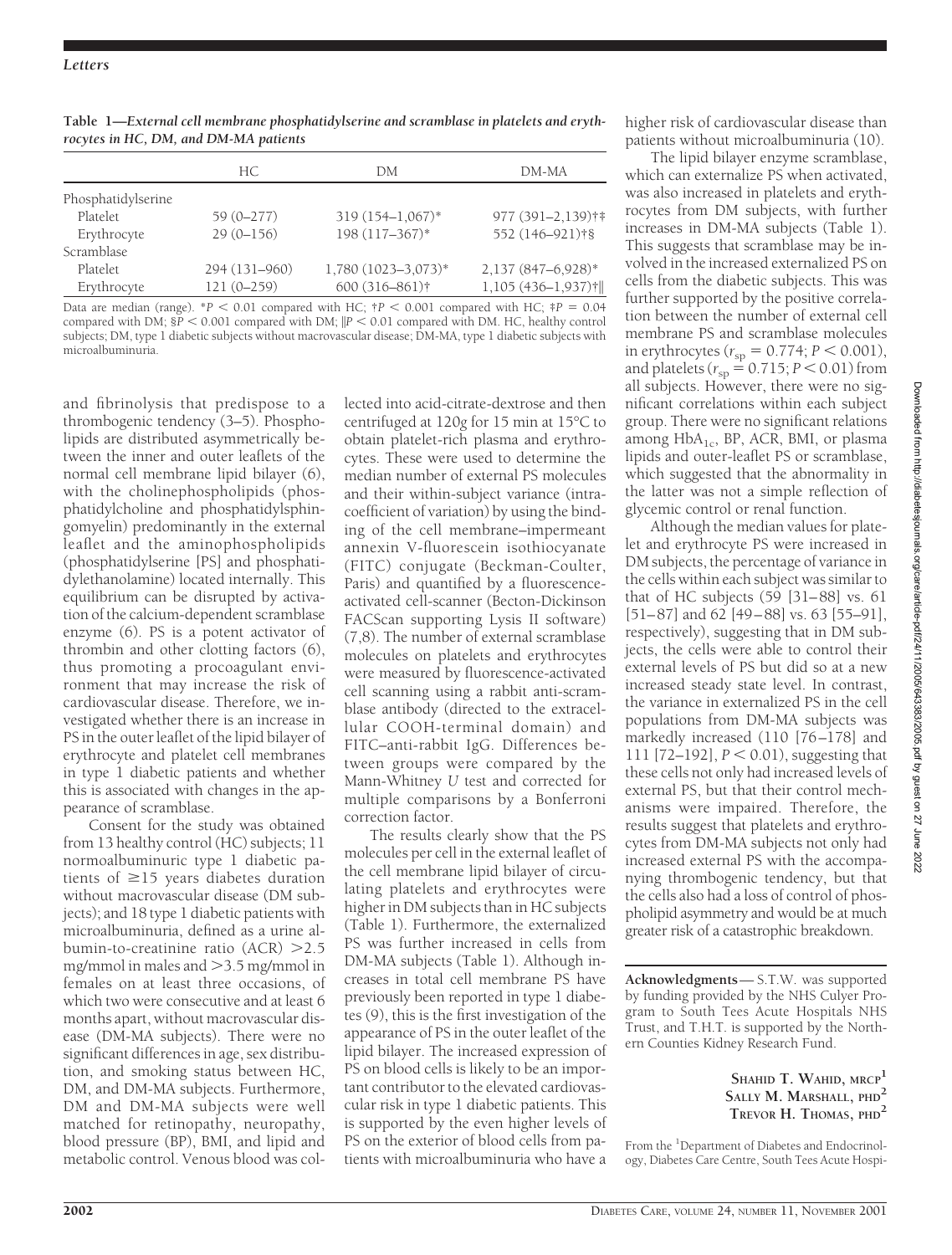**Table 1—*External cell membrane phosphatidylserine and scramblase in platelets and erythrocytes in HC, DM, and DM-MA patients***

| | HC | DM | DM-MA |
|---|---|---|---|
| Phosphatidylserine | | | |
| Platelet | 59 (0–277) | 319 (154–1,067)* | 977 (391–2,139)†‡ |
| Erythrocyte | 29 (0–156) | 198 (117–367)* | 552 (146–921)†§ |
| Scramblase | | | |
| Platelet | 294 (131–960) | 1,780 (1023–3,073)* | 2,137 (847–6,928)* |
| Erythrocyte | 121 (0–259) | 600 (316–861)† | 1,105 (436–1,937)†‖ |

Data are median (range). $*P < 0.01$ compared with HC; $†P < 0.001$ compared with HC; $‡P = 0.04$ compared with DM; $§P < 0.001$ compared with DM; $‖P < 0.01$ compared with DM. HC, healthy control subjects; DM, type 1 diabetic subjects without macrovascular disease; DM-MA, type 1 diabetic subjects with microalbuminuria.

and fibrinolysis that predispose to a thrombogenic tendency (3–5). Phospholipids are distributed asymmetrically between the inner and outer leaflets of the normal cell membrane lipid bilayer (6), with the cholinephospholipids (phosphatidylcholine and phosphatidylsphingomyelin) predominantly in the external leaflet and the aminophospholipids (phosphatidylserine [PS] and phosphatidylethanolamine) located internally. This equilibrium can be disrupted by activation of the calcium-dependent scramblase enzyme (6). PS is a potent activator of thrombin and other clotting factors (6), thus promoting a procoagulant environment that may increase the risk of cardiovascular disease. Therefore, we investigated whether there is an increase in PS in the outer leaflet of the lipid bilayer of erythrocyte and platelet cell membranes in type 1 diabetic patients and whether this is associated with changes in the appearance of scramblase.

Consent for the study was obtained from 13 healthy control (HC) subjects; 11 normoalbuminuric type 1 diabetic patients of ≥15 years diabetes duration without macrovascular disease (DM subjects); and 18 type 1 diabetic patients with microalbuminuria, defined as a urine albumin-to-creatinine ratio (ACR) >2.5 mg/mmol in males and >3.5 mg/mmol in females on at least three occasions, of which two were consecutive and at least 6 months apart, without macrovascular disease (DM-MA subjects). There were no significant differences in age, sex distribution, and smoking status between HC, DM, and DM-MA subjects. Furthermore, DM and DM-MA subjects were well matched for retinopathy, neuropathy, blood pressure (BP), BMI, and lipid and metabolic control. Venous blood was collected into acid-citrate-dextrose and then centrifuged at 120*g* for 15 min at 15°C to obtain platelet-rich plasma and erythrocytes. These were used to determine the median number of external PS molecules and their within-subject variance (intracoefficient of variation) by using the binding of the cell membrane–impermeant annexin V-fluorescein isothiocyanate (FITC) conjugate (Beckman-Coulter, Paris) and quantified by a fluorescence-activated cell-scanner (Becton-Dickinson FACScan supporting Lysis II software) (7,8). The number of external scramblase molecules on platelets and erythrocytes were measured by fluorescence-activated cell scanning using a rabbit anti-scramblase antibody (directed to the extracellular COOH-terminal domain) and FITC–anti-rabbit IgG. Differences between groups were compared by the Mann-Whitney *U* test and corrected for multiple comparisons by a Bonferroni correction factor.

The results clearly show that the PS molecules per cell in the external leaflet of the cell membrane lipid bilayer of circulating platelets and erythrocytes were higher in DM subjects than in HC subjects (Table 1). Furthermore, the externalized PS was further increased in cells from DM-MA subjects (Table 1). Although increases in total cell membrane PS have previously been reported in type 1 diabetes (9), this is the first investigation of the appearance of PS in the outer leaflet of the lipid bilayer. The increased expression of PS on blood cells is likely to be an important contributor to the elevated cardiovascular risk in type 1 diabetic patients. This is supported by the even higher levels of PS on the exterior of blood cells from patients with microalbuminuria who have a higher risk of cardiovascular disease than patients without microalbuminuria (10).

The lipid bilayer enzyme scramblase, which can externalize PS when activated, was also increased in platelets and erythrocytes from DM subjects, with further increases in DM-MA subjects (Table 1). This suggests that scramblase may be involved in the increased externalized PS on cells from the diabetic subjects. This was further supported by the positive correlation between the number of external cell membrane PS and scramblase molecules in erythrocytes ($r_{sp} = 0.774$; $P < 0.001$), and platelets ($r_{sp} = 0.715$; $P < 0.01$) from all subjects. However, there were no significant correlations within each subject group. There were no significant relations among $HbA_{1c}$, BP, ACR, BMI, or plasma lipids and outer-leaflet PS or scramblase, which suggested that the abnormality in the latter was not a simple reflection of glycemic control or renal function.

Although the median values for platelet and erythrocyte PS were increased in DM subjects, the percentage of variance in the cells within each subject was similar to that of HC subjects (59 [31–88] vs. 61 [51–87] and 62 [49–88] vs. 63 [55–91], respectively), suggesting that in DM subjects, the cells were able to control their external levels of PS but did so at a new increased steady state level. In contrast, the variance in externalized PS in the cell populations from DM-MA subjects was markedly increased (110 [76–178] and 111 [72–192], $P < 0.01$), suggesting that these cells not only had increased levels of external PS, but that their control mechanisms were impaired. Therefore, the results suggest that platelets and erythrocytes from DM-MA subjects not only had increased external PS with the accompanying thrombogenic tendency, but that the cells also had a loss of control of phospholipid asymmetry and would be at much greater risk of a catastrophic breakdown.

**Acknowledgments**— S.T.W. was supported by funding provided by the NHS Culyer Program to South Tees Acute Hospitals NHS Trust, and T.H.T. is supported by the Northern Counties Kidney Research Fund.

**SHAHID T. WAHID, MRCP[1]**
**SALLY M. MARSHALL, PHD[2]**
**TREVOR H. THOMAS, PHD[2]**

From the [1]Department of Diabetes and Endocrinology, Diabetes Care Centre, South Tees Acute Hospi-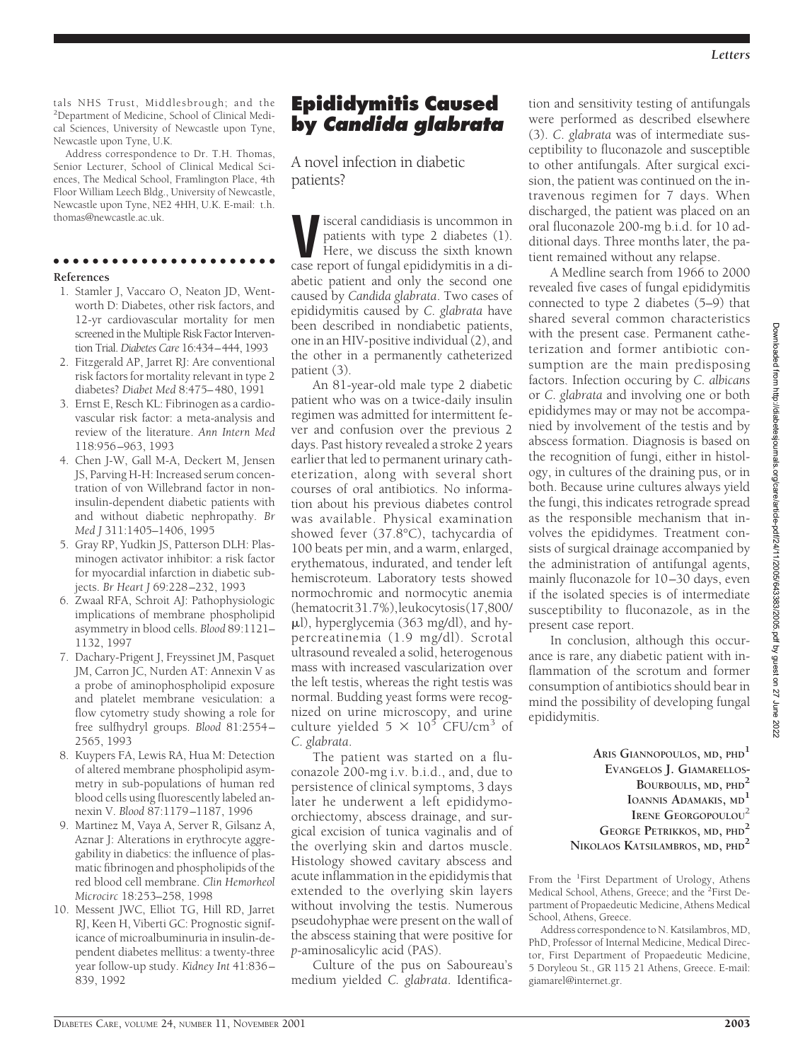tals NHS Trust, Middlesbrough; and the [2]Department of Medicine, School of Clinical Medical Sciences, University of Newcastle upon Tyne, Newcastle upon Tyne, U.K.

Address correspondence to Dr. T.H. Thomas, Senior Lecturer, School of Clinical Medical Sciences, The Medical School, Framlington Place, 4th Floor William Leech Bldg., University of Newcastle, Newcastle upon Tyne, NE2 4HH, U.K. E-mail: t.h.thomas@newcastle.ac.uk.

**References**

1. Stamler J, Vaccaro O, Neaton JD, Wentworth D: Diabetes, other risk factors, and 12-yr cardiovascular mortality for men screened in the Multiple Risk Factor Intervention Trial. *Diabetes Care* 16:434–444, 1993
2. Fitzgerald AP, Jarret RJ: Are conventional risk factors for mortality relevant in type 2 diabetes? *Diabet Med* 8:475–480, 1991
3. Ernst E, Resch KL: Fibrinogen as a cardiovascular risk factor: a meta-analysis and review of the literature. *Ann Intern Med* 118:956–963, 1993
4. Chen J-W, Gall M-A, Deckert M, Jensen JS, Parving H-H: Increased serum concentration of von Willebrand factor in non-insulin-dependent diabetic patients with and without diabetic nephropathy. *Br Med J* 311:1405–1406, 1995
5. Gray RP, Yudkin JS, Patterson DLH: Plasminogen activator inhibitor: a risk factor for myocardial infarction in diabetic subjects. *Br Heart J* 69:228–232, 1993
6. Zwaal RFA, Schroit AJ: Pathophysiologic implications of membrane phospholipid asymmetry in blood cells. *Blood* 89:1121–1132, 1997
7. Dachary-Prigent J, Freyssinet JM, Pasquet JM, Carron JC, Nurden AT: Annexin V as a probe of aminophospholipid exposure and platelet membrane vesiculation: a flow cytometry study showing a role for free sulfhydryl groups. *Blood* 81:2554–2565, 1993
8. Kuypers FA, Lewis RA, Hua M: Detection of altered membrane phospholipid asymmetry in sub-populations of human red blood cells using fluorescently labeled annexin V. *Blood* 87:1179–1187, 1996
9. Martinez M, Vaya A, Server R, Gilsanz A, Aznar J: Alterations in erythrocyte aggregability in diabetics: the influence of plasmatic fibrinogen and phospholipids of the red blood cell membrane. *Clin Hemorheol Microcirc* 18:253–258, 1998
10. Messent JWC, Elliot TG, Hill RD, Jarret RJ, Keen H, Viberti GC: Prognostic significance of microalbuminuria in insulin-dependent diabetes mellitus: a twenty-three year follow-up study. *Kidney Int* 41:836–839, 1992

# Epididymitis Caused by *Candida glabrata*

## A novel infection in diabetic patients?

Visceral candidiasis is uncommon in patients with type 2 diabetes (1). Here, we discuss the sixth known case report of fungal epididymitis in a diabetic patient and only the second one caused by *Candida glabrata*. Two cases of epididymitis caused by *C. glabrata* have been described in nondiabetic patients, one in an HIV-positive individual (2), and the other in a permanently catheterized patient (3).

An 81-year-old male type 2 diabetic patient who was on a twice-daily insulin regimen was admitted for intermittent fever and confusion over the previous 2 days. Past history revealed a stroke 2 years earlier that led to permanent urinary catheterization, along with several short courses of oral antibiotics. No information about his previous diabetes control was available. Physical examination showed fever (37.8°C), tachycardia of 100 beats per min, and a warm, enlarged, erythematous, indurated, and tender left hemiscroteum. Laboratory tests showed normochromic and normocytic anemia (hematocrit 31.7%), leukocytosis (17,800/μl), hyperglycemia (363 mg/dl), and hypercreatinemia (1.9 mg/dl). Scrotal ultrasound revealed a solid, heterogenous mass with increased vascularization over the left testis, whereas the right testis was normal. Budding yeast forms were recognized on urine microscopy, and urine culture yielded $5 \times 10^5$ CFU/cm$^3$ of *C. glabrata*.

The patient was started on a fluconazole 200-mg i.v. b.i.d., and, due to persistence of clinical symptoms, 3 days later he underwent a left epididymo-orchiectomy, abscess drainage, and surgical excision of tunica vaginalis and of the overlying skin and dartos muscle. Histology showed cavitary abscess and acute inflammation in the epididymis that extended to the overlying skin layers without involving the testis. Numerous pseudohyphae were present on the wall of the abscess staining that were positive for *p*-aminosalicylic acid (PAS).

Culture of the pus on Saboureau's medium yielded *C. glabrata*. Identification and sensitivity testing of antifungals were performed as described elsewhere (3). *C. glabrata* was of intermediate susceptibility to fluconazole and susceptible to other antifungals. After surgical excision, the patient was continued on the intravenous regimen for 7 days. When discharged, the patient was placed on an oral fluconazole 200-mg b.i.d. for 10 additional days. Three months later, the patient remained without any relapse.

A Medline search from 1966 to 2000 revealed five cases of fungal epididymitis connected to type 2 diabetes (5–9) that shared several common characteristics with the present case. Permanent catheterization and former antibiotic consumption are the main predisposing factors. Infection occuring by *C. albicans* or *C. glabrata* and involving one or both epididymes may or may not be accompanied by involvement of the testis and by abscess formation. Diagnosis is based on the recognition of fungi, either in histology, in cultures of the draining pus, or in both. Because urine cultures always yield the fungi, this indicates retrograde spread as the responsible mechanism that involves the epididymes. Treatment consists of surgical drainage accompanied by the administration of antifungal agents, mainly fluconazole for 10–30 days, even if the isolated species is of intermediate susceptibility to fluconazole, as in the present case report.

In conclusion, although this occurance is rare, any diabetic patient with inflammation of the scrotum and former consumption of antibiotics should bear in mind the possibility of developing fungal epididymitis.

**Aris Giannopoulos, md, phd**[1]
**Evangelos J. Giamarellos-Bourboulis, md, phd**[2]
**Ioannis Adamakis, md**[1]
**Irene Georgopoulou**[2]
**George Petrikkos, md, phd**[2]
**Nikolaos Katsilambros, md, phd**[2]

From the [1]First Department of Urology, Athens Medical School, Athens, Greece; and the [2]First Department of Propaedeutic Medicine, Athens Medical School, Athens, Greece.

Address correspondence to N. Katsilambros, MD, PhD, Professor of Internal Medicine, Medical Director, First Department of Propaedeutic Medicine, 5 Doryleou St., GR 115 21 Athens, Greece. E-mail: giamarel@internet.gr.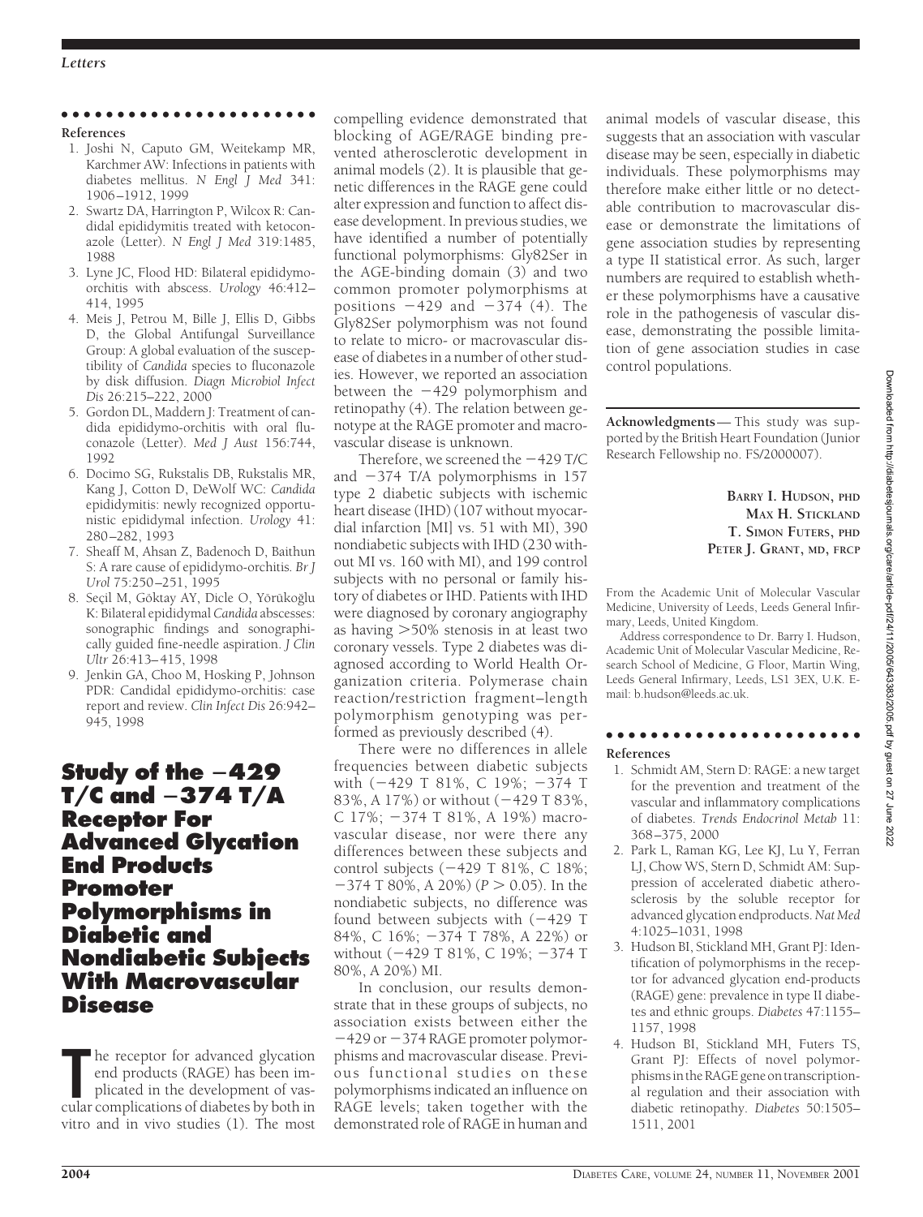**References**

1. Joshi N, Caputo GM, Weitekamp MR, Karchmer AW: Infections in patients with diabetes mellitus. *N Engl J Med* 341: 1906–1912, 1999
2. Swartz DA, Harrington P, Wilcox R: Candidal epididymitis treated with ketoconazole (Letter). *N Engl J Med* 319:1485, 1988
3. Lyne JC, Flood HD: Bilateral epididymoorchitis with abscess. *Urology* 46:412–414, 1995
4. Meis J, Petrou M, Bille J, Ellis D, Gibbs D, the Global Antifungal Surveillance Group: A global evaluation of the susceptibility of *Candida* species to fluconazole by disk diffusion. *Diagn Microbiol Infect Dis* 26:215–222, 2000
5. Gordon DL, Maddern J: Treatment of candida epididymo-orchitis with oral fluconazole (Letter). *Med J Aust* 156:744, 1992
6. Docimo SG, Rukstalis DB, Rukstalis MR, Kang J, Cotton D, DeWolf WC: *Candida* epididymitis: newly recognized opportunistic epididymal infection. *Urology* 41: 280–282, 1993
7. Sheaff M, Ahsan Z, Badenoch D, Baithun S: A rare cause of epididymo-orchitis. *Br J Urol* 75:250–251, 1995
8. Seçil M, Göktay AY, Dicle O, Yörükoğlu K: Bilateral epididymal *Candida* abscesses: sonographic findings and sonographically guided fine-needle aspiration. *J Clin Ultr* 26:413–415, 1998
9. Jenkin GA, Choo M, Hosking P, Johnson PDR: Candidal epididymo-orchitis: case report and review. *Clin Infect Dis* 26:942–945, 1998

# Study of the −429 T/C and −374 T/A Receptor For Advanced Glycation End Products Promoter Polymorphisms in Diabetic and Nondiabetic Subjects With Macrovascular Disease

The receptor for advanced glycation end products (RAGE) has been implicated in the development of vascular complications of diabetes by both in vitro and in vivo studies (1). The most compelling evidence demonstrated that blocking of AGE/RAGE binding prevented atherosclerotic development in animal models (2). It is plausible that genetic differences in the RAGE gene could alter expression and function to affect disease development. In previous studies, we have identified a number of potentially functional polymorphisms: Gly82Ser in the AGE-binding domain (3) and two common promoter polymorphisms at positions −429 and −374 (4). The Gly82Ser polymorphism was not found to relate to micro- or macrovascular disease of diabetes in a number of other studies. However, we reported an association between the −429 polymorphism and retinopathy (4). The relation between genotype at the RAGE promoter and macrovascular disease is unknown.

Therefore, we screened the −429 T/C and −374 T/A polymorphisms in 157 type 2 diabetic subjects with ischemic heart disease (IHD) (107 without myocardial infarction [MI] vs. 51 with MI), 390 nondiabetic subjects with IHD (230 without MI vs. 160 with MI), and 199 control subjects with no personal or family history of diabetes or IHD. Patients with IHD were diagnosed by coronary angiography as having >50% stenosis in at least two coronary vessels. Type 2 diabetes was diagnosed according to World Health Organization criteria. Polymerase chain reaction/restriction fragment–length polymorphism genotyping was performed as previously described (4).

There were no differences in allele frequencies between diabetic subjects with (−429 T 81%, C 19%; −374 T 83%, A 17%) or without (−429 T 83%, C 17%; −374 T 81%, A 19%) macrovascular disease, nor were there any differences between these subjects and control subjects (−429 T 81%, C 18%; −374 T 80%, A 20%) ($P > 0.05$). In the nondiabetic subjects, no difference was found between subjects with (−429 T 84%, C 16%; −374 T 78%, A 22%) or without (−429 T 81%, C 19%; −374 T 80%, A 20%) MI.

In conclusion, our results demonstrate that in these groups of subjects, no association exists between either the −429 or −374 RAGE promoter polymorphisms and macrovascular disease. Previous functional studies on these polymorphisms indicated an influence on RAGE levels; taken together with the demonstrated role of RAGE in human and animal models of vascular disease, this suggests that an association with vascular disease may be seen, especially in diabetic individuals. These polymorphisms may therefore make either little or no detectable contribution to macrovascular disease or demonstrate the limitations of gene association studies by representing a type II statistical error. As such, larger numbers are required to establish whether these polymorphisms have a causative role in the pathogenesis of vascular disease, demonstrating the possible limitation of gene association studies in case control populations.

**Acknowledgments**— This study was supported by the British Heart Foundation (Junior Research Fellowship no. FS/2000007).

**Barry I. Hudson, phd**
**Max H. Stickland**
**T. Simon Futers, phd**
**Peter J. Grant, md, frcp**

From the Academic Unit of Molecular Vascular Medicine, University of Leeds, Leeds General Infirmary, Leeds, United Kingdom.

Address correspondence to Dr. Barry I. Hudson, Academic Unit of Molecular Vascular Medicine, Research School of Medicine, G Floor, Martin Wing, Leeds General Infirmary, Leeds, LS1 3EX, U.K. E-mail: b.hudson@leeds.ac.uk.

**References**

1. Schmidt AM, Stern D: RAGE: a new target for the prevention and treatment of the vascular and inflammatory complications of diabetes. *Trends Endocrinol Metab* 11: 368–375, 2000
2. Park L, Raman KG, Lee KJ, Lu Y, Ferran LJ, Chow WS, Stern D, Schmidt AM: Suppression of accelerated diabetic atherosclerosis by the soluble receptor for advanced glycation endproducts. *Nat Med* 4:1025–1031, 1998
3. Hudson BI, Stickland MH, Grant PJ: Identification of polymorphisms in the receptor for advanced glycation end-products (RAGE) gene: prevalence in type II diabetes and ethnic groups. *Diabetes* 47:1155–1157, 1998
4. Hudson BI, Stickland MH, Futers TS, Grant PJ: Effects of novel polymorphisms in the RAGE gene on transcriptional regulation and their association with diabetic retinopathy. *Diabetes* 50:1505–1511, 2001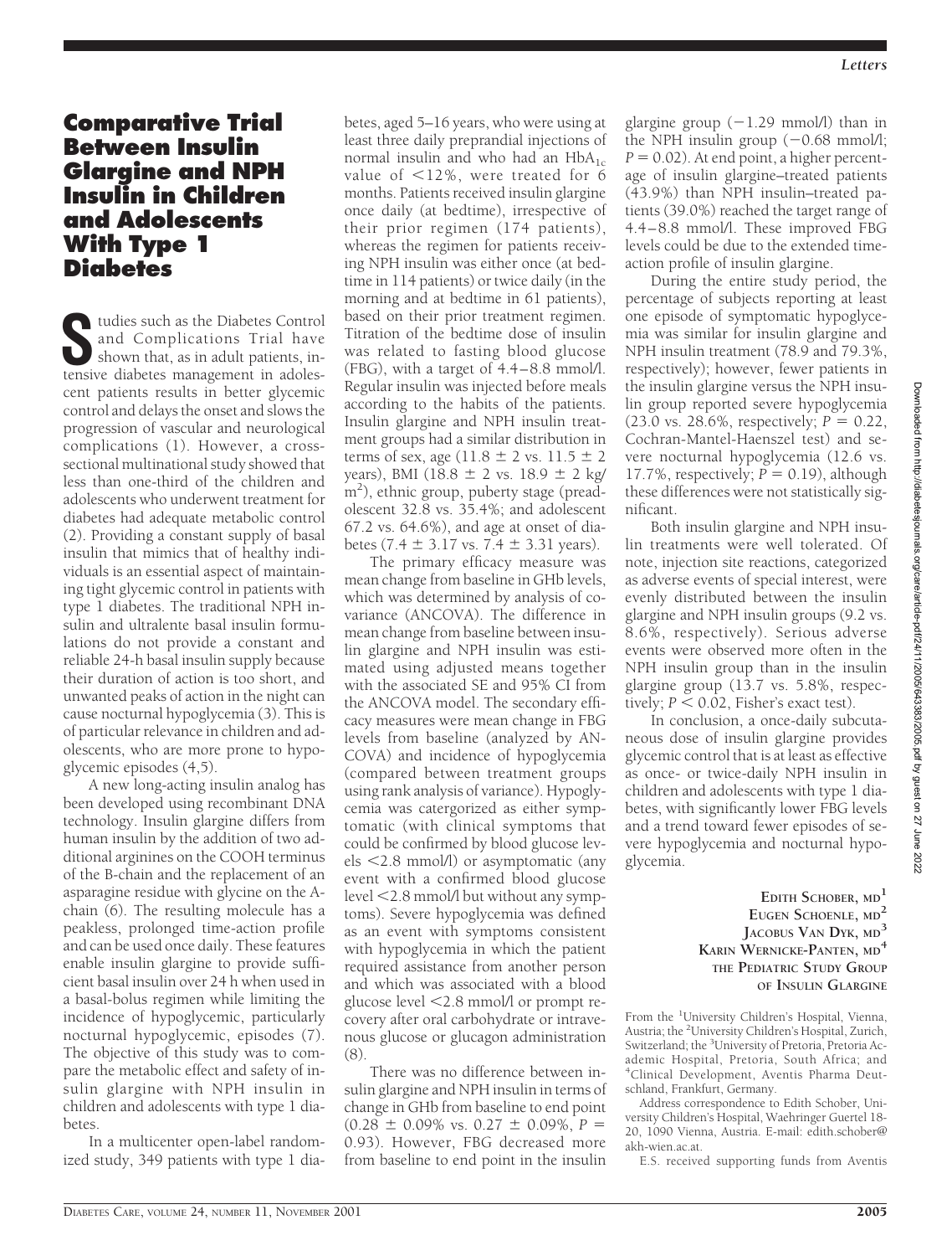# Comparative Trial Between Insulin Glargine and NPH Insulin in Children and Adolescents With Type 1 Diabetes

Studies such as the Diabetes Control and Complications Trial have shown that, as in adult patients, intensive diabetes management in adolescent patients results in better glycemic control and delays the onset and slows the progression of vascular and neurological complications (1). However, a cross-sectional multinational study showed that less than one-third of the children and adolescents who underwent treatment for diabetes had adequate metabolic control (2). Providing a constant supply of basal insulin that mimics that of healthy individuals is an essential aspect of maintaining tight glycemic control in patients with type 1 diabetes. The traditional NPH insulin and ultralente basal insulin formulations do not provide a constant and reliable 24-h basal insulin supply because their duration of action is too short, and unwanted peaks of action in the night can cause nocturnal hypoglycemia (3). This is of particular relevance in children and adolescents, who are more prone to hypoglycemic episodes (4,5).

A new long-acting insulin analog has been developed using recombinant DNA technology. Insulin glargine differs from human insulin by the addition of two additional arginines on the COOH terminus of the B-chain and the replacement of an asparagine residue with glycine on the A-chain (6). The resulting molecule has a peakless, prolonged time-action profile and can be used once daily. These features enable insulin glargine to provide sufficient basal insulin over 24 h when used in a basal-bolus regimen while limiting the incidence of hypoglycemic, particularly nocturnal hypoglycemic, episodes (7). The objective of this study was to compare the metabolic effect and safety of insulin glargine with NPH insulin in children and adolescents with type 1 diabetes.

In a multicenter open-label randomized study, 349 patients with type 1 diabetes, aged 5–16 years, who were using at least three daily preprandial injections of normal insulin and who had an $HbA_{1c}$ value of $<12\%$, were treated for 6 months. Patients received insulin glargine once daily (at bedtime), irrespective of their prior regimen (174 patients), whereas the regimen for patients receiving NPH insulin was either once (at bedtime in 114 patients) or twice daily (in the morning and at bedtime in 61 patients), based on their prior treatment regimen. Titration of the bedtime dose of insulin was related to fasting blood glucose (FBG), with a target of 4.4–8.8 mmol/l. Regular insulin was injected before meals according to the habits of the patients. Insulin glargine and NPH insulin treatment groups had a similar distribution in terms of sex, age ($11.8 \pm 2$ vs. $11.5 \pm 2$ years), BMI ($18.8 \pm 2$ vs. $18.9 \pm 2$ kg/m$^2$), ethnic group, puberty stage (preadolescent 32.8 vs. 35.4%; and adolescent 67.2 vs. 64.6%), and age at onset of diabetes ($7.4 \pm 3.17$ vs. $7.4 \pm 3.31$ years).

The primary efficacy measure was mean change from baseline in GHb levels, which was determined by analysis of covariance (ANCOVA). The difference in mean change from baseline between insulin glargine and NPH insulin was estimated using adjusted means together with the associated SE and 95% CI from the ANCOVA model. The secondary efficacy measures were mean change in FBG levels from baseline (analyzed by ANCOVA) and incidence of hypoglycemia (compared between treatment groups using rank analysis of variance). Hypoglycemia was catergorized as either symptomatic (with clinical symptoms that could be confirmed by blood glucose levels $<2.8$ mmol/l) or asymptomatic (any event with a confirmed blood glucose level $<2.8$ mmol/l but without any symptoms). Severe hypoglycemia was defined as an event with symptoms consistent with hypoglycemia in which the patient required assistance from another person and which was associated with a blood glucose level $<2.8$ mmol/l or prompt recovery after oral carbohydrate or intravenous glucose or glucagon administration (8).

There was no difference between insulin glargine and NPH insulin in terms of change in GHb from baseline to end point ($0.28 \pm 0.09\%$ vs. $0.27 \pm 0.09\%$, $P = 0.93$). However, FBG decreased more from baseline to end point in the insulin glargine group ($-1.29$ mmol/l) than in the NPH insulin group ($-0.68$ mmol/l; $P = 0.02$). At end point, a higher percentage of insulin glargine–treated patients (43.9%) than NPH insulin–treated patients (39.0%) reached the target range of 4.4–8.8 mmol/l. These improved FBG levels could be due to the extended time-action profile of insulin glargine.

During the entire study period, the percentage of subjects reporting at least one episode of symptomatic hypoglycemia was similar for insulin glargine and NPH insulin treatment (78.9 and 79.3%, respectively); however, fewer patients in the insulin glargine versus the NPH insulin group reported severe hypoglycemia (23.0 vs. 28.6%, respectively; $P = 0.22$, Cochran-Mantel-Haenszel test) and severe nocturnal hypoglycemia (12.6 vs. 17.7%, respectively; $P = 0.19$), although these differences were not statistically significant.

Both insulin glargine and NPH insulin treatments were well tolerated. Of note, injection site reactions, categorized as adverse events of special interest, were evenly distributed between the insulin glargine and NPH insulin groups (9.2 vs. 8.6%, respectively). Serious adverse events were observed more often in the NPH insulin group than in the insulin glargine group (13.7 vs. 5.8%, respectively; $P < 0.02$, Fisher's exact test).

In conclusion, a once-daily subcutaneous dose of insulin glargine provides glycemic control that is at least as effective as once- or twice-daily NPH insulin in children and adolescents with type 1 diabetes, with significantly lower FBG levels and a trend toward fewer episodes of severe hypoglycemia and nocturnal hypoglycemia.

**Edith Schober, MD**[1]
**Eugen Schoenle, MD**[2]
**Jacobus Van Dyk, MD**[3]
**Karin Wernicke-Panten, MD**[4]
**The Pediatric Study Group of Insulin Glargine**

From the [1]University Children's Hospital, Vienna, Austria; the [2]University Children's Hospital, Zurich, Switzerland; the [3]University of Pretoria, Pretoria Academic Hospital, Pretoria, South Africa; and [4]Clinical Development, Aventis Pharma Deutschland, Frankfurt, Germany.

Address correspondence to Edith Schober, University Children's Hospital, Waehringer Guertel 18-20, 1090 Vienna, Austria. E-mail: edith.schober@akh-wien.ac.at.

E.S. received supporting funds from Aventis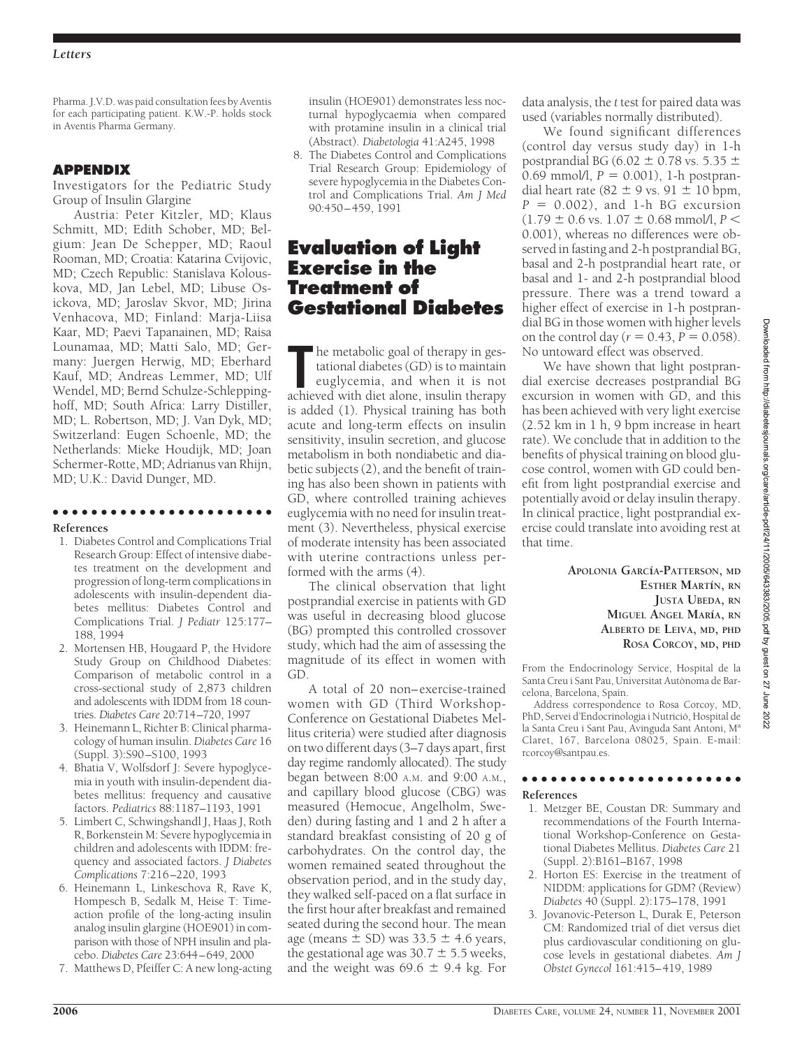Pharma. J.V.D. was paid consultation fees by Aventis for each participating patient. K.W.-P. holds stock in Aventis Pharma Germany.

## APPENDIX

Investigators for the Pediatric Study Group of Insulin Glargine

Austria: Peter Kitzler, MD; Klaus Schmitt, MD; Edith Schober, MD; Belgium: Jean De Schepper, MD; Raoul Rooman, MD; Croatia: Katarina Cvijovic, MD; Czech Republic: Stanislava Kolouskova, MD, Jan Lebel, MD; Libuse Osickova, MD; Jaroslav Skvor, MD; Jirina Venhacova, MD; Finland: Marja-Liisa Kaar, MD; Paevi Tapanainen, MD; Raisa Lounamaa, MD; Matti Salo, MD; Germany: Juergen Herwig, MD; Eberhard Kauf, MD; Andreas Lemmer, MD; Ulf Wendel, MD; Bernd Schulze-Schleppinghoff, MD; South Africa: Larry Distiller, MD; L. Robertson, MD; J. Van Dyk, MD; Switzerland: Eugen Schoenle, MD; the Netherlands: Mieke Houdijk, MD; Joan Schermer-Rotte, MD; Adrianus van Rhijn, MD; U.K.: David Dunger, MD.

**References**

1. Diabetes Control and Complications Trial Research Group: Effect of intensive diabetes treatment on the development and progression of long-term complications in adolescents with insulin-dependent diabetes mellitus: Diabetes Control and Complications Trial. *J Pediatr* 125:177–188, 1994
2. Mortensen HB, Hougaard P, the Hvidore Study Group on Childhood Diabetes: Comparison of metabolic control in a cross-sectional study of 2,873 children and adolescents with IDDM from 18 countries. *Diabetes Care* 20:714–720, 1997
3. Heinemann L, Richter B: Clinical pharmacology of human insulin. *Diabetes Care* 16 (Suppl. 3):S90–S100, 1993
4. Bhatia V, Wolfsdorf J: Severe hypoglycemia in youth with insulin-dependent diabetes mellitus: frequency and causative factors. *Pediatrics* 88:1187–1193, 1991
5. Limbert C, Schwingshandl J, Haas J, Roth R, Borkenstein M: Severe hypoglycemia in children and adolescents with IDDM: frequency and associated factors. *J Diabetes Complications* 7:216–220, 1993
6. Heinemann L, Linkeschova R, Rave K, Hompesch B, Sedalk M, Heise T: Time-action profile of the long-acting insulin analog insulin glargine (HOE901) in comparison with those of NPH insulin and placebo. *Diabetes Care* 23:644–649, 2000
7. Matthews D, Pfeiffer C: A new long-acting insulin (HOE901) demonstrates less nocturnal hypoglycaemia when compared with protamine insulin in a clinical trial (Abstract). *Diabetologia* 41:A245, 1998
8. The Diabetes Control and Complications Trial Research Group: Epidemiology of severe hypoglycemia in the Diabetes Control and Complications Trial. *Am J Med* 90:450–459, 1991

# Evaluation of Light Exercise in the Treatment of Gestational Diabetes

The metabolic goal of therapy in gestational diabetes (GD) is to maintain euglycemia, and when it is not achieved with diet alone, insulin therapy is added (1). Physical training has both acute and long-term effects on insulin sensitivity, insulin secretion, and glucose metabolism in both nondiabetic and diabetic subjects (2), and the benefit of training has also been shown in patients with GD, where controlled training achieves euglycemia with no need for insulin treatment (3). Nevertheless, physical exercise of moderate intensity has been associated with uterine contractions unless performed with the arms (4).

The clinical observation that light postprandial exercise in patients with GD was useful in decreasing blood glucose (BG) prompted this controlled crossover study, which had the aim of assessing the magnitude of its effect in women with GD.

A total of 20 non–exercise-trained women with GD (Third Workshop-Conference on Gestational Diabetes Mellitus criteria) were studied after diagnosis on two different days (3–7 days apart, first day regime randomly allocated). The study began between 8:00 A.M. and 9:00 A.M., and capillary blood glucose (CBG) was measured (Hemocue, Angelholm, Sweden) during fasting and 1 and 2 h after a standard breakfast consisting of 20 g of carbohydrates. On the control day, the women remained seated throughout the observation period, and in the study day, they walked self-paced on a flat surface in the first hour after breakfast and remained seated during the second hour. The mean age (means $\pm$ SD) was $33.5 \pm 4.6$ years, the gestational age was $30.7 \pm 5.5$ weeks, and the weight was $69.6 \pm 9.4$ kg. For data analysis, the *t* test for paired data was used (variables normally distributed).

We found significant differences (control day versus study day) in 1-h postprandial BG ($6.02 \pm 0.78$ vs. $5.35 \pm 0.69$ mmol/l, $P = 0.001$), 1-h postprandial heart rate ($82 \pm 9$ vs. $91 \pm 10$ bpm, $P = 0.002$), and 1-h BG excursion ($1.79 \pm 0.6$ vs. $1.07 \pm 0.68$ mmol/l, $P < 0.001$), whereas no differences were observed in fasting and 2-h postprandial BG, basal and 2-h postprandial heart rate, or basal and 1- and 2-h postprandial blood pressure. There was a trend toward a higher effect of exercise in 1-h postprandial BG in those women with higher levels on the control day ($r = 0.43$, $P = 0.058$). No untoward effect was observed.

We have shown that light postprandial exercise decreases postprandial BG excursion in women with GD, and this has been achieved with very light exercise (2.52 km in 1 h, 9 bpm increase in heart rate). We conclude that in addition to the benefits of physical training on blood glucose control, women with GD could benefit from light postprandial exercise and potentially avoid or delay insulin therapy. In clinical practice, light postprandial exercise could translate into avoiding rest at that time.

**APOLONIA GARCÍA-PATTERSON, MD**
**ESTHER MARTÍN, RN**
**JUSTA UBEDA, RN**
**MIGUEL ANGEL MARÍA, RN**
**ALBERTO DE LEIVA, MD, PHD**
**ROSA CORCOY, MD, PHD**

From the Endocrinology Service, Hospital de la Santa Creu i Sant Pau, Universitat Autònoma de Barcelona, Barcelona, Spain.

Address correspondence to Rosa Corcoy, MD, PhD, Servei d'Endocrinologia i Nutrició, Hospital de la Santa Creu i Sant Pau, Avinguda Sant Antoni, Mª Claret, 167, Barcelona 08025, Spain. E-mail: rcorcoy@santpau.es.

**References**

1. Metzger BE, Coustan DR: Summary and recommendations of the Fourth International Workshop-Conference on Gestational Diabetes Mellitus. *Diabetes Care* 21 (Suppl. 2):B161–B167, 1998
2. Horton ES: Exercise in the treatment of NIDDM: applications for GDM? (Review) *Diabetes* 40 (Suppl. 2):175–178, 1991
3. Jovanovic-Peterson L, Durak E, Peterson CM: Randomized trial of diet versus diet plus cardiovascular conditioning on glucose levels in gestational diabetes. *Am J Obstet Gynecol* 161:415–419, 1989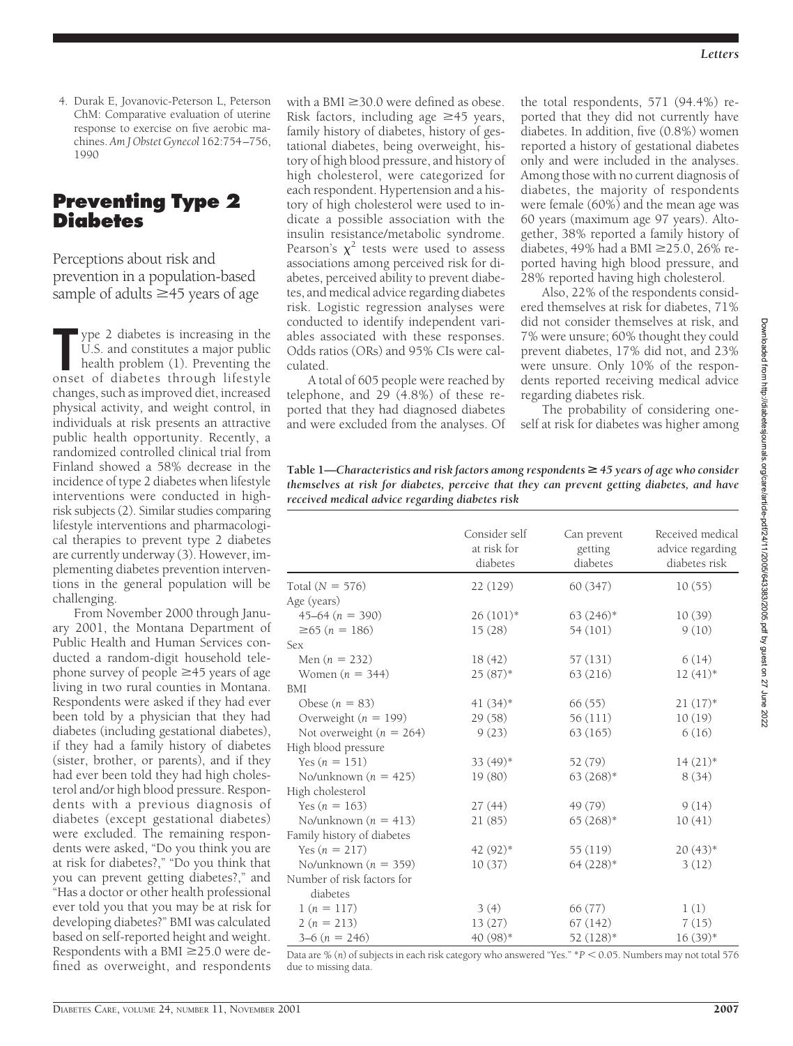4. Durak E, Jovanovic-Peterson L, Peterson ChM: Comparative evaluation of uterine response to exercise on five aerobic machines. *Am J Obstet Gynecol* 162:754–756, 1990

## Preventing Type 2 Diabetes

### Perceptions about risk and prevention in a population-based sample of adults ≥45 years of age

Type 2 diabetes is increasing in the U.S. and constitutes a major public health problem (1). Preventing the onset of diabetes through lifestyle changes, such as improved diet, increased physical activity, and weight control, in individuals at risk presents an attractive public health opportunity. Recently, a randomized controlled clinical trial from Finland showed a 58% decrease in the incidence of type 2 diabetes when lifestyle interventions were conducted in high-risk subjects (2). Similar studies comparing lifestyle interventions and pharmacological therapies to prevent type 2 diabetes are currently underway (3). However, implementing diabetes prevention interventions in the general population will be challenging.

From November 2000 through January 2001, the Montana Department of Public Health and Human Services conducted a random-digit household telephone survey of people ≥45 years of age living in two rural counties in Montana. Respondents were asked if they had ever been told by a physician that they had diabetes (including gestational diabetes), if they had a family history of diabetes (sister, brother, or parents), and if they had ever been told they had high cholesterol and/or high blood pressure. Respondents with a previous diagnosis of diabetes (except gestational diabetes) were excluded. The remaining respondents were asked, "Do you think you are at risk for diabetes?," "Do you think that you can prevent getting diabetes?," and "Has a doctor or other health professional ever told you that you may be at risk for developing diabetes?" BMI was calculated based on self-reported height and weight. Respondents with a BMI ≥25.0 were defined as overweight, and respondents with a BMI ≥30.0 were defined as obese. Risk factors, including age ≥45 years, family history of diabetes, history of gestational diabetes, being overweight, history of high blood pressure, and history of high cholesterol, were categorized for each respondent. Hypertension and a history of high cholesterol were used to indicate a possible association with the insulin resistance/metabolic syndrome. Pearson's $\chi^2$ tests were used to assess associations among perceived risk for diabetes, perceived ability to prevent diabetes, and medical advice regarding diabetes risk. Logistic regression analyses were conducted to identify independent variables associated with these responses. Odds ratios (ORs) and 95% CIs were calculated.

A total of 605 people were reached by telephone, and 29 (4.8%) of these reported that they had diagnosed diabetes and were excluded from the analyses. Of the total respondents, 571 (94.4%) reported that they did not currently have diabetes. In addition, five (0.8%) women reported a history of gestational diabetes only and were included in the analyses. Among those with no current diagnosis of diabetes, the majority of respondents were female (60%) and the mean age was 60 years (maximum age 97 years). Altogether, 38% reported a family history of diabetes, 49% had a BMI ≥25.0, 26% reported having high blood pressure, and 28% reported having high cholesterol.

Also, 22% of the respondents considered themselves at risk for diabetes, 71% did not consider themselves at risk, and 7% were unsure; 60% thought they could prevent diabetes, 17% did not, and 23% were unsure. Only 10% of the respondents reported receiving medical advice regarding diabetes risk.

The probability of considering oneself at risk for diabetes was higher among

**Table 1—***Characteristics and risk factors among respondents ≥ 45 years of age who consider themselves at risk for diabetes, perceive that they can prevent getting diabetes, and have received medical advice regarding diabetes risk*

| | Consider self at risk for diabetes | Can prevent getting diabetes | Received medical advice regarding diabetes risk |
|---|---|---|---|
| Total ($N$ = 576) | 22 (129) | 60 (347) | 10 (55) |
| Age (years) | | | |
| 45–64 ($n$ = 390) | 26 (101)* | 63 (246)* | 10 (39) |
| ≥65 ($n$ = 186) | 15 (28) | 54 (101) | 9 (10) |
| Sex | | | |
| Men ($n$ = 232) | 18 (42) | 57 (131) | 6 (14) |
| Women ($n$ = 344) | 25 (87)* | 63 (216) | 12 (41)* |
| BMI | | | |
| Obese ($n$ = 83) | 41 (34)* | 66 (55) | 21 (17)* |
| Overweight ($n$ = 199) | 29 (58) | 56 (111) | 10 (19) |
| Not overweight ($n$ = 264) | 9 (23) | 63 (165) | 6 (16) |
| High blood pressure | | | |
| Yes ($n$ = 151) | 33 (49)* | 52 (79) | 14 (21)* |
| No/unknown ($n$ = 425) | 19 (80) | 63 (268)* | 8 (34) |
| High cholesterol | | | |
| Yes ($n$ = 163) | 27 (44) | 49 (79) | 9 (14) |
| No/unknown ($n$ = 413) | 21 (85) | 65 (268)* | 10 (41) |
| Family history of diabetes | | | |
| Yes ($n$ = 217) | 42 (92)* | 55 (119) | 20 (43)* |
| No/unknown ($n$ = 359) | 10 (37) | 64 (228)* | 3 (12) |
| Number of risk factors for diabetes | | | |
| 1 ($n$ = 117) | 3 (4) | 66 (77) | 1 (1) |
| 2 ($n$ = 213) | 13 (27) | 67 (142) | 7 (15) |
| 3–6 ($n$ = 246) | 40 (98)* | 52 (128)* | 16 (39)* |

Data are % ($n$) of subjects in each risk category who answered "Yes." *$P$ < 0.05. Numbers may not total 576 due to missing data.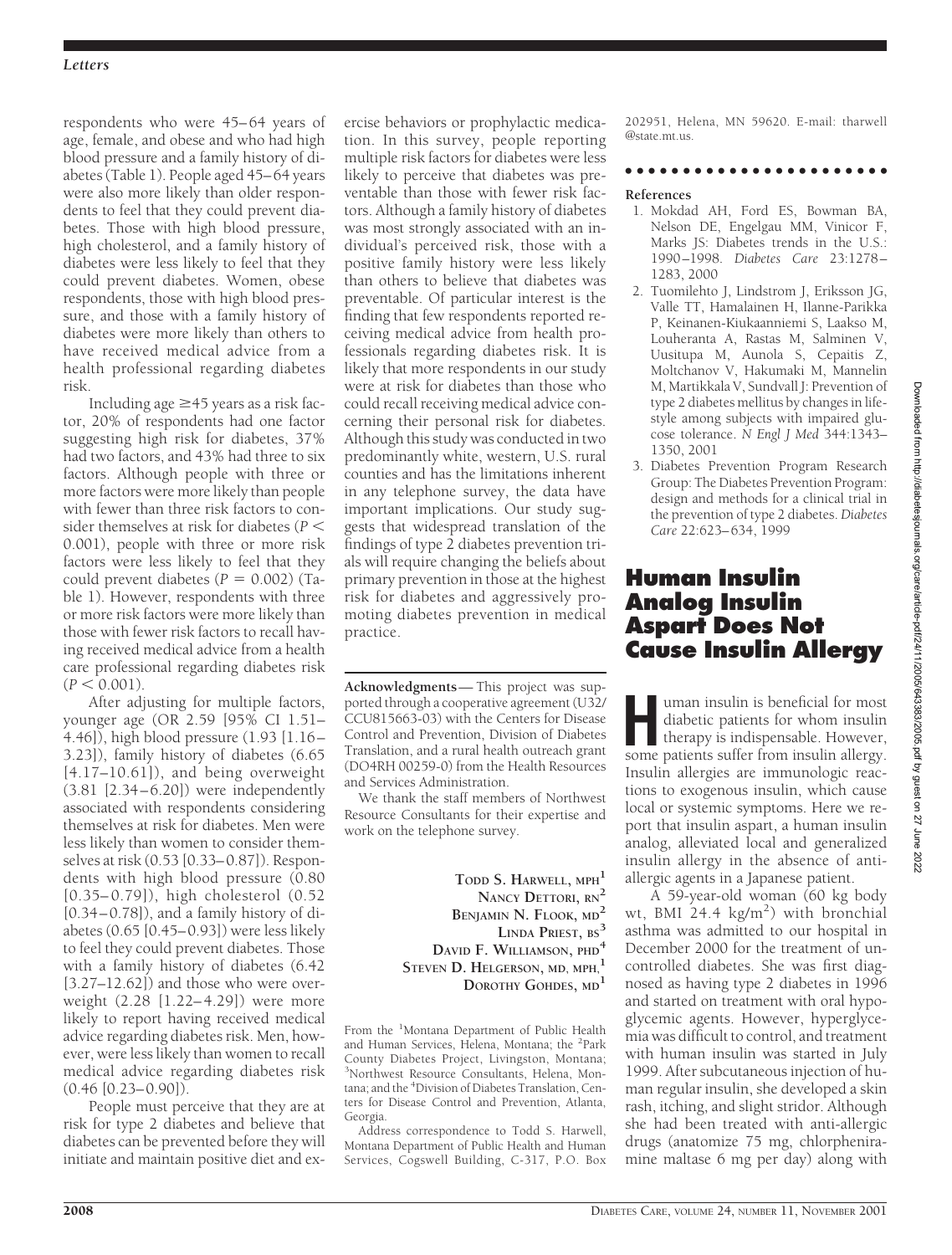respondents who were 45–64 years of age, female, and obese and who had high blood pressure and a family history of diabetes (Table 1). People aged 45–64 years were also more likely than older respondents to feel that they could prevent diabetes. Those with high blood pressure, high cholesterol, and a family history of diabetes were less likely to feel that they could prevent diabetes. Women, obese respondents, those with high blood pressure, and those with a family history of diabetes were more likely than others to have received medical advice from a health professional regarding diabetes risk.

Including age ≥45 years as a risk factor, 20% of respondents had one factor suggesting high risk for diabetes, 37% had two factors, and 43% had three to six factors. Although people with three or more factors were more likely than people with fewer than three risk factors to consider themselves at risk for diabetes ($P < 0.001$), people with three or more risk factors were less likely to feel that they could prevent diabetes ($P = 0.002$) (Table 1). However, respondents with three or more risk factors were more likely than those with fewer risk factors to recall having received medical advice from a health care professional regarding diabetes risk ($P < 0.001$).

After adjusting for multiple factors, younger age (OR 2.59 [95% CI 1.51–4.46]), high blood pressure (1.93 [1.16–3.23]), family history of diabetes (6.65 [4.17–10.61]), and being overweight (3.81 [2.34–6.20]) were independently associated with respondents considering themselves at risk for diabetes. Men were less likely than women to consider themselves at risk (0.53 [0.33–0.87]). Respondents with high blood pressure (0.80 [0.35–0.79]), high cholesterol (0.52 [0.34–0.78]), and a family history of diabetes (0.65 [0.45–0.93]) were less likely to feel they could prevent diabetes. Those with a family history of diabetes (6.42 [3.27–12.62]) and those who were overweight (2.28 [1.22–4.29]) were more likely to report having received medical advice regarding diabetes risk. Men, however, were less likely than women to recall medical advice regarding diabetes risk (0.46 [0.23–0.90]).

People must perceive that they are at risk for type 2 diabetes and believe that diabetes can be prevented before they will initiate and maintain positive diet and exercise behaviors or prophylactic medication. In this survey, people reporting multiple risk factors for diabetes were less likely to perceive that diabetes was preventable than those with fewer risk factors. Although a family history of diabetes was most strongly associated with an individual's perceived risk, those with a positive family history were less likely than others to believe that diabetes was preventable. Of particular interest is the finding that few respondents reported receiving medical advice from health professionals regarding diabetes risk. It is likely that more respondents in our study were at risk for diabetes than those who could recall receiving medical advice concerning their personal risk for diabetes. Although this study was conducted in two predominantly white, western, U.S. rural counties and has the limitations inherent in any telephone survey, the data have important implications. Our study suggests that widespread translation of the findings of type 2 diabetes prevention trials will require changing the beliefs about primary prevention in those at the highest risk for diabetes and aggressively promoting diabetes prevention in medical practice.

**Acknowledgments**— This project was supported through a cooperative agreement (U32/CCU815663-03) with the Centers for Disease Control and Prevention, Division of Diabetes Translation, and a rural health outreach grant (DO4RH 00259-0) from the Health Resources and Services Administration.

We thank the staff members of Northwest Resource Consultants for their expertise and work on the telephone survey.

TODD S. HARWELL, MPH[1]
NANCY DETTORI, RN[2]
BENJAMIN N. FLOOK, MD[2]
LINDA PRIEST, BS[3]
DAVID F. WILLIAMSON, PHD[4]
STEVEN D. HELGERSON, MD, MPH,[1]
DOROTHY GOHDES, MD[1]

From the [1]Montana Department of Public Health and Human Services, Helena, Montana; the [2]Park County Diabetes Project, Livingston, Montana; [3]Northwest Resource Consultants, Helena, Montana; and the [4]Division of Diabetes Translation, Centers for Disease Control and Prevention, Atlanta, Georgia.

Address correspondence to Todd S. Harwell, Montana Department of Public Health and Human Services, Cogswell Building, C-317, P.O. Box 202951, Helena, MN 59620. E-mail: tharwell@state.mt.us.

**References**

1. Mokdad AH, Ford ES, Bowman BA, Nelson DE, Engelgau MM, Vinicor F, Marks JS: Diabetes trends in the U.S.: 1990–1998. *Diabetes Care* 23:1278–1283, 2000
2. Tuomilehto J, Lindstrom J, Eriksson JG, Valle TT, Hamalainen H, Ilanne-Parikka P, Keinanen-Kiukaanniemi S, Laakso M, Louheranta A, Rastas M, Salminen V, Uusitupa M, Aunola S, Cepaitis Z, Moltchanov V, Hakumaki M, Mannelin M, Martikkala V, Sundvall J: Prevention of type 2 diabetes mellitus by changes in lifestyle among subjects with impaired glucose tolerance. *N Engl J Med* 344:1343–1350, 2001
3. Diabetes Prevention Program Research Group: The Diabetes Prevention Program: design and methods for a clinical trial in the prevention of type 2 diabetes. *Diabetes Care* 22:623–634, 1999

# Human Insulin Analog Insulin Aspart Does Not Cause Insulin Allergy

Human insulin is beneficial for most diabetic patients for whom insulin therapy is indispensable. However, some patients suffer from insulin allergy. Insulin allergies are immunologic reactions to exogenous insulin, which cause local or systemic symptoms. Here we report that insulin aspart, a human insulin analog, alleviated local and generalized insulin allergy in the absence of anti-allergic agents in a Japanese patient.

A 59-year-old woman (60 kg body wt, BMI 24.4 kg/m$^2$) with bronchial asthma was admitted to our hospital in December 2000 for the treatment of uncontrolled diabetes. She was first diagnosed as having type 2 diabetes in 1996 and started on treatment with oral hypoglycemic agents. However, hyperglycemia was difficult to control, and treatment with human insulin was started in July 1999. After subcutaneous injection of human regular insulin, she developed a skin rash, itching, and slight stridor. Although she had been treated with anti-allergic drugs (anatomize 75 mg, chlorpheniramine maltase 6 mg per day) along with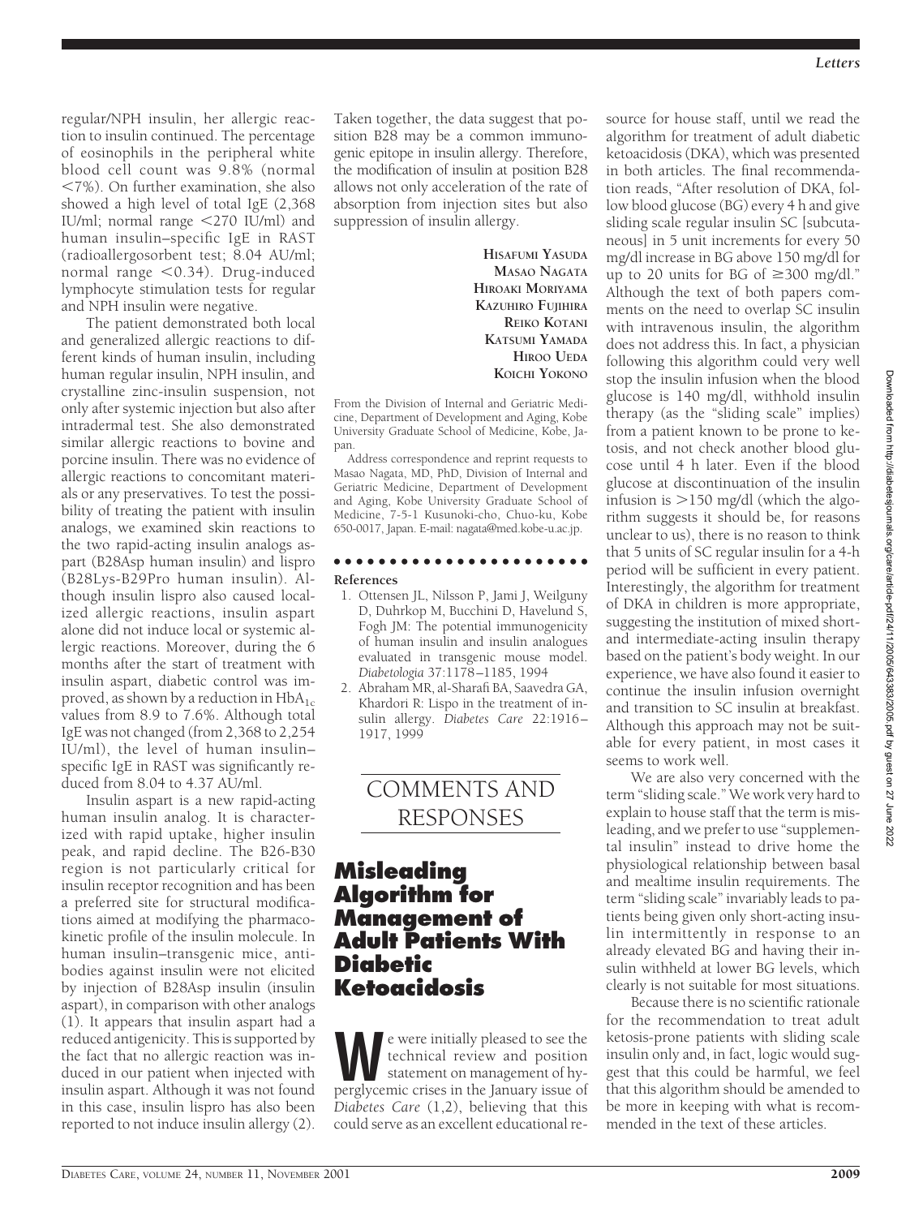regular/NPH insulin, her allergic reaction to insulin continued. The percentage of eosinophils in the peripheral white blood cell count was 9.8% (normal <7%). On further examination, she also showed a high level of total IgE (2,368 IU/ml; normal range <270 IU/ml) and human insulin–specific IgE in RAST (radioallergosorbent test; 8.04 AU/ml; normal range <0.34). Drug-induced lymphocyte stimulation tests for regular and NPH insulin were negative.

The patient demonstrated both local and generalized allergic reactions to different kinds of human insulin, including human regular insulin, NPH insulin, and crystalline zinc-insulin suspension, not only after systemic injection but also after intradermal test. She also demonstrated similar allergic reactions to bovine and porcine insulin. There was no evidence of allergic reactions to concomitant materials or any preservatives. To test the possibility of treating the patient with insulin analogs, we examined skin reactions to the two rapid-acting insulin analogs aspart (B28Asp human insulin) and lispro (B28Lys-B29Pro human insulin). Although insulin lispro also caused localized allergic reactions, insulin aspart alone did not induce local or systemic allergic reactions. Moreover, during the 6 months after the start of treatment with insulin aspart, diabetic control was improved, as shown by a reduction in $HbA_{1c}$ values from 8.9 to 7.6%. Although total IgE was not changed (from 2,368 to 2,254 IU/ml), the level of human insulin–specific IgE in RAST was significantly reduced from 8.04 to 4.37 AU/ml.

Insulin aspart is a new rapid-acting human insulin analog. It is characterized with rapid uptake, higher insulin peak, and rapid decline. The B26-B30 region is not particularly critical for insulin receptor recognition and has been a preferred site for structural modifications aimed at modifying the pharmacokinetic profile of the insulin molecule. In human insulin–transgenic mice, antibodies against insulin were not elicited by injection of B28Asp insulin (insulin aspart), in comparison with other analogs (1). It appears that insulin aspart had a reduced antigenicity. This is supported by the fact that no allergic reaction was induced in our patient when injected with insulin aspart. Although it was not found in this case, insulin lispro has also been reported to not induce insulin allergy (2). Taken together, the data suggest that position B28 may be a common immunogenic epitope in insulin allergy. Therefore, the modification of insulin at position B28 allows not only acceleration of the rate of absorption from injection sites but also suppression of insulin allergy.

**Hisafumi Yasuda**
**Masao Nagata**
**Hiroaki Moriyama**
**Kazuhiro Fujihira**
**Reiko Kotani**
**Katsumi Yamada**
**Hiroo Ueda**
**Koichi Yokono**

From the Division of Internal and Geriatric Medicine, Department of Development and Aging, Kobe University Graduate School of Medicine, Kobe, Japan.

Address correspondence and reprint requests to Masao Nagata, MD, PhD, Division of Internal and Geriatric Medicine, Department of Development and Aging, Kobe University Graduate School of Medicine, 7-5-1 Kusunoki-cho, Chuo-ku, Kobe 650-0017, Japan. E-mail: nagata@med.kobe-u.ac.jp.

**References**

1. Ottensen JL, Nilsson P, Jami J, Weilguny D, Duhrkop M, Bucchini D, Havelund S, Fogh JM: The potential immunogenicity of human insulin and insulin analogues evaluated in transgenic mouse model. *Diabetologia* 37:1178–1185, 1994
2. Abraham MR, al-Sharafi BA, Saavedra GA, Khardori R: Lispo in the treatment of insulin allergy. *Diabetes Care* 22:1916–1917, 1999

# COMMENTS AND RESPONSES

## Misleading Algorithm for Management of Adult Patients With Diabetic Ketoacidosis

We were initially pleased to see the technical review and position statement on management of hyperglycemic crises in the January issue of *Diabetes Care* (1,2), believing that this could serve as an excellent educational resource for house staff, until we read the algorithm for treatment of adult diabetic ketoacidosis (DKA), which was presented in both articles. The final recommendation reads, "After resolution of DKA, follow blood glucose (BG) every 4 h and give sliding scale regular insulin SC [subcutaneous] in 5 unit increments for every 50 mg/dl increase in BG above 150 mg/dl for up to 20 units for BG of ≥300 mg/dl." Although the text of both papers comments on the need to overlap SC insulin with intravenous insulin, the algorithm does not address this. In fact, a physician following this algorithm could very well stop the insulin infusion when the blood glucose is 140 mg/dl, withhold insulin therapy (as the "sliding scale" implies) from a patient known to be prone to ketosis, and not check another blood glucose until 4 h later. Even if the blood glucose at discontinuation of the insulin infusion is >150 mg/dl (which the algorithm suggests it should be, for reasons unclear to us), there is no reason to think that 5 units of SC regular insulin for a 4-h period will be sufficient in every patient. Interestingly, the algorithm for treatment of DKA in children is more appropriate, suggesting the institution of mixed short- and intermediate-acting insulin therapy based on the patient's body weight. In our experience, we have also found it easier to continue the insulin infusion overnight and transition to SC insulin at breakfast. Although this approach may not be suitable for every patient, in most cases it seems to work well.

We are also very concerned with the term "sliding scale." We work very hard to explain to house staff that the term is misleading, and we prefer to use "supplemental insulin" instead to drive home the physiological relationship between basal and mealtime insulin requirements. The term "sliding scale" invariably leads to patients being given only short-acting insulin intermittently in response to an already elevated BG and having their insulin withheld at lower BG levels, which clearly is not suitable for most situations.

Because there is no scientific rationale for the recommendation to treat adult ketosis-prone patients with sliding scale insulin only and, in fact, logic would suggest that this could be harmful, we feel that this algorithm should be amended to be more in keeping with what is recommended in the text of these articles.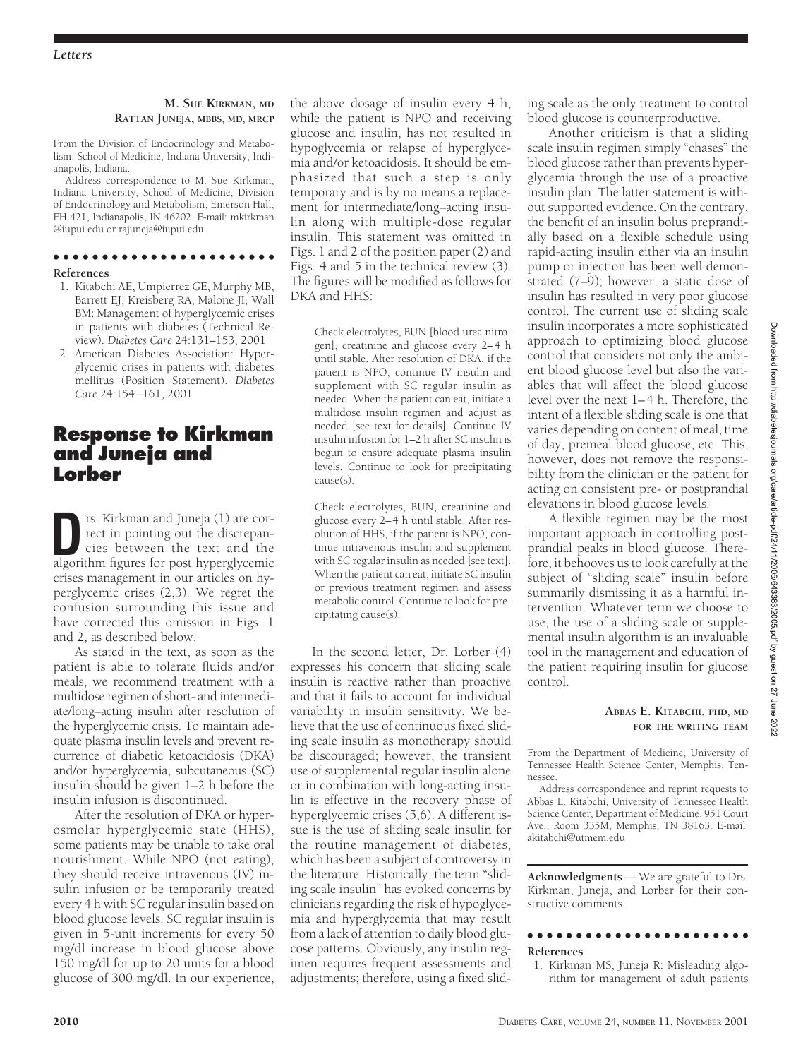**M. Sue Kirkman, md**
**Rattan Juneja, mbbs, md, mrcp**

From the Division of Endocrinology and Metabolism, School of Medicine, Indiana University, Indianapolis, Indiana.

Address correspondence to M. Sue Kirkman, Indiana University, School of Medicine, Division of Endocrinology and Metabolism, Emerson Hall, EH 421, Indianapolis, IN 46202. E-mail: mkirkman@iupui.edu or rajuneja@iupui.edu.

**References**

1. Kitabchi AE, Umpierrez GE, Murphy MB, Barrett EJ, Kreisberg RA, Malone JI, Wall BM: Management of hyperglycemic crises in patients with diabetes (Technical Review). *Diabetes Care* 24:131–153, 2001
2. American Diabetes Association: Hyperglycemic crises in patients with diabetes mellitus (Position Statement). *Diabetes Care* 24:154–161, 2001

# Response to Kirkman and Juneja and Lorber

Drs. Kirkman and Juneja (1) are correct in pointing out the discrepancies between the text and the algorithm figures for post hyperglycemic crises management in our articles on hyperglycemic crises (2,3). We regret the confusion surrounding this issue and have corrected this omission in Figs. 1 and 2, as described below.

As stated in the text, as soon as the patient is able to tolerate fluids and/or meals, we recommend treatment with a multidose regimen of short- and intermediate/long–acting insulin after resolution of the hyperglycemic crisis. To maintain adequate plasma insulin levels and prevent recurrence of diabetic ketoacidosis (DKA) and/or hyperglycemia, subcutaneous (SC) insulin should be given 1–2 h before the insulin infusion is discontinued.

After the resolution of DKA or hyperosmolar hyperglycemic state (HHS), some patients may be unable to take oral nourishment. While NPO (not eating), they should receive intravenous (IV) insulin infusion or be temporarily treated every 4 h with SC regular insulin based on blood glucose levels. SC regular insulin is given in 5-unit increments for every 50 mg/dl increase in blood glucose above 150 mg/dl for up to 20 units for a blood glucose of 300 mg/dl. In our experience, the above dosage of insulin every 4 h, while the patient is NPO and receiving glucose and insulin, has not resulted in hypoglycemia or relapse of hyperglycemia and/or ketoacidosis. It should be emphasized that such a step is only temporary and is by no means a replacement for intermediate/long–acting insulin along with multiple-dose regular insulin. This statement was omitted in Figs. 1 and 2 of the position paper (2) and Figs. 4 and 5 in the technical review (3). The figures will be modified as follows for DKA and HHS:

> Check electrolytes, BUN [blood urea nitrogen], creatinine and glucose every 2–4 h until stable. After resolution of DKA, if the patient is NPO, continue IV insulin and supplement with SC regular insulin as needed. When the patient can eat, initiate a multidose insulin regimen and adjust as needed [see text for details]. Continue IV insulin infusion for 1–2 h after SC insulin is begun to ensure adequate plasma insulin levels. Continue to look for precipitating cause(s).

> Check electrolytes, BUN, creatinine and glucose every 2–4 h until stable. After resolution of HHS, if the patient is NPO, continue intravenous insulin and supplement with SC regular insulin as needed [see text]. When the patient can eat, initiate SC insulin or previous treatment regimen and assess metabolic control. Continue to look for precipitating cause(s).

In the second letter, Dr. Lorber (4) expresses his concern that sliding scale insulin is reactive rather than proactive and that it fails to account for individual variability in insulin sensitivity. We believe that the use of continuous fixed sliding scale insulin as monotherapy should be discouraged; however, the transient use of supplemental regular insulin alone or in combination with long-acting insulin is effective in the recovery phase of hyperglycemic crises (5,6). A different issue is the use of sliding scale insulin for the routine management of diabetes, which has been a subject of controversy in the literature. Historically, the term "sliding scale insulin" has evoked concerns by clinicians regarding the risk of hypoglycemia and hyperglycemia that may result from a lack of attention to daily blood glucose patterns. Obviously, any insulin regimen requires frequent assessments and adjustments; therefore, using a fixed sliding scale as the only treatment to control blood glucose is counterproductive.

Another criticism is that a sliding scale insulin regimen simply "chases" the blood glucose rather than prevents hyperglycemia through the use of a proactive insulin plan. The latter statement is without supported evidence. On the contrary, the benefit of an insulin bolus preprandially based on a flexible schedule using rapid-acting insulin either via an insulin pump or injection has been well demonstrated (7–9); however, a static dose of insulin has resulted in very poor glucose control. The current use of sliding scale insulin incorporates a more sophisticated approach to optimizing blood glucose control that considers not only the ambient blood glucose level but also the variables that will affect the blood glucose level over the next 1–4 h. Therefore, the intent of a flexible sliding scale is one that varies depending on content of meal, time of day, premeal blood glucose, etc. This, however, does not remove the responsibility from the clinician or the patient for acting on consistent pre- or postprandial elevations in blood glucose levels.

A flexible regimen may be the most important approach in controlling postprandial peaks in blood glucose. Therefore, it behooves us to look carefully at the subject of "sliding scale" insulin before summarily dismissing it as a harmful intervention. Whatever term we choose to use, the use of a sliding scale or supplemental insulin algorithm is an invaluable tool in the management and education of the patient requiring insulin for glucose control.

**Abbas E. Kitabchi, phd, md**
**for the writing team**

From the Department of Medicine, University of Tennessee Health Science Center, Memphis, Tennessee.

Address correspondence and reprint requests to Abbas E. Kitabchi, University of Tennessee Health Science Center, Department of Medicine, 951 Court Ave., Room 335M, Memphis, TN 38163. E-mail: akitabchi@utmem.edu

**Acknowledgments**— We are grateful to Drs. Kirkman, Juneja, and Lorber for their constructive comments.

**References**

1. Kirkman MS, Juneja R: Misleading algorithm for management of adult patients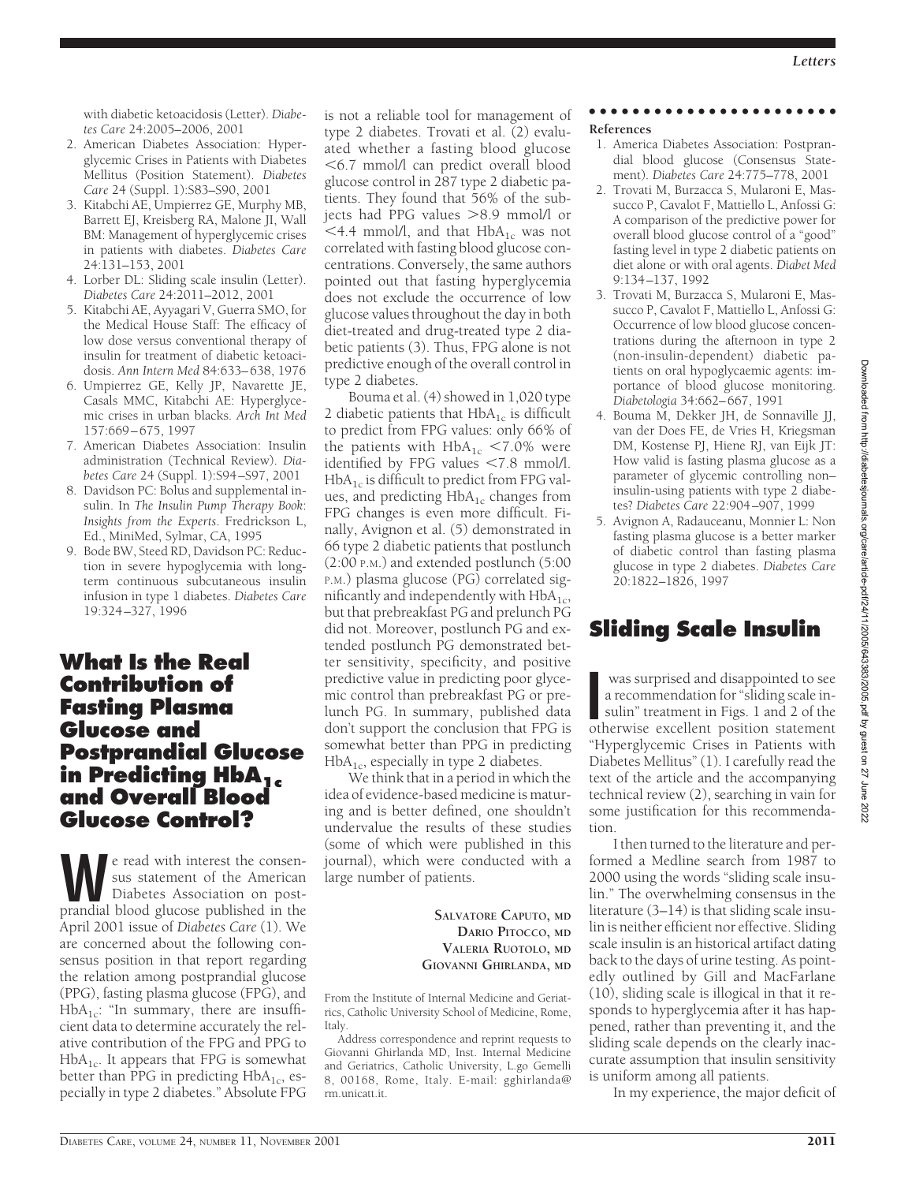with diabetic ketoacidosis (Letter). *Diabetes Care* 24:2005–2006, 2001
2. American Diabetes Association: Hyperglycemic Crises in Patients with Diabetes Mellitus (Position Statement). *Diabetes Care* 24 (Suppl. 1):S83–S90, 2001
3. Kitabchi AE, Umpierrez GE, Murphy MB, Barrett EJ, Kreisberg RA, Malone JI, Wall BM: Management of hyperglycemic crises in patients with diabetes. *Diabetes Care* 24:131–153, 2001
4. Lorber DL: Sliding scale insulin (Letter). *Diabetes Care* 24:2011–2012, 2001
5. Kitabchi AE, Ayyagari V, Guerra SMO, for the Medical House Staff: The efficacy of low dose versus conventional therapy of insulin for treatment of diabetic ketoacidosis. *Ann Intern Med* 84:633–638, 1976
6. Umpierrez GE, Kelly JP, Navarette JE, Casals MMC, Kitabchi AE: Hyperglycemic crises in urban blacks. *Arch Int Med* 157:669–675, 1997
7. American Diabetes Association: Insulin administration (Technical Review). *Diabetes Care* 24 (Suppl. 1):S94–S97, 2001
8. Davidson PC: Bolus and supplemental insulin. In *The Insulin Pump Therapy Book: Insights from the Experts*. Fredrickson L, Ed., MiniMed, Sylmar, CA, 1995
9. Bode BW, Steed RD, Davidson PC: Reduction in severe hypoglycemia with long-term continuous subcutaneous insulin infusion in type 1 diabetes. *Diabetes Care* 19:324–327, 1996

# What Is the Real Contribution of Fasting Plasma Glucose and Postprandial Glucose in Predicting $HbA_{1c}$ and Overall Blood Glucose Control?

We read with interest the consensus statement of the American Diabetes Association on postprandial blood glucose published in the April 2001 issue of *Diabetes Care* (1). We are concerned about the following consensus position in that report regarding the relation among postprandial glucose (PPG), fasting plasma glucose (FPG), and $HbA_{1c}$: "In summary, there are insufficient data to determine accurately the relative contribution of the FPG and PPG to $HbA_{1c}$. It appears that FPG is somewhat better than PPG in predicting $HbA_{1c}$, especially in type 2 diabetes." Absolute FPG is not a reliable tool for management of type 2 diabetes. Trovati et al. (2) evaluated whether a fasting blood glucose <6.7 mmol/l can predict overall blood glucose control in 287 type 2 diabetic patients. They found that 56% of the subjects had PPG values >8.9 mmol/l or <4.4 mmol/l, and that $HbA_{1c}$ was not correlated with fasting blood glucose concentrations. Conversely, the same authors pointed out that fasting hyperglycemia does not exclude the occurrence of low glucose values throughout the day in both diet-treated and drug-treated type 2 diabetic patients (3). Thus, FPG alone is not predictive enough of the overall control in type 2 diabetes.

Bouma et al. (4) showed in 1,020 type 2 diabetic patients that $HbA_{1c}$ is difficult to predict from FPG values: only 66% of the patients with $HbA_{1c}$ <7.0% were identified by FPG values <7.8 mmol/l. $HbA_{1c}$ is difficult to predict from FPG values, and predicting $HbA_{1c}$ changes from FPG changes is even more difficult. Finally, Avignon et al. (5) demonstrated in 66 type 2 diabetic patients that postlunch (2:00 P.M.) and extended postlunch (5:00 P.M.) plasma glucose (PG) correlated significantly and independently with $HbA_{1c}$, but that prebreakfast PG and prelunch PG did not. Moreover, postlunch PG and extended postlunch PG demonstrated better sensitivity, specificity, and positive predictive value in predicting poor glycemic control than prebreakfast PG or prelunch PG. In summary, published data don't support the conclusion that FPG is somewhat better than PPG in predicting $HbA_{1c}$, especially in type 2 diabetes.

We think that in a period in which the idea of evidence-based medicine is maturing and is better defined, one shouldn't undervalue the results of these studies (some of which were published in this journal), which were conducted with a large number of patients.

**SALVATORE CAPUTO, MD**
**DARIO PITOCCO, MD**
**VALERIA RUOTOLO, MD**
**GIOVANNI GHIRLANDA, MD**

From the Institute of Internal Medicine and Geriatrics, Catholic University School of Medicine, Rome, Italy.

Address correspondence and reprint requests to Giovanni Ghirlanda MD, Inst. Internal Medicine and Geriatrics, Catholic University, L.go Gemelli 8, 00168, Rome, Italy. E-mail: gghirlanda@rm.unicatt.it.

## References

1. America Diabetes Association: Postprandial blood glucose (Consensus Statement). *Diabetes Care* 24:775–778, 2001
2. Trovati M, Burzacca S, Mularoni E, Massucco P, Cavalot F, Mattiello L, Anfossi G: A comparison of the predictive power for overall blood glucose control of a "good" fasting level in type 2 diabetic patients on diet alone or with oral agents. *Diabet Med* 9:134–137, 1992
3. Trovati M, Burzacca S, Mularoni E, Massucco P, Cavalot F, Mattiello L, Anfossi G: Occurrence of low blood glucose concentrations during the afternoon in type 2 (non-insulin-dependent) diabetic patients on oral hypoglycaemic agents: importance of blood glucose monitoring. *Diabetologia* 34:662–667, 1991
4. Bouma M, Dekker JH, de Sonnaville JJ, van der Does FE, de Vries H, Kriegsman DM, Kostense PJ, Hiene RJ, van Eijk JT: How valid is fasting plasma glucose as a parameter of glycemic controlling non–insulin-using patients with type 2 diabetes? *Diabetes Care* 22:904–907, 1999
5. Avignon A, Radauceanu, Monnier L: Non fasting plasma glucose is a better marker of diabetic control than fasting plasma glucose in type 2 diabetes. *Diabetes Care* 20:1822–1826, 1997

# Sliding Scale Insulin

I was surprised and disappointed to see a recommendation for "sliding scale insulin" treatment in Figs. 1 and 2 of the otherwise excellent position statement "Hyperglycemic Crises in Patients with Diabetes Mellitus" (1). I carefully read the text of the article and the accompanying technical review (2), searching in vain for some justification for this recommendation.

I then turned to the literature and performed a Medline search from 1987 to 2000 using the words "sliding scale insulin." The overwhelming consensus in the literature (3–14) is that sliding scale insulin is neither efficient nor effective. Sliding scale insulin is an historical artifact dating back to the days of urine testing. As pointedly outlined by Gill and MacFarlane (10), sliding scale is illogical in that it responds to hyperglycemia after it has happened, rather than preventing it, and the sliding scale depends on the clearly inaccurate assumption that insulin sensitivity is uniform among all patients.

In my experience, the major deficit of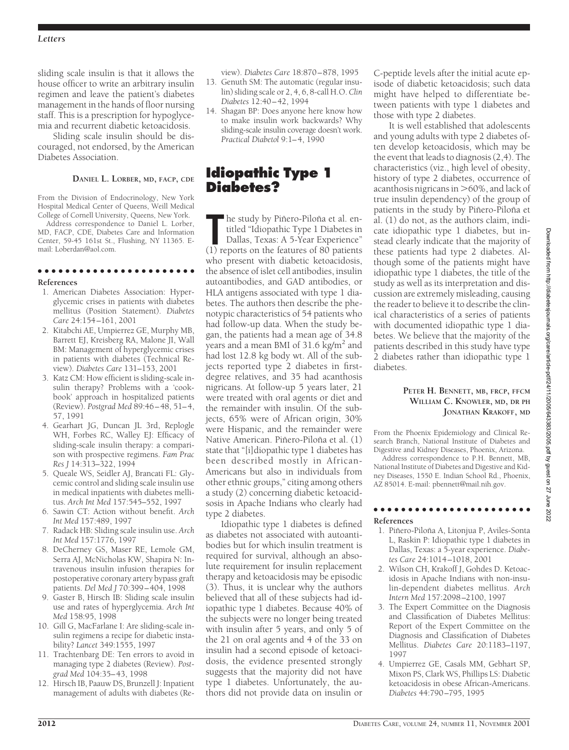sliding scale insulin is that it allows the house officer to write an arbitrary insulin regimen and leave the patient's diabetes management in the hands of floor nursing staff. This is a prescription for hypoglycemia and recurrent diabetic ketoacidosis.

Sliding scale insulin should be discouraged, not endorsed, by the American Diabetes Association.

**DANIEL L. LORBER, MD, FACP, CDE**

From the Division of Endocrinology, New York Hospital Medical Center of Queens, Weill Medical College of Cornell University, Queens, New York.

Address correspondence to Daniel L. Lorber, MD, FACP, CDE, Diabetes Care and Information Center, 59-45 161st St., Flushing, NY 11365. E-mail: Loberdan@aol.com.

**References**

1. American Diabetes Association: Hyperglycemic crises in patients with diabetes mellitus (Position Statement). *Diabetes Care* 24:154–161, 2001
2. Kitabchi AE, Umpierrez GE, Murphy MB, Barrett EJ, Kreisberg RA, Malone JI, Wall BM: Management of hyperglycemic crises in patients with diabetes (Technical Review). *Diabetes Care* 131–153, 2001
3. Katz CM: How efficient is sliding-scale insulin therapy? Problems with a 'cookbook' approach in hospitalized patients (Review). *Postgrad Med* 89:46–48, 51–4, 57, 1991
4. Gearhart JG, Duncan JL 3rd, Replogle WH, Forbes RC, Walley EJ: Efficacy of sliding-scale insulin therapy: a comparison with prospective regimens. *Fam Prac Res J* 14:313–322, 1994
5. Queale WS, Seidler AJ, Brancati FL: Glycemic control and sliding scale insulin use in medical inpatients with diabetes mellitus. *Arch Int Med* 157:545–552, 1997
6. Sawin CT: Action without benefit. *Arch Int Med* 157:489, 1997
7. Radack HB: Sliding scale insulin use. *Arch Int Med* 157:1776, 1997
8. DeCherney GS, Maser RE, Lemole GM, Serra AJ, McNicholas KW, Shapira N: Intravenous insulin infusion therapies for postoperative coronary artery bypass graft patients. *Del Med J* 70:399–404, 1998
9. Gaster B, Hirsch IB: Sliding scale insulin use and rates of hyperglycemia. *Arch Int Med* 158:95, 1998
10. Gill G, MacFarlane I: Are sliding-scale insulin regimens a recipe for diabetic instability? *Lancet* 349:1555, 1997
11. Trachtenbarg DE: Ten errors to avoid in managing type 2 diabetes (Review). *Postgrad Med* 104:35–43, 1998
12. Hirsch IB, Paauw DS, Brunzell J: Inpatient management of adults with diabetes (Review). *Diabetes Care* 18:870–878, 1995
13. Genuth SM: The automatic (regular insulin) sliding scale or 2, 4, 6, 8-call H.O. *Clin Diabetes* 12:40–42, 1994
14. Shagan BP: Does anyone here know how to make insulin work backwards? Why sliding-scale insulin coverage doesn't work. *Practical Diabetol* 9:1–4, 1990

## Idiopathic Type 1 Diabetes?

The study by Piñero-Piloña et al. entitled "Idiopathic Type 1 Diabetes in Dallas, Texas: A 5-Year Experience" (1) reports on the features of 80 patients who present with diabetic ketoacidosis, the absence of islet cell antibodies, insulin autoantibodies, and GAD antibodies, or HLA antigens associated with type 1 diabetes. The authors then describe the phenotypic characteristics of 54 patients who had follow-up data. When the study began, the patients had a mean age of 34.8 years and a mean BMI of 31.6 kg/m$^2$ and had lost 12.8 kg body wt. All of the subjects reported type 2 diabetes in first-degree relatives, and 35 had acanthosis nigricans. At follow-up 5 years later, 21 were treated with oral agents or diet and the remainder with insulin. Of the subjects, 65% were of African origin, 30% were Hispanic, and the remainder were Native American. Piñero-Piloña et al. (1) state that "[i]diopathic type 1 diabetes has been described mostly in African-Americans but also in individuals from other ethnic groups," citing among others a study (2) concerning diabetic ketoacidosis in Apache Indians who clearly had type 2 diabetes.

Idiopathic type 1 diabetes is defined as diabetes not associated with autoantibodies but for which insulin treatment is required for survival, although an absolute requirement for insulin replacement therapy and ketoacidosis may be episodic (3). Thus, it is unclear why the authors believed that all of these subjects had idiopathic type 1 diabetes. Because 40% of the subjects were no longer being treated with insulin after 5 years, and only 5 of the 21 on oral agents and 4 of the 33 on insulin had a second episode of ketoacidosis, the evidence presented strongly suggests that the majority did not have type 1 diabetes. Unfortunately, the authors did not provide data on insulin or C-peptide levels after the initial acute episode of diabetic ketoacidosis; such data might have helped to differentiate between patients with type 1 diabetes and those with type 2 diabetes.

It is well established that adolescents and young adults with type 2 diabetes often develop ketoacidosis, which may be the event that leads to diagnosis (2,4). The characteristics (viz., high level of obesity, history of type 2 diabetes, occurrence of acanthosis nigricans in >60%, and lack of true insulin dependency) of the group of patients in the study by Piñero-Piloña et al. (1) do not, as the authors claim, indicate idiopathic type 1 diabetes, but instead clearly indicate that the majority of these patients had type 2 diabetes. Although some of the patients might have idiopathic type 1 diabetes, the title of the study as well as its interpretation and discussion are extremely misleading, causing the reader to believe it to describe the clinical characteristics of a series of patients with documented idiopathic type 1 diabetes. We believe that the majority of the patients described in this study have type 2 diabetes rather than idiopathic type 1 diabetes.

**PETER H. BENNETT, MB, FRCP, FFCM**
**WILLIAM C. KNOWLER, MD, DR PH**
**JONATHAN KRAKOFF, MD**

From the Phoenix Epidemiology and Clinical Research Branch, National Institute of Diabetes and Digestive and Kidney Diseases, Phoenix, Arizona.

Address correspondence to P.H. Bennett, MB, National Institute of Diabetes and Digestive and Kidney Diseases, 1550 E. Indian School Rd., Phoenix, AZ 85014. E-mail: pbennett@mail.nih.gov.

**References**

1. Piñero-Piloña A, Litonjua P, Aviles-Santa L, Raskin P: Idiopathic type 1 diabetes in Dallas, Texas: a 5-year experience. *Diabetes Care* 24:1014–1018, 2001
2. Wilson CH, Krakoff J, Gohdes D. Ketoacidosis in Apache Indians with non-insulin-dependent diabetes mellitus. *Arch Intern Med* 157:2098–2100, 1997
3. The Expert Committee on the Diagnosis and Classification of Diabetes Mellitus: Report of the Expert Committee on the Diagnosis and Classification of Diabetes Mellitus. *Diabetes Care* 20:1183–1197, 1997
4. Umpierrez GE, Casals MM, Gebhart SP, Mixon PS, Clark WS, Phillips LS: Diabetic ketoacidosis in obese African-Americans. *Diabetes* 44:790–795, 1995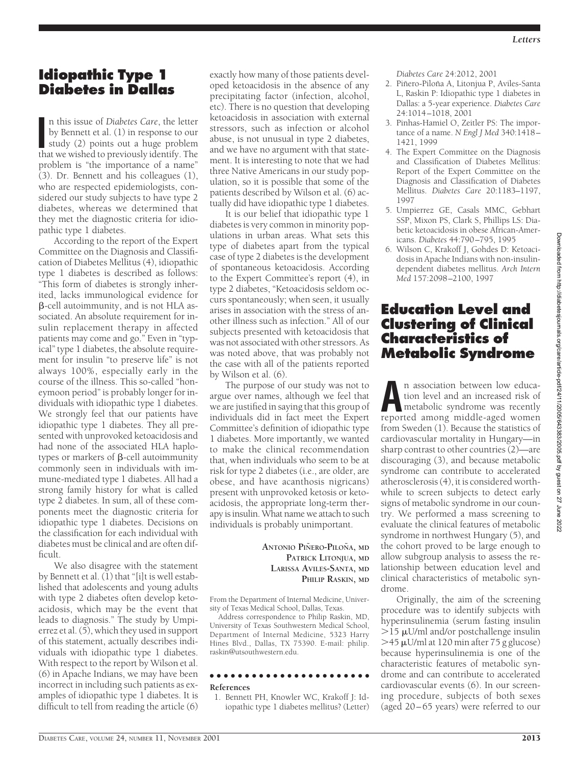# Idiopathic Type 1 Diabetes in Dallas

In this issue of *Diabetes Care*, the letter by Bennett et al. (1) in response to our study (2) points out a huge problem that we wished to previously identify. The problem is "the importance of a name" (3). Dr. Bennett and his colleagues (1), who are respected epidemiologists, considered our study subjects to have type 2 diabetes, whereas we determined that they met the diagnostic criteria for idiopathic type 1 diabetes.

According to the report of the Expert Committee on the Diagnosis and Classification of Diabetes Mellitus (4), idiopathic type 1 diabetes is described as follows: "This form of diabetes is strongly inherited, lacks immunological evidence for β-cell autoimmunity, and is not HLA associated. An absolute requirement for insulin replacement therapy in affected patients may come and go." Even in "typical" type 1 diabetes, the absolute requirement for insulin "to preserve life" is not always 100%, especially early in the course of the illness. This so-called "honeymoon period" is probably longer for individuals with idiopathic type 1 diabetes. We strongly feel that our patients have idiopathic type 1 diabetes. They all presented with unprovoked ketoacidosis and had none of the associated HLA haplotypes or markers of β-cell autoimmunity commonly seen in individuals with immune-mediated type 1 diabetes. All had a strong family history for what is called type 2 diabetes. In sum, all of these components meet the diagnostic criteria for idiopathic type 1 diabetes. Decisions on the classification for each individual with diabetes must be clinical and are often difficult.

We also disagree with the statement by Bennett et al. (1) that "[i]t is well established that adolescents and young adults with type 2 diabetes often develop ketoacidosis, which may be the event that leads to diagnosis." The study by Umpierrez et al. (5), which they used in support of this statement, actually describes individuals with idiopathic type 1 diabetes. With respect to the report by Wilson et al. (6) in Apache Indians, we may have been incorrect in including such patients as examples of idiopathic type 1 diabetes. It is difficult to tell from reading the article (6) exactly how many of those patients developed ketoacidosis in the absence of any precipitating factor (infection, alcohol, etc). There is no question that developing ketoacidosis in association with external stressors, such as infection or alcohol abuse, is not unusual in type 2 diabetes, and we have no argument with that statement. It is interesting to note that we had three Native Americans in our study population, so it is possible that some of the patients described by Wilson et al. (6) actually did have idiopathic type 1 diabetes.

It is our belief that idiopathic type 1 diabetes is very common in minority populations in urban areas. What sets this type of diabetes apart from the typical case of type 2 diabetes is the development of spontaneous ketoacidosis. According to the Expert Committee's report (4), in type 2 diabetes, "Ketoacidosis seldom occurs spontaneously; when seen, it usually arises in association with the stress of another illness such as infection." All of our subjects presented with ketoacidosis that was not associated with other stressors. As was noted above, that was probably not the case with all of the patients reported by Wilson et al. (6).

The purpose of our study was not to argue over names, although we feel that we are justified in saying that this group of individuals did in fact meet the Expert Committee's definition of idiopathic type 1 diabetes. More importantly, we wanted to make the clinical recommendation that, when individuals who seem to be at risk for type 2 diabetes (i.e., are older, are obese, and have acanthosis nigricans) present with unprovoked ketosis or ketoacidosis, the appropriate long-term therapy is insulin. What name we attach to such individuals is probably unimportant.

**Antonio Piñero-Piloña, md**
**Patrick Litonjua, md**
**Larissa Aviles-Santa, md**
**Philip Raskin, md**

From the Department of Internal Medicine, University of Texas Medical School, Dallas, Texas.

Address correspondence to Philip Raskin, MD, University of Texas Southwestern Medical School, Department of Internal Medicine, 5323 Harry Hines Blvd., Dallas, TX 75390. E-mail: philip.raskin@utsouthwestern.edu.

## References

1. Bennett PH, Knowler WC, Krakoff J: Idiopathic type 1 diabetes mellitus? (Letter) *Diabetes Care* 24:2012, 2001
2. Piñero-Piloña A, Litonjua P, Aviles-Santa L, Raskin P: Idiopathic type 1 diabetes in Dallas: a 5-year experience. *Diabetes Care* 24:1014–1018, 2001
3. Pinhas-Hamiel O, Zeitler PS: The importance of a name. *N Engl J Med* 340:1418–1421, 1999
4. The Expert Committee on the Diagnosis and Classification of Diabetes Mellitus: Report of the Expert Committee on the Diagnosis and Classification of Diabetes Mellitus. *Diabetes Care* 20:1183–1197, 1997
5. Umpierrez GE, Casals MMC, Gebhart SSP, Mixon PS, Clark S, Phillips LS: Diabetic ketoacidosis in obese African-Americans. *Diabetes* 44:790–795, 1995
6. Wilson C, Krakoff J, Gohdes D: Ketoacidosis in Apache Indians with non-insulin-dependent diabetes mellitus. *Arch Intern Med* 157:2098–2100, 1997

# Education Level and Clustering of Clinical Characteristics of Metabolic Syndrome

An association between low education level and an increased risk of metabolic syndrome was recently reported among middle-aged women from Sweden (1). Because the statistics of cardiovascular mortality in Hungary—in sharp contrast to other countries (2)—are discouraging (3), and because metabolic syndrome can contribute to accelerated atherosclerosis (4), it is considered worthwhile to screen subjects to detect early signs of metabolic syndrome in our country. We performed a mass screening to evaluate the clinical features of metabolic syndrome in northwest Hungary (5), and the cohort proved to be large enough to allow subgroup analysis to assess the relationship between education level and clinical characteristics of metabolic syndrome.

Originally, the aim of the screening procedure was to identify subjects with hyperinsulinemia (serum fasting insulin >15 μU/ml and/or postchallenge insulin >45 μU/ml at 120 min after 75 g glucose) because hyperinsulinemia is one of the characteristic features of metabolic syndrome and can contribute to accelerated cardiovascular events (6). In our screening procedure, subjects of both sexes (aged 20–65 years) were referred to our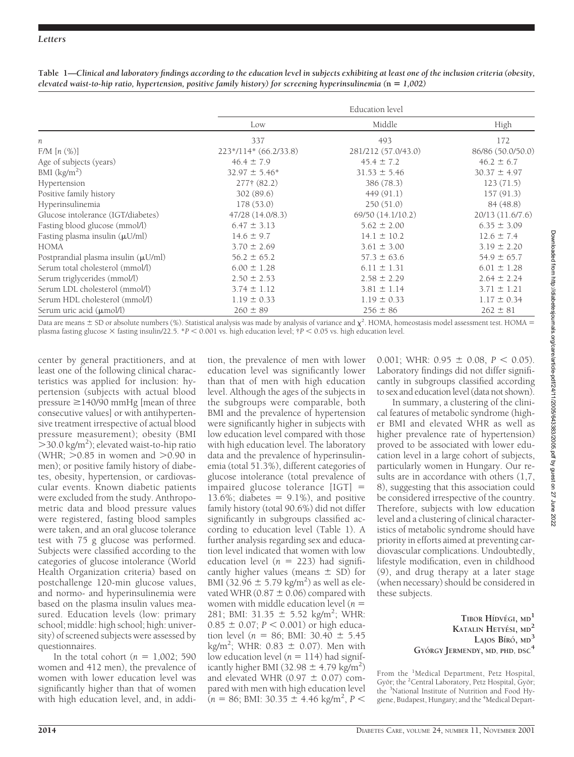**Table 1—Clinical and laboratory findings according to the education level in subjects exhibiting at least one of the inclusion criteria (obesity, elevated waist-to-hip ratio, hypertension, positive family history) for screening hyperinsulinemia (n = 1,002)**

| | Education level | | |
|---|---|---|---|
| | Low | Middle | High |
| $n$ | 337 | 493 | 172 |
| F/M [$n$ (%)] | 223*/114* (66.2/33.8) | 281/212 (57.0/43.0) | 86/86 (50.0/50.0) |
| Age of subjects (years) | 46.4 ± 7.9 | 45.4 ± 7.2 | 46.2 ± 6.7 |
| BMI (kg/m$^2$) | 32.97 ± 5.46* | 31.53 ± 5.46 | 30.37 ± 4.97 |
| Hypertension | 277† (82.2) | 386 (78.3) | 123 (71.5) |
| Positive family history | 302 (89.6) | 449 (91.1) | 157 (91.3) |
| Hyperinsulinemia | 178 (53.0) | 250 (51.0) | 84 (48.8) |
| Glucose intolerance (IGT/diabetes) | 47/28 (14.0/8.3) | 69/50 (14.1/10.2) | 20/13 (11.6/7.6) |
| Fasting blood glucose (mmol/l) | 6.47 ± 3.13 | 5.62 ± 2.00 | 6.35 ± 3.09 |
| Fasting plasma insulin (μU/ml) | 14.6 ± 9.7 | 14.1 ± 10.2 | 12.6 ± 7.4 |
| HOMA | 3.70 ± 2.69 | 3.61 ± 3.00 | 3.19 ± 2.20 |
| Postprandial plasma insulin (μU/ml) | 56.2 ± 65.2 | 57.3 ± 63.6 | 54.9 ± 65.7 |
| Serum total cholesterol (mmol/l) | 6.00 ± 1.28 | 6.11 ± 1.31 | 6.01 ± 1.28 |
| Serum triglycerides (mmol/l) | 2.50 ± 2.53 | 2.58 ± 2.29 | 2.64 ± 2.24 |
| Serum LDL cholesterol (mmol/l) | 3.74 ± 1.12 | 3.81 ± 1.14 | 3.71 ± 1.21 |
| Serum HDL cholesterol (mmol/l) | 1.19 ± 0.33 | 1.19 ± 0.33 | 1.17 ± 0.34 |
| Serum uric acid (μmol/l) | 260 ± 89 | 256 ± 86 | 262 ± 81 |

Data are means ± SD or absolute numbers (%). Statistical analysis was made by analysis of variance and $\chi^2$. HOMA, homeostasis model assessment test. HOMA = plasma fasting glucose × fasting insulin/22.5. *$P < 0.001$ vs. high education level; †$P < 0.05$ vs. high education level.

center by general practitioners, and at least one of the following clinical characteristics was applied for inclusion: hypertension (subjects with actual blood pressure ≥140/90 mmHg [mean of three consecutive values] or with antihypertensive treatment irrespective of actual blood pressure measurement); obesity (BMI >30.0 kg/m$^2$); elevated waist-to-hip ratio (WHR; >0.85 in women and >0.90 in men); or positive family history of diabetes, obesity, hypertension, or cardiovascular events. Known diabetic patients were excluded from the study. Anthropometric data and blood pressure values were registered, fasting blood samples were taken, and an oral glucose tolerance test with 75 g glucose was performed. Subjects were classified according to the categories of glucose intolerance (World Health Organization criteria) based on postchallenge 120-min glucose values, and normo- and hyperinsulinemia were based on the plasma insulin values measured. Education levels (low: primary school; middle: high school; high: university) of screened subjects were assessed by questionnaires.

In the total cohort ($n$ = 1,002; 590 women and 412 men), the prevalence of women with lower education level was significantly higher than that of women with high education level, and, in addition, the prevalence of men with lower education level was significantly lower than that of men with high education level. Although the ages of the subjects in the subgroups were comparable, both BMI and the prevalence of hypertension were significantly higher in subjects with low education level compared with those with high education level. The laboratory data and the prevalence of hyperinsulinemia (total 51.3%), different categories of glucose intolerance (total prevalence of impaired glucose tolerance [IGT] = 13.6%; diabetes = 9.1%), and positive family history (total 90.6%) did not differ significantly in subgroups classified according to education level (Table 1). A further analysis regarding sex and education level indicated that women with low education level ($n$ = 223) had significantly higher values (means ± SD) for BMI (32.96 ± 5.79 kg/m$^2$) as well as elevated WHR (0.87 ± 0.06) compared with women with middle education level ($n$ = 281; BMI: 31.35 ± 5.52 kg/m$^2$; WHR: 0.85 ± 0.07; $P < 0.001$) or high education level ($n$ = 86; BMI: 30.40 ± 5.45 kg/m$^2$; WHR: 0.83 ± 0.07). Men with low education level ($n$ = 114) had significantly higher BMI (32.98 ± 4.79 kg/m$^2$) and elevated WHR (0.97 ± 0.07) compared with men with high education level ($n$ = 86; BMI: 30.35 ± 4.46 kg/m$^2$, $P <$ 0.001; WHR: 0.95 ± 0.08, $P < 0.05$). Laboratory findings did not differ significantly in subgroups classified according to sex and education level (data not shown).

In summary, a clustering of the clinical features of metabolic syndrome (higher BMI and elevated WHR as well as higher prevalence rate of hypertension) proved to be associated with lower education level in a large cohort of subjects, particularly women in Hungary. Our results are in accordance with others (1,7, 8), suggesting that this association could be considered irrespective of the country. Therefore, subjects with low education level and a clustering of clinical characteristics of metabolic syndrome should have priority in efforts aimed at preventing cardiovascular complications. Undoubtedly, lifestyle modification, even in childhood (9), and drug therapy at a later stage (when necessary) should be considered in these subjects.

**Tibor Hídvégi, md**[1]
**Katalin Hetyési, md**[2]
**Lajos Bíró, md**[3]
**György Jermendy, md, phd, dsc**[4]

From the [1]Medical Department, Petz Hospital, Győr; the [2]Central Laboratory, Petz Hospital, Győr; the [3]National Institute of Nutrition and Food Hygiene, Budapest, Hungary; and the [4]Medical Depart-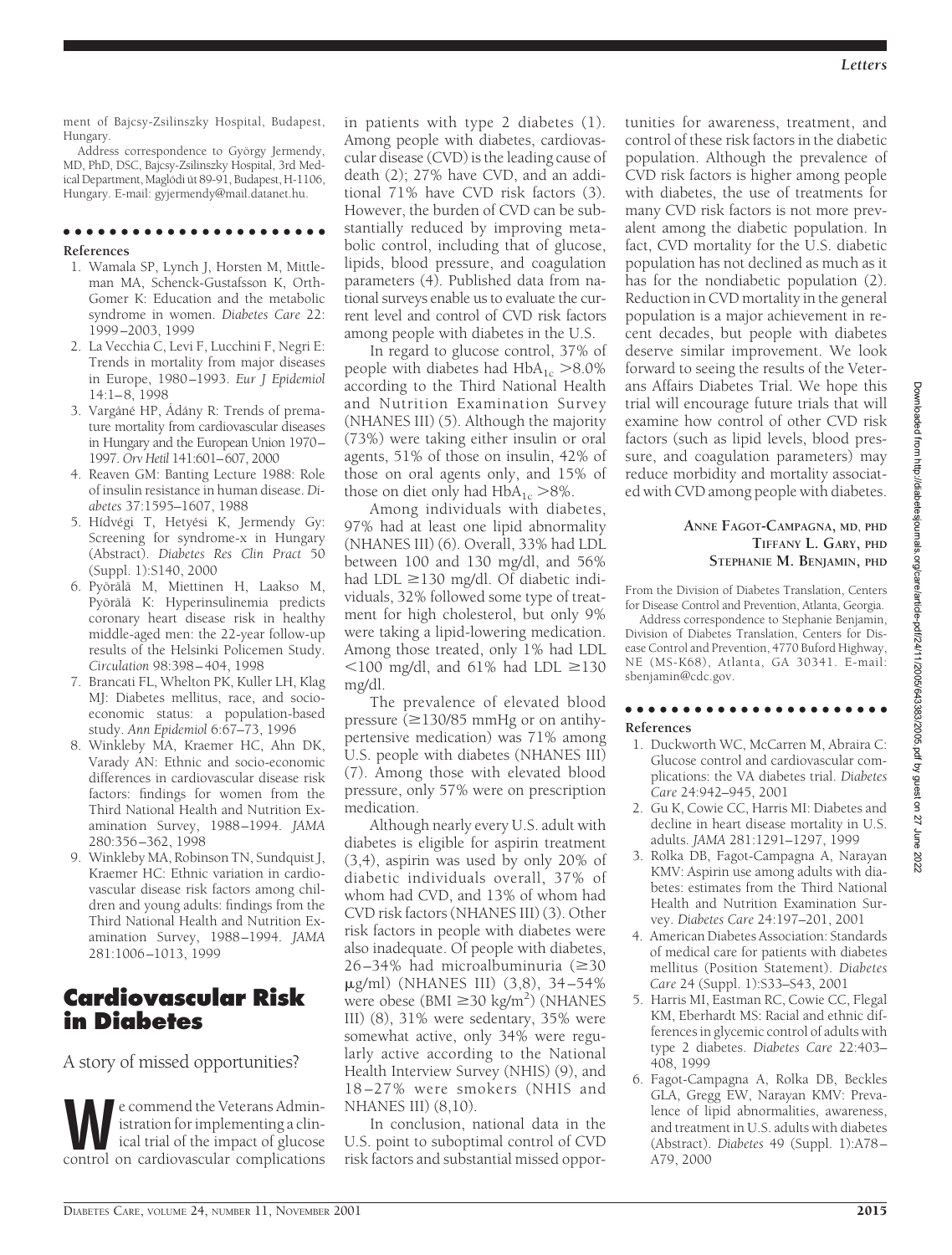ment of Bajcsy-Zsilinszky Hospital, Budapest, Hungary.

Address correspondence to György Jermendy, MD, PhD, DSC, Bajcsy-Zsilinszky Hospital, 3rd Medical Department, Maglódi út 89-91, Budapest, H-1106, Hungary. E-mail: gyjermendy@mail.datanet.hu.

**References**

1. Wamala SP, Lynch J, Horsten M, Mittleman MA, Schenck-Gustafsson K, Orth-Gomer K: Education and the metabolic syndrome in women. *Diabetes Care* 22: 1999–2003, 1999
2. La Vecchia C, Levi F, Lucchini F, Negri E: Trends in mortality from major diseases in Europe, 1980–1993. *Eur J Epidemiol* 14:1–8, 1998
3. Vargáné HP, Ádány R: Trends of premature mortality from cardiovascular diseases in Hungary and the European Union 1970–1997. *Orv Hetil* 141:601–607, 2000
4. Reaven GM: Banting Lecture 1988: Role of insulin resistance in human disease. *Diabetes* 37:1595–1607, 1988
5. Hídvégi T, Hetyési K, Jermendy Gy: Screening for syndrome-x in Hungary (Abstract). *Diabetes Res Clin Pract* 50 (Suppl. 1):S140, 2000
6. Pyörälä M, Miettinen H, Laakso M, Pyörälä K: Hyperinsulinemia predicts coronary heart disease risk in healthy middle-aged men: the 22-year follow-up results of the Helsinki Policemen Study. *Circulation* 98:398–404, 1998
7. Brancati FL, Whelton PK, Kuller LH, Klag MJ: Diabetes mellitus, race, and socioeconomic status: a population-based study. *Ann Epidemiol* 6:67–73, 1996
8. Winkleby MA, Kraemer HC, Ahn DK, Varady AN: Ethnic and socio-economic differences in cardiovascular disease risk factors: findings for women from the Third National Health and Nutrition Examination Survey, 1988–1994. *JAMA* 280:356–362, 1998
9. Winkleby MA, Robinson TN, Sundquist J, Kraemer HC: Ethnic variation in cardiovascular disease risk factors among children and young adults: findings from the Third National Health and Nutrition Examination Survey, 1988–1994. *JAMA* 281:1006–1013, 1999

# Cardiovascular Risk in Diabetes

A story of missed opportunities?

We commend the Veterans Administration for implementing a clinical trial of the impact of glucose control on cardiovascular complications in patients with type 2 diabetes (1). Among people with diabetes, cardiovascular disease (CVD) is the leading cause of death (2); 27% have CVD, and an additional 71% have CVD risk factors (3). However, the burden of CVD can be substantially reduced by improving metabolic control, including that of glucose, lipids, blood pressure, and coagulation parameters (4). Published data from national surveys enable us to evaluate the current level and control of CVD risk factors among people with diabetes in the U.S.

In regard to glucose control, 37% of people with diabetes had $HbA_{1c}$ >8.0% according to the Third National Health and Nutrition Examination Survey (NHANES III) (5). Although the majority (73%) were taking either insulin or oral agents, 51% of those on insulin, 42% of those on oral agents only, and 15% of those on diet only had $HbA_{1c}$ >8%.

Among individuals with diabetes, 97% had at least one lipid abnormality (NHANES III) (6). Overall, 33% had LDL between 100 and 130 mg/dl, and 56% had LDL ≥130 mg/dl. Of diabetic individuals, 32% followed some type of treatment for high cholesterol, but only 9% were taking a lipid-lowering medication. Among those treated, only 1% had LDL <100 mg/dl, and 61% had LDL ≥130 mg/dl.

The prevalence of elevated blood pressure (≥130/85 mmHg or on antihypertensive medication) was 71% among U.S. people with diabetes (NHANES III) (7). Among those with elevated blood pressure, only 57% were on prescription medication.

Although nearly every U.S. adult with diabetes is eligible for aspirin treatment (3,4), aspirin was used by only 20% of diabetic individuals overall, 37% of whom had CVD, and 13% of whom had CVD risk factors (NHANES III) (3). Other risk factors in people with diabetes were also inadequate. Of people with diabetes, 26–34% had microalbuminuria (≥30 μg/ml) (NHANES III) (3,8), 34–54% were obese (BMI ≥30 kg/m$^2$) (NHANES III) (8), 31% were sedentary, 35% were somewhat active, only 34% were regularly active according to the National Health Interview Survey (NHIS) (9), and 18–27% were smokers (NHIS and NHANES III) (8,10).

In conclusion, national data in the U.S. point to suboptimal control of CVD risk factors and substantial missed opportunities for awareness, treatment, and control of these risk factors in the diabetic population. Although the prevalence of CVD risk factors is higher among people with diabetes, the use of treatments for many CVD risk factors is not more prevalent among the diabetic population. In fact, CVD mortality for the U.S. diabetic population has not declined as much as it has for the nondiabetic population (2). Reduction in CVD mortality in the general population is a major achievement in recent decades, but people with diabetes deserve similar improvement. We look forward to seeing the results of the Veterans Affairs Diabetes Trial. We hope this trial will encourage future trials that will examine how control of other CVD risk factors (such as lipid levels, blood pressure, and coagulation parameters) may reduce morbidity and mortality associated with CVD among people with diabetes.

**Anne Fagot-Campagna, md, phd**
**Tiffany L. Gary, phd**
**Stephanie M. Benjamin, phd**

From the Division of Diabetes Translation, Centers for Disease Control and Prevention, Atlanta, Georgia.

Address correspondence to Stephanie Benjamin, Division of Diabetes Translation, Centers for Disease Control and Prevention, 4770 Buford Highway, NE (MS-K68), Atlanta, GA 30341. E-mail: sbenjamin@cdc.gov.

**References**

1. Duckworth WC, McCarren M, Abraira C: Glucose control and cardiovascular complications: the VA diabetes trial. *Diabetes Care* 24:942–945, 2001
2. Gu K, Cowie CC, Harris MI: Diabetes and decline in heart disease mortality in U.S. adults. *JAMA* 281:1291–1297, 1999
3. Rolka DB, Fagot-Campagna A, Narayan KMV: Aspirin use among adults with diabetes: estimates from the Third National Health and Nutrition Examination Survey. *Diabetes Care* 24:197–201, 2001
4. American Diabetes Association: Standards of medical care for patients with diabetes mellitus (Position Statement). *Diabetes Care* 24 (Suppl. 1):S33–S43, 2001
5. Harris MI, Eastman RC, Cowie CC, Flegal KM, Eberhardt MS: Racial and ethnic differences in glycemic control of adults with type 2 diabetes. *Diabetes Care* 22:403–408, 1999
6. Fagot-Campagna A, Rolka DB, Beckles GLA, Gregg EW, Narayan KMV: Prevalence of lipid abnormalities, awareness, and treatment in U.S. adults with diabetes (Abstract). *Diabetes* 49 (Suppl. 1):A78–A79, 2000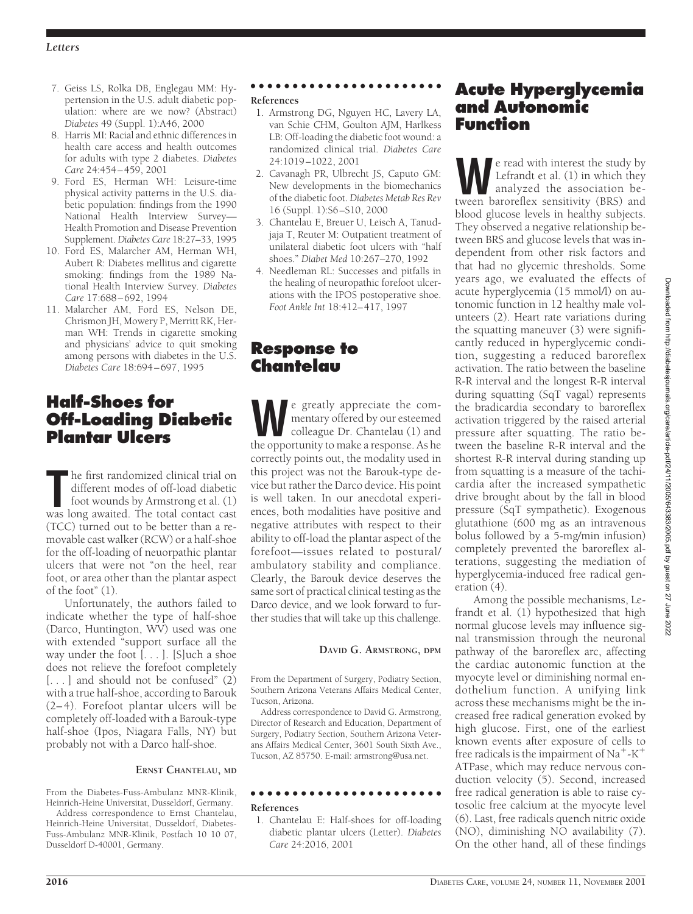7. Geiss LS, Rolka DB, Englegau MM: Hypertension in the U.S. adult diabetic population: where are we now? (Abstract) *Diabetes* 49 (Suppl. 1):A46, 2000
8. Harris MI: Racial and ethnic differences in health care access and health outcomes for adults with type 2 diabetes. *Diabetes Care* 24:454–459, 2001
9. Ford ES, Herman WH: Leisure-time physical activity patterns in the U.S. diabetic population: findings from the 1990 National Health Interview Survey—Health Promotion and Disease Prevention Supplement. *Diabetes Care* 18:27–33, 1995
10. Ford ES, Malarcher AM, Herman WH, Aubert R: Diabetes mellitus and cigarette smoking: findings from the 1989 National Health Interview Survey. *Diabetes Care* 17:688–692, 1994
11. Malarcher AM, Ford ES, Nelson DE, Chrismon JH, Mowery P, Merritt RK, Herman WH: Trends in cigarette smoking and physicians' advice to quit smoking among persons with diabetes in the U.S. *Diabetes Care* 18:694–697, 1995

## Half-Shoes for Off-Loading Diabetic Plantar Ulcers

The first randomized clinical trial on different modes of off-load diabetic foot wounds by Armstrong et al. (1) was long awaited. The total contact cast (TCC) turned out to be better than a removable cast walker (RCW) or a half-shoe for the off-loading of neuorpathic plantar ulcers that were not "on the heel, rear foot, or area other than the plantar aspect of the foot" (1).

Unfortunately, the authors failed to indicate whether the type of half-shoe (Darco, Huntington, WV) used was one with extended "support surface all the way under the foot [. . . ]. [S]uch a shoe does not relieve the forefoot completely [. . . ] and should not be confused" (2) with a true half-shoe, according to Barouk (2–4). Forefoot plantar ulcers will be completely off-loaded with a Barouk-type half-shoe (Ipos, Niagara Falls, NY) but probably not with a Darco half-shoe.

**ERNST CHANTELAU, MD**

From the Diabetes-Fuss-Ambulanz MNR-Klinik, Heinrich-Heine Universitat, Dusseldorf, Germany.

Address correspondence to Ernst Chantelau, Heinrich-Heine Universitat, Dusseldorf, Diabetes-Fuss-Ambulanz MNR-Klinik, Postfach 10 10 07, Dusseldorf D-40001, Germany.

**References**

1. Armstrong DG, Nguyen HC, Lavery LA, van Schie CHM, Goulton AJM, Harlkess LB: Off-loading the diabetic foot wound: a randomized clinical trial. *Diabetes Care* 24:1019–1022, 2001
2. Cavanagh PR, Ulbrecht JS, Caputo GM: New developments in the biomechanics of the diabetic foot. *Diabetes Metab Res Rev* 16 (Suppl. 1):S6–S10, 2000
3. Chantelau E, Breuer U, Leisch A, Tanudjaja T, Reuter M: Outpatient treatment of unilateral diabetic foot ulcers with "half shoes." *Diabet Med* 10:267–270, 1992
4. Needleman RL: Successes and pitfalls in the healing of neuropathic forefoot ulcerations with the IPOS postoperative shoe. *Foot Ankle Int* 18:412–417, 1997

## Response to Chantelau

We greatly appreciate the commentary offered by our esteemed colleague Dr. Chantelau (1) and the opportunity to make a response. As he correctly points out, the modality used in this project was not the Barouk-type device but rather the Darco device. His point is well taken. In our anecdotal experiences, both modalities have positive and negative attributes with respect to their ability to off-load the plantar aspect of the forefoot—issues related to postural/ambulatory stability and compliance. Clearly, the Barouk device deserves the same sort of practical clinical testing as the Darco device, and we look forward to further studies that will take up this challenge.

**DAVID G. ARMSTRONG, DPM**

From the Department of Surgery, Podiatry Section, Southern Arizona Veterans Affairs Medical Center, Tucson, Arizona.

Address correspondence to David G. Armstrong, Director of Research and Education, Department of Surgery, Podiatry Section, Southern Arizona Veterans Affairs Medical Center, 3601 South Sixth Ave., Tucson, AZ 85750. E-mail: armstrong@usa.net.

**References**

1. Chantelau E: Half-shoes for off-loading diabetic plantar ulcers (Letter). *Diabetes Care* 24:2016, 2001

## Acute Hyperglycemia and Autonomic Function

We read with interest the study by Lefrandt et al. (1) in which they analyzed the association between baroreflex sensitivity (BRS) and blood glucose levels in healthy subjects. They observed a negative relationship between BRS and glucose levels that was independent from other risk factors and that had no glycemic thresholds. Some years ago, we evaluated the effects of acute hyperglycemia (15 mmol/l) on autonomic function in 12 healthy male volunteers (2). Heart rate variations during the squatting maneuver (3) were significantly reduced in hyperglycemic condition, suggesting a reduced baroreflex activation. The ratio between the baseline R-R interval and the longest R-R interval during squatting (SqT vagal) represents the bradicardia secondary to baroreflex activation triggered by the raised arterial pressure after squatting. The ratio between the baseline R-R interval and the shortest R-R interval during standing up from squatting is a measure of the tachicardia after the increased sympathetic drive brought about by the fall in blood pressure (SqT sympathetic). Exogenous glutathione (600 mg as an intravenous bolus followed by a 5-mg/min infusion) completely prevented the baroreflex alterations, suggesting the mediation of hyperglycemia-induced free radical generation (4).

Among the possible mechanisms, Lefrandt et al. (1) hypothesized that high normal glucose levels may influence signal transmission through the neuronal pathway of the baroreflex arc, affecting the cardiac autonomic function at the myocyte level or diminishing normal endothelium function. A unifying link across these mechanisms might be the increased free radical generation evoked by high glucose. First, one of the earliest known events after exposure of cells to free radicals is the impairment of $Na^{+}$-$K^{+}$ ATPase, which may reduce nervous conduction velocity (5). Second, increased free radical generation is able to raise cytosolic free calcium at the myocyte level (6). Last, free radicals quench nitric oxide (NO), diminishing NO availability (7). On the other hand, all of these findings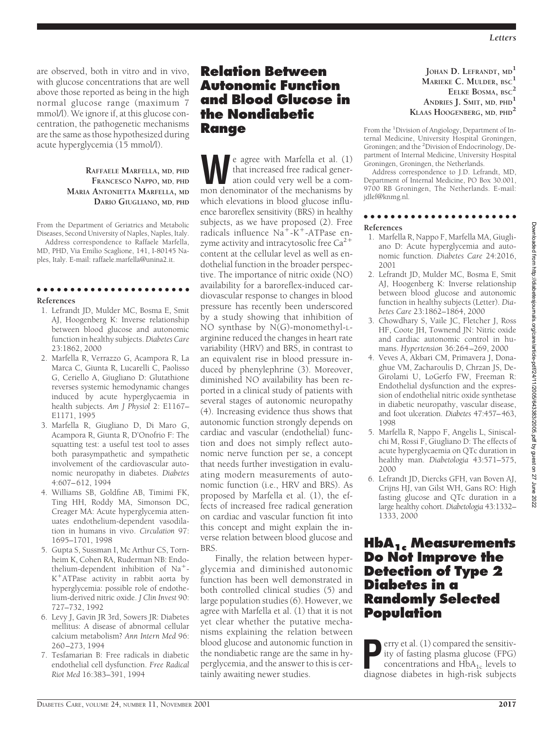are observed, both in vitro and in vivo, with glucose concentrations that are well above those reported as being in the high normal glucose range (maximum 7 mmol/l). We ignore if, at this glucose concentration, the pathogenetic mechanisms are the same as those hypothesized during acute hyperglycemia (15 mmol/l).

**RAFFAELE MARFELLA, MD, PHD**
**FRANCESCO NAPPO, MD, PHD**
**MARIA ANTONIETTA MARFELLA, MD**
**DARIO GIUGLIANO, MD, PHD**

From the Department of Geriatrics and Metabolic Diseases, Second University of Naples, Naples, Italy.

Address correspondence to Raffaele Marfella, MD, PHD, Via Emilio Scaglione, 141, I-80145 Naples, Italy. E-mail: raffaele.marfella@unina2.it.

**References**

1. Lefrandt JD, Mulder MC, Bosma E, Smit AJ, Hoogenberg K: Inverse relationship between blood glucose and autonomic function in healthy subjects. *Diabetes Care* 23:1862, 2000
2. Marfella R, Verrazzo G, Acampora R, La Marca C, Giunta R, Lucarelli C, Paolisso G, Ceriello A, Giugliano D: Glutathione reverses systemic hemodynamic changes induced by acute hyperglycaemia in health subjects. *Am J Physiol* 2: E1167–E1171, 1995
3. Marfella R, Giugliano D, Di Maro G, Acampora R, Giunta R, D'Onofrio F: The squatting test: a useful test tool to asses both parasympathetic and sympathetic involvement of the cardiovascular autonomic neuropathy in diabetes. *Diabetes* 4:607–612, 1994
4. Williams SB, Goldfine AB, Timimi FK, Ting HH, Roddy MA, Simonson DC, Creager MA: Acute hyperglycemia attenuates endothelium-dependent vasodilation in humans in vivo. *Circulation* 97: 1695–1701, 1998
5. Gupta S, Sussman I, Mc Arthur CS, Tornheim K, Cohen RA, Ruderman NB: Endothelium-dependent inhibition of $Na^+$-$K^+$ATPase activity in rabbit aorta by hyperglycemia: possible role of endothelium-derived nitric oxide. *J Clin Invest* 90: 727–732, 1992
6. Levy J, Gavin JR 3rd, Sowers JR: Diabetes mellitus: A disease of abnormal cellular calcium metabolism? *Ann Intern Med* 96: 260–273, 1994
7. Tesfamarian B: Free radicals in diabetic endothelial cell dysfunction. *Free Radical Riot Med* 16:383–391, 1994

## Relation Between Autonomic Function and Blood Glucose in the Nondiabetic Range

We agree with Marfella et al. (1) that increased free radical generation could very well be a common denominator of the mechanisms by which elevations in blood glucose influence baroreflex sensitivity (BRS) in healthy subjects, as we have proposed (2). Free radicals influence $Na^+$-$K^+$-ATPase enzyme activity and intracytosolic free $Ca^{2+}$ content at the cellular level as well as endothelial function in the broader perspective. The importance of nitric oxide (NO) availability for a baroreflex-induced cardiovascular response to changes in blood pressure has recently been underscored by a study showing that inhibition of NO synthase by N(G)-monomethyl-L-arginine reduced the changes in heart rate variability (HRV) and BRS, in contrast to an equivalent rise in blood pressure induced by phenylephrine (3). Moreover, diminished NO availability has been reported in a clinical study of patients with several stages of autonomic neuropathy (4). Increasing evidence thus shows that autonomic function strongly depends on cardiac and vascular (endothelial) function and does not simply reflect autonomic nerve function per se, a concept that needs further investigation in evaluating modern measurements of autonomic function (i.e., HRV and BRS). As proposed by Marfella et al. (1), the effects of increased free radical generation on cardiac and vascular function fit into this concept and might explain the inverse relation between blood glucose and BRS.

Finally, the relation between hyperglycemia and diminished autonomic function has been well demonstrated in both controlled clinical studies (5) and large population studies (6). However, we agree with Marfella et al. (1) that it is not yet clear whether the putative mechanisms explaining the relation between blood glucose and autonomic function in the nondiabetic range are the same in hyperglycemia, and the answer to this is certainly awaiting newer studies.

**JOHAN D. LEFRANDT, MD[1]**
**MARIEKE C. MULDER, BSC[1]**
**EELKE BOSMA, BSC[2]**
**ANDRIES J. SMIT, MD, PHD[1]**
**KLAAS HOOGENBERG, MD, PHD[2]**

From the [1]Division of Angiology, Department of Internal Medicine, University Hospital Groningen, Groningen; and the [2]Division of Endocrinology, Department of Internal Medicine, University Hospital Groningen, Groningen, the Netherlands.

Address correspondence to J.D. Lefrandt, MD, Department of Internal Medicine, PO Box 30.001, 9700 RB Groningen, The Netherlands. E-mail: jdlef@knmg.nl.

**References**

1. Marfella R, Nappo F, Marfella MA, Giugliano D: Acute hyperglycemia and autonomic function. *Diabetes Care* 24:2016, 2001
2. Lefrandt JD, Mulder MC, Bosma E, Smit AJ, Hoogenberg K: Inverse relationship between blood glucose and autonomic function in healthy subjects (Letter). *Diabetes Care* 23:1862–1864, 2000
3. Chowdhary S, Vaile JC, Fletcher J, Ross HF, Coote JH, Townend JN: Nitric oxide and cardiac autonomic control in humans. *Hypertension* 36:264–269, 2000
4. Veves A, Akbari CM, Primavera J, Donaghue VM, Zacharoulis D, Chrzan JS, DeGirolami U, LoGerfo FW, Freeman R: Endothelial dysfunction and the expression of endothelial nitric oxide synthetase in diabetic neuropathy, vascular disease, and foot ulceration. *Diabetes* 47:457–463, 1998
5. Marfella R, Nappo F, Angelis L, Siniscalchi M, Rossi F, Giugliano D: The effects of acute hyperglycaemia on QTc duration in healthy man. *Diabetologia* 43:571–575, 2000
6. Lefrandt JD, Diercks GFH, van Boven AJ, Crijns HJ, van Gilst WH, Gans RO: High fasting glucose and QTc duration in a large healthy cohort. *Diabetologia* 43:1332–1333, 2000

## $HbA_{1c}$ Measurements Do Not Improve the Detection of Type 2 Diabetes in a Randomly Selected Population

Perry et al. (1) compared the sensitivity of fasting plasma glucose (FPG) concentrations and $HbA_{1c}$ levels to diagnose diabetes in high-risk subjects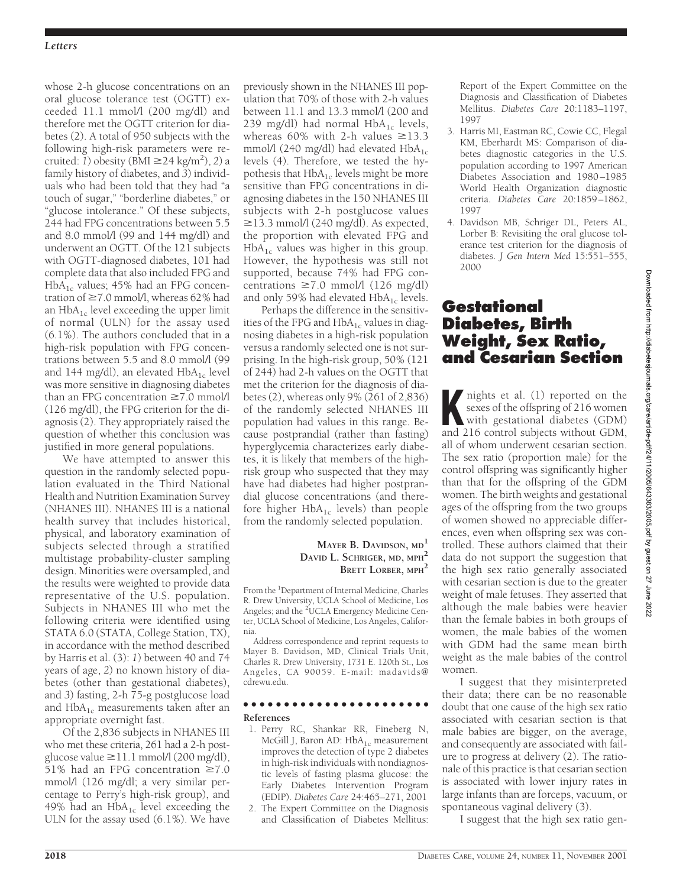whose 2-h glucose concentrations on an oral glucose tolerance test (OGTT) exceeded 11.1 mmol/l (200 mg/dl) and therefore met the OGTT criterion for diabetes (2). A total of 950 subjects with the following high-risk parameters were recruited: *1*) obesity (BMI $\geq$24 kg/m$^2$), *2*) a family history of diabetes, and *3*) individuals who had been told that they had "a touch of sugar," "borderline diabetes," or "glucose intolerance." Of these subjects, 244 had FPG concentrations between 5.5 and 8.0 mmol/l (99 and 144 mg/dl) and underwent an OGTT. Of the 121 subjects with OGTT-diagnosed diabetes, 101 had complete data that also included FPG and $HbA_{1c}$ values; 45% had an FPG concentration of $\geq$7.0 mmol/l, whereas 62% had an $HbA_{1c}$ level exceeding the upper limit of normal (ULN) for the assay used (6.1%). The authors concluded that in a high-risk population with FPG concentrations between 5.5 and 8.0 mmol/l (99 and 144 mg/dl), an elevated $HbA_{1c}$ level was more sensitive in diagnosing diabetes than an FPG concentration $\geq$7.0 mmol/l (126 mg/dl), the FPG criterion for the diagnosis (2). They appropriately raised the question of whether this conclusion was justified in more general populations.

We have attempted to answer this question in the randomly selected population evaluated in the Third National Health and Nutrition Examination Survey (NHANES III). NHANES III is a national health survey that includes historical, physical, and laboratory examination of subjects selected through a stratified multistage probability-cluster sampling design. Minorities were oversampled, and the results were weighted to provide data representative of the U.S. population. Subjects in NHANES III who met the following criteria were identified using STATA 6.0 (STATA, College Station, TX), in accordance with the method described by Harris et al. (3): *1*) between 40 and 74 years of age, *2*) no known history of diabetes (other than gestational diabetes), and *3*) fasting, 2-h 75-g postglucose load and $HbA_{1c}$ measurements taken after an appropriate overnight fast.

Of the 2,836 subjects in NHANES III who met these criteria, 261 had a 2-h postglucose value $\geq$11.1 mmol/l (200 mg/dl), 51% had an FPG concentration $\geq$7.0 mmol/l (126 mg/dl; a very similar percentage to Perry's high-risk group), and 49% had an $HbA_{1c}$ level exceeding the ULN for the assay used (6.1%). We have previously shown in the NHANES III population that 70% of those with 2-h values between 11.1 and 13.3 mmol/l (200 and 239 mg/dl) had normal $HbA_{1c}$ levels, whereas 60% with 2-h values $\geq$13.3 mmol/l (240 mg/dl) had elevated $HbA_{1c}$ levels (4). Therefore, we tested the hypothesis that $HbA_{1c}$ levels might be more sensitive than FPG concentrations in diagnosing diabetes in the 150 NHANES III subjects with 2-h postglucose values $\geq$13.3 mmol/l (240 mg/dl). As expected, the proportion with elevated FPG and $HbA_{1c}$ values was higher in this group. However, the hypothesis was still not supported, because 74% had FPG concentrations $\geq$7.0 mmol/l (126 mg/dl) and only 59% had elevated $HbA_{1c}$ levels.

Perhaps the difference in the sensitivities of the FPG and $HbA_{1c}$ values in diagnosing diabetes in a high-risk population versus a randomly selected one is not surprising. In the high-risk group, 50% (121 of 244) had 2-h values on the OGTT that met the criterion for the diagnosis of diabetes (2), whereas only 9% (261 of 2,836) of the randomly selected NHANES III population had values in this range. Because postprandial (rather than fasting) hyperglycemia characterizes early diabetes, it is likely that members of the high-risk group who suspected that they may have had diabetes had higher postprandial glucose concentrations (and therefore higher $HbA_{1c}$ levels) than people from the randomly selected population.

**Mayer B. Davidson, MD**[1]
**David L. Schriger, MD, MPH**[2]
**Brett Lorber, MPH**[2]

From the [1]Department of Internal Medicine, Charles R. Drew University, UCLA School of Medicine, Los Angeles; and the [2]UCLA Emergency Medicine Center, UCLA School of Medicine, Los Angeles, California.

Address correspondence and reprint requests to Mayer B. Davidson, MD, Clinical Trials Unit, Charles R. Drew University, 1731 E. 120th St., Los Angeles, CA 90059. E-mail: madavids@cdrewu.edu.

**References**

1. Perry RC, Shankar RR, Fineberg N, McGill J, Baron AD: $HbA_{1c}$ measurement improves the detection of type 2 diabetes in high-risk individuals with nondiagnostic levels of fasting plasma glucose: the Early Diabetes Intervention Program (EDIP). *Diabetes Care* 24:465–271, 2001
2. The Expert Committee on the Diagnosis and Classification of Diabetes Mellitus: Report of the Expert Committee on the Diagnosis and Classification of Diabetes Mellitus. *Diabetes Care* 20:1183–1197, 1997
3. Harris MI, Eastman RC, Cowie CC, Flegal KM, Eberhardt MS: Comparison of diabetes diagnostic categories in the U.S. population according to 1997 American Diabetes Association and 1980–1985 World Health Organization diagnostic criteria. *Diabetes Care* 20:1859–1862, 1997
4. Davidson MB, Schriger DL, Peters AL, Lorber B: Revisiting the oral glucose tolerance test criterion for the diagnosis of diabetes. *J Gen Intern Med* 15:551–555, 2000

## Gestational Diabetes, Birth Weight, Sex Ratio, and Cesarian Section

Knights et al. (1) reported on the sexes of the offspring of 216 women with gestational diabetes (GDM) and 216 control subjects without GDM, all of whom underwent cesarian section. The sex ratio (proportion male) for the control offspring was significantly higher than that for the offspring of the GDM women. The birth weights and gestational ages of the offspring from the two groups of women showed no appreciable differences, even when offspring sex was controlled. These authors claimed that their data do not support the suggestion that the high sex ratio generally associated with cesarian section is due to the greater weight of male fetuses. They asserted that although the male babies were heavier than the female babies in both groups of women, the male babies of the women with GDM had the same mean birth weight as the male babies of the control women.

I suggest that they misinterpreted their data; there can be no reasonable doubt that one cause of the high sex ratio associated with cesarian section is that male babies are bigger, on the average, and consequently are associated with failure to progress at delivery (2). The rationale of this practice is that cesarian section is associated with lower injury rates in large infants than are forceps, vacuum, or spontaneous vaginal delivery (3).

I suggest that the high sex ratio gen-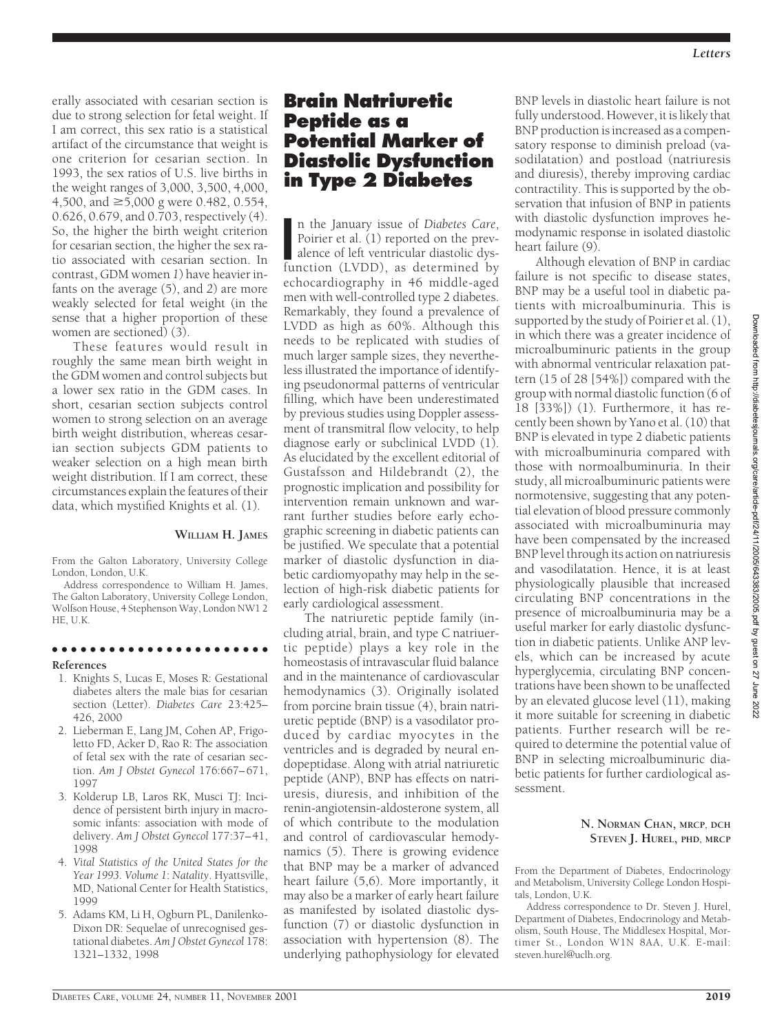erally associated with cesarian section is due to strong selection for fetal weight. If I am correct, this sex ratio is a statistical artifact of the circumstance that weight is one criterion for cesarian section. In 1993, the sex ratios of U.S. live births in the weight ranges of 3,000, 3,500, 4,000, 4,500, and ≥5,000 g were 0.482, 0.554, 0.626, 0.679, and 0.703, respectively (4). So, the higher the birth weight criterion for cesarian section, the higher the sex ratio associated with cesarian section. In contrast, GDM women *1)* have heavier infants on the average (5), and 2) are more weakly selected for fetal weight (in the sense that a higher proportion of these women are sectioned) (3).

These features would result in roughly the same mean birth weight in the GDM women and control subjects but a lower sex ratio in the GDM cases. In short, cesarian section subjects control women to strong selection on an average birth weight distribution, whereas cesarian section subjects GDM patients to weaker selection on a high mean birth weight distribution. If I am correct, these circumstances explain the features of their data, which mystified Knights et al. (1).

**WILLIAM H. JAMES**

From the Galton Laboratory, University College London, London, U.K.

Address correspondence to William H. James, The Galton Laboratory, University College London, Wolfson House, 4 Stephenson Way, London NW1 2 HE, U.K.

**References**

1. Knights S, Lucas E, Moses R: Gestational diabetes alters the male bias for cesarian section (Letter). *Diabetes Care* 23:425–426, 2000
2. Lieberman E, Lang JM, Cohen AP, Frigoletto FD, Acker D, Rao R: The association of fetal sex with the rate of cesarian section. *Am J Obstet Gynecol* 176:667–671, 1997
3. Kolderup LB, Laros RK, Musci TJ: Incidence of persistent birth injury in macrosomic infants: association with mode of delivery. *Am J Obstet Gynecol* 177:37–41, 1998
4. *Vital Statistics of the United States for the Year 1993. Volume 1: Natality*. Hyattsville, MD, National Center for Health Statistics, 1999
5. Adams KM, Li H, Ogburn PL, Danilenko-Dixon DR: Sequelae of unrecognised gestational diabetes. *Am J Obstet Gynecol* 178: 1321–1332, 1998

# Brain Natriuretic Peptide as a Potential Marker of Diastolic Dysfunction in Type 2 Diabetes

In the January issue of *Diabetes Care*, Poirier et al. (1) reported on the prevalence of left ventricular diastolic dysfunction (LVDD), as determined by echocardiography in 46 middle-aged men with well-controlled type 2 diabetes. Remarkably, they found a prevalence of LVDD as high as 60%. Although this needs to be replicated with studies of much larger sample sizes, they nevertheless illustrated the importance of identifying pseudonormal patterns of ventricular filling, which have been underestimated by previous studies using Doppler assessment of transmitral flow velocity, to help diagnose early or subclinical LVDD (1). As elucidated by the excellent editorial of Gustafsson and Hildebrandt (2), the prognostic implication and possibility for intervention remain unknown and warrant further studies before early echographic screening in diabetic patients can be justified. We speculate that a potential marker of diastolic dysfunction in diabetic cardiomyopathy may help in the selection of high-risk diabetic patients for early cardiological assessment.

The natriuretic peptide family (including atrial, brain, and type C natriuretic peptide) plays a key role in the homeostasis of intravascular fluid balance and in the maintenance of cardiovascular hemodynamics (3). Originally isolated from porcine brain tissue (4), brain natriuretic peptide (BNP) is a vasodilator produced by cardiac myocytes in the ventricles and is degraded by neural endopeptidase. Along with atrial natriuretic peptide (ANP), BNP has effects on natriuresis, diuresis, and inhibition of the renin-angiotensin-aldosterone system, all of which contribute to the modulation and control of cardiovascular hemodynamics (5). There is growing evidence that BNP may be a marker of advanced heart failure (5,6). More importantly, it may also be a marker of early heart failure as manifested by isolated diastolic dysfunction (7) or diastolic dysfunction in association with hypertension (8). The underlying pathophysiology for elevated BNP levels in diastolic heart failure is not fully understood. However, it is likely that BNP production is increased as a compensatory response to diminish preload (vasodilatation) and postload (natriuresis and diuresis), thereby improving cardiac contractility. This is supported by the observation that infusion of BNP in patients with diastolic dysfunction improves hemodynamic response in isolated diastolic heart failure (9).

Although elevation of BNP in cardiac failure is not specific to disease states, BNP may be a useful tool in diabetic patients with microalbuminuria. This is supported by the study of Poirier et al. (1), in which there was a greater incidence of microalbuminuric patients in the group with abnormal ventricular relaxation pattern (15 of 28 [54%]) compared with the group with normal diastolic function (6 of 18 [33%]) (1). Furthermore, it has recently been shown by Yano et al. (10) that BNP is elevated in type 2 diabetic patients with microalbuminuria compared with those with normoalbuminuria. In their study, all microalbuminuric patients were normotensive, suggesting that any potential elevation of blood pressure commonly associated with microalbuminuria may have been compensated by the increased BNP level through its action on natriuresis and vasodilatation. Hence, it is at least physiologically plausible that increased circulating BNP concentrations in the presence of microalbuminuria may be a useful marker for early diastolic dysfunction in diabetic patients. Unlike ANP levels, which can be increased by acute hyperglycemia, circulating BNP concentrations have been shown to be unaffected by an elevated glucose level (11), making it more suitable for screening in diabetic patients. Further research will be required to determine the potential value of BNP in selecting microalbuminuric diabetic patients for further cardiological assessment.

**N. NORMAN CHAN, MRCP, DCH**
**STEVEN J. HUREL, PHD, MRCP**

From the Department of Diabetes, Endocrinology and Metabolism, University College London Hospitals, London, U.K.

Address correspondence to Dr. Steven J. Hurel, Department of Diabetes, Endocrinology and Metabolism, South House, The Middlesex Hospital, Mortimer St., London W1N 8AA, U.K. E-mail: steven.hurel@uclh.org.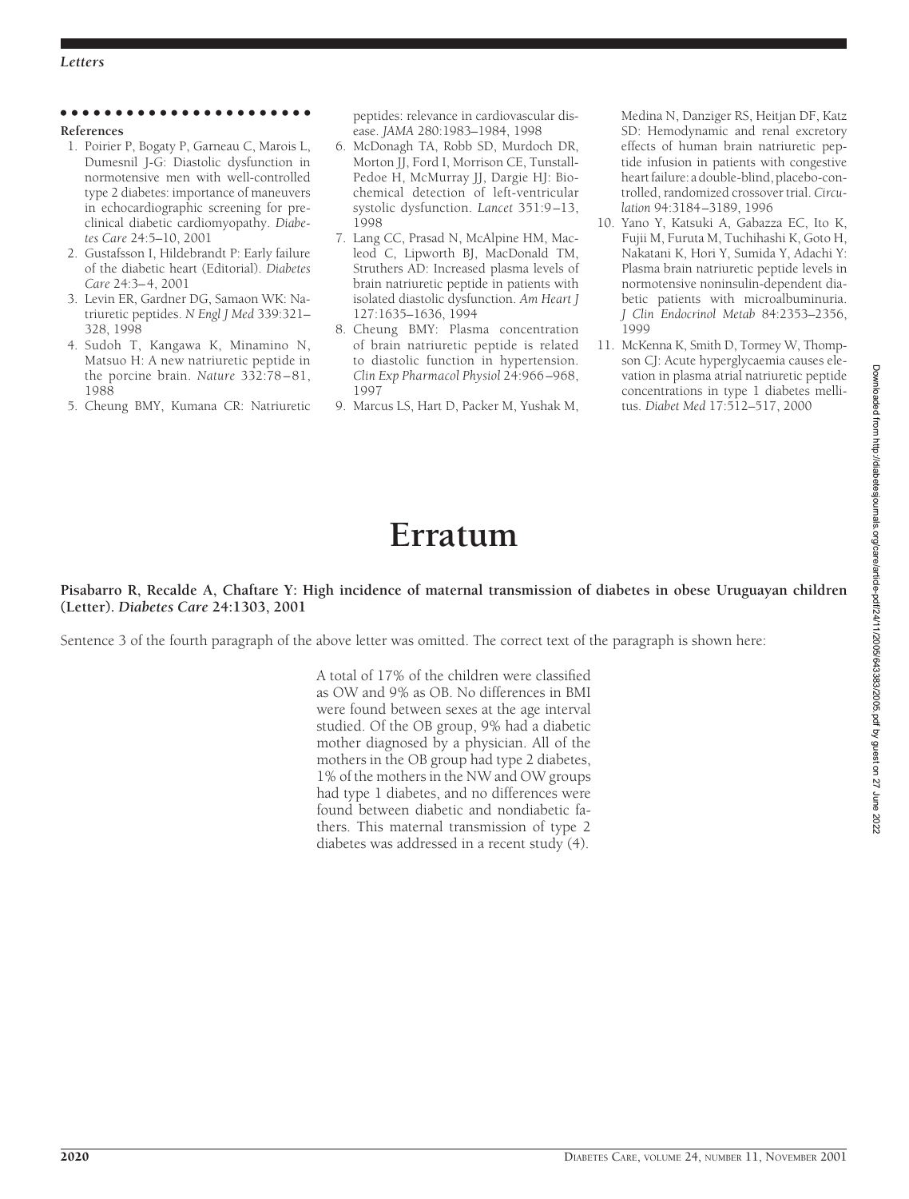**References**

1. Poirier P, Bogaty P, Garneau C, Marois L, Dumesnil J-G: Diastolic dysfunction in normotensive men with well-controlled type 2 diabetes: importance of maneuvers in echocardiographic screening for preclinical diabetic cardiomyopathy. *Diabetes Care* 24:5–10, 2001
2. Gustafsson I, Hildebrandt P: Early failure of the diabetic heart (Editorial). *Diabetes Care* 24:3–4, 2001
3. Levin ER, Gardner DG, Samaon WK: Natriuretic peptides. *N Engl J Med* 339:321–328, 1998
4. Sudoh T, Kangawa K, Minamino N, Matsuo H: A new natriuretic peptide in the porcine brain. *Nature* 332:78–81, 1988
5. Cheung BMY, Kumana CR: Natriuretic peptides: relevance in cardiovascular disease. *JAMA* 280:1983–1984, 1998
6. McDonagh TA, Robb SD, Murdoch DR, Morton JJ, Ford I, Morrison CE, Tunstall-Pedoe H, McMurray JJ, Dargie HJ: Biochemical detection of left-ventricular systolic dysfunction. *Lancet* 351:9–13, 1998
7. Lang CC, Prasad N, McAlpine HM, Macleod C, Lipworth BJ, MacDonald TM, Struthers AD: Increased plasma levels of brain natriuretic peptide in patients with isolated diastolic dysfunction. *Am Heart J* 127:1635–1636, 1994
8. Cheung BMY: Plasma concentration of brain natriuretic peptide is related to diastolic function in hypertension. *Clin Exp Pharmacol Physiol* 24:966–968, 1997
9. Marcus LS, Hart D, Packer M, Yushak M, Medina N, Danziger RS, Heitjan DF, Katz SD: Hemodynamic and renal excretory effects of human brain natriuretic peptide infusion in patients with congestive heart failure: a double-blind, placebo-controlled, randomized crossover trial. *Circulation* 94:3184–3189, 1996
10. Yano Y, Katsuki A, Gabazza EC, Ito K, Fujii M, Furuta M, Tuchihashi K, Goto H, Nakatani K, Hori Y, Sumida Y, Adachi Y: Plasma brain natriuretic peptide levels in normotensive noninsulin-dependent diabetic patients with microalbuminuria. *J Clin Endocrinol Metab* 84:2353–2356, 1999
11. McKenna K, Smith D, Tormey W, Thompson CJ: Acute hyperglycaemia causes elevation in plasma atrial natriuretic peptide concentrations in type 1 diabetes mellitus. *Diabet Med* 17:512–517, 2000

# Erratum

**Pisabarro R, Recalde A, Chaftare Y: High incidence of maternal transmission of diabetes in obese Uruguayan children (Letter).** ***Diabetes Care*** **24:1303, 2001**

Sentence 3 of the fourth paragraph of the above letter was omitted. The correct text of the paragraph is shown here:

A total of 17% of the children were classified as OW and 9% as OB. No differences in BMI were found between sexes at the age interval studied. Of the OB group, 9% had a diabetic mother diagnosed by a physician. All of the mothers in the OB group had type 2 diabetes, 1% of the mothers in the NW and OW groups had type 1 diabetes, and no differences were found between diabetic and nondiabetic fathers. This maternal transmission of type 2 diabetes was addressed in a recent study (4).